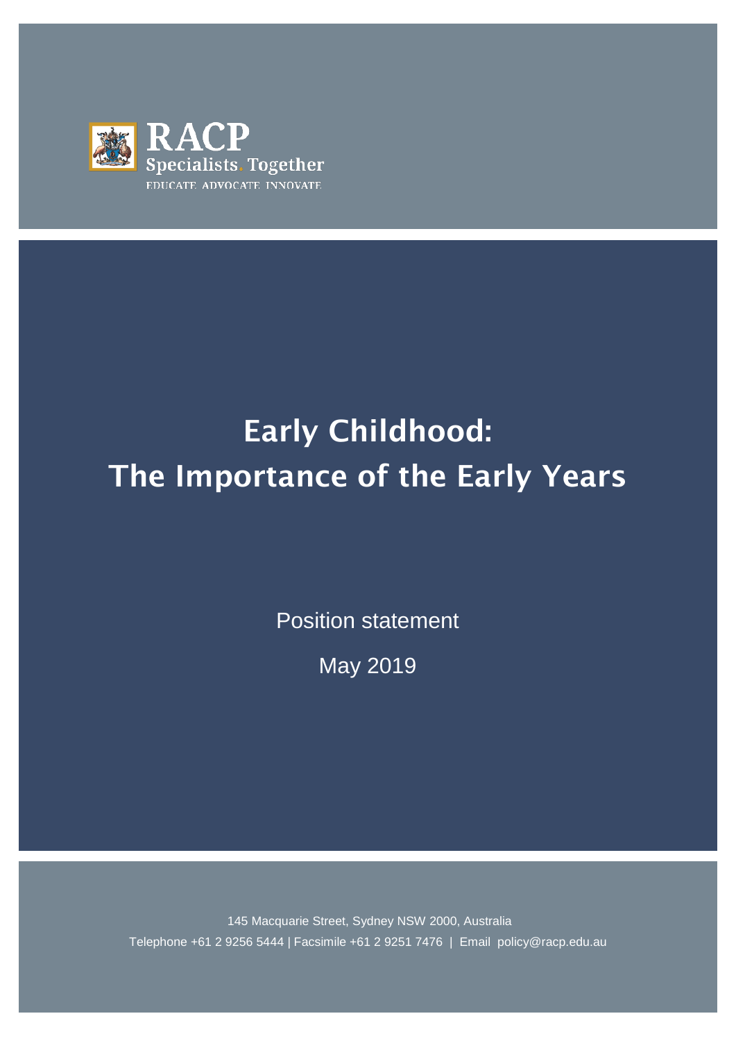RACP
Specialists. Together
EDUCATE ADVOCATE INNOVATE

# Early Childhood: The Importance of the Early Years

Position statement

May 2019

145 Macquarie Street, Sydney NSW 2000, Australia
Telephone +61 2 9256 5444 | Facsimile +61 2 9251 7476 | Email policy@racp.edu.au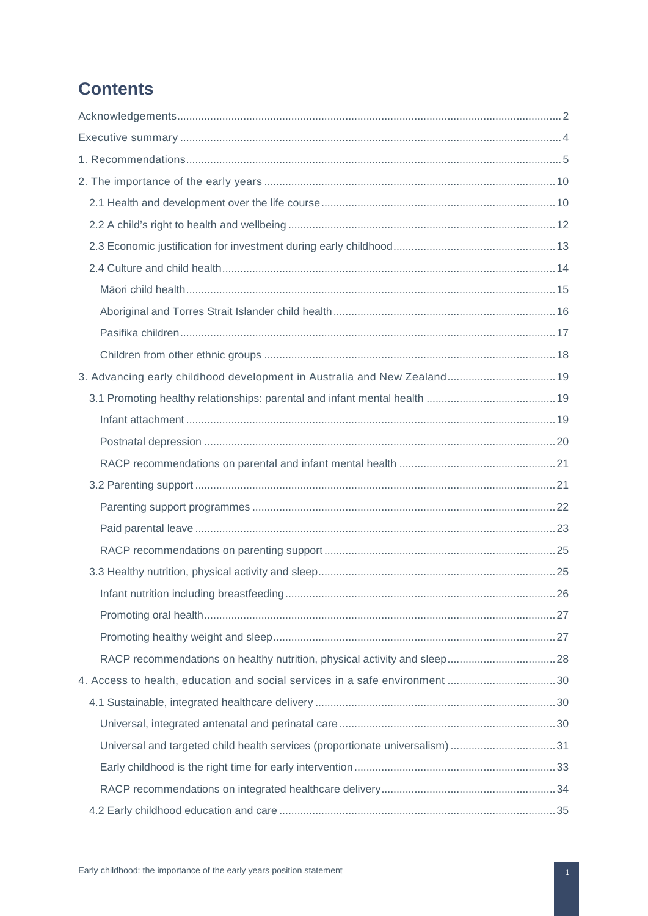# Contents

Acknowledgements 2

Executive summary 4

1. Recommendations 5

2. The importance of the early years 10

- 2.1 Health and development over the life course 10
- 2.2 A child's right to health and wellbeing 12
- 2.3 Economic justification for investment during early childhood 13
- 2.4 Culture and child health 14
  - Māori child health 15
  - Aboriginal and Torres Strait Islander child health 16
  - Pasifika children 17
  - Children from other ethnic groups 18

3. Advancing early childhood development in Australia and New Zealand 19

- 3.1 Promoting healthy relationships: parental and infant mental health 19
  - Infant attachment 19
  - Postnatal depression 20
  - RACP recommendations on parental and infant mental health 21
- 3.2 Parenting support 21
  - Parenting support programmes 22
  - Paid parental leave 23
  - RACP recommendations on parenting support 25
- 3.3 Healthy nutrition, physical activity and sleep 25
  - Infant nutrition including breastfeeding 26
  - Promoting oral health 27
  - Promoting healthy weight and sleep 27
  - RACP recommendations on healthy nutrition, physical activity and sleep 28

4. Access to health, education and social services in a safe environment 30

- 4.1 Sustainable, integrated healthcare delivery 30
  - Universal, integrated antenatal and perinatal care 30
  - Universal and targeted child health services (proportionate universalism) 31
  - Early childhood is the right time for early intervention 33
  - RACP recommendations on integrated healthcare delivery 34
- 4.2 Early childhood education and care 35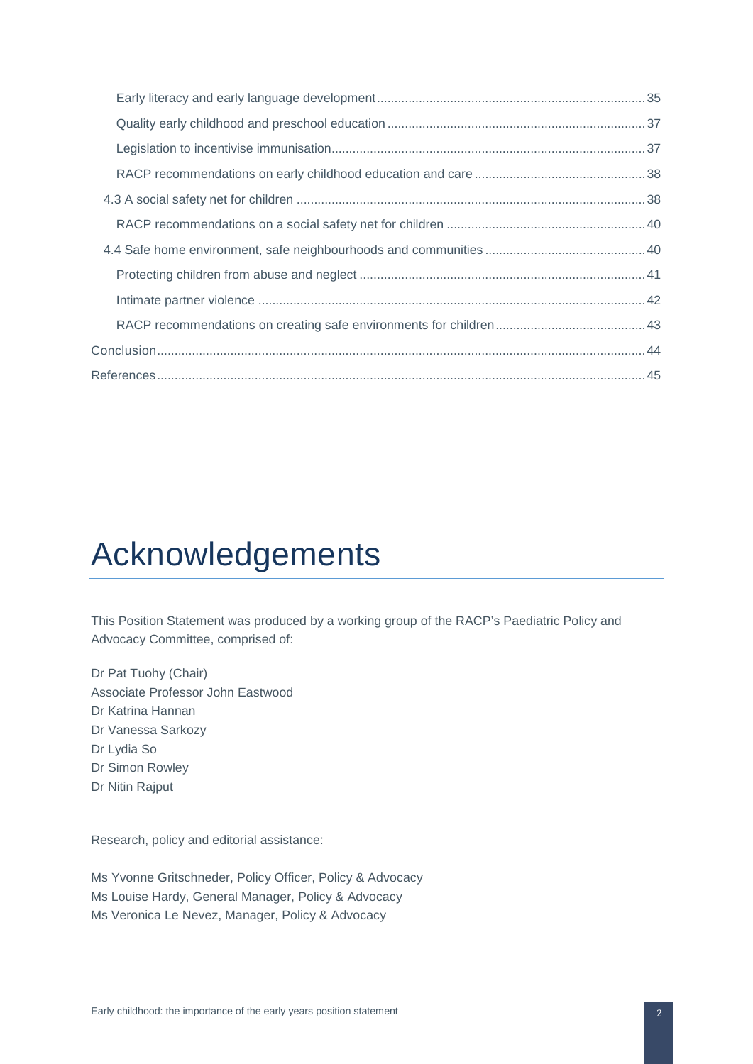- Early literacy and early language development ... 35
- Quality early childhood and preschool education ... 37
- Legislation to incentivise immunisation ... 37
- RACP recommendations on early childhood education and care ... 38

4.3 A social safety net for children ... 38

- RACP recommendations on a social safety net for children ... 40

4.4 Safe home environment, safe neighbourhoods and communities ... 40

- Protecting children from abuse and neglect ... 41
- Intimate partner violence ... 42
- RACP recommendations on creating safe environments for children ... 43

Conclusion ... 44

References ... 45

# Acknowledgements

This Position Statement was produced by a working group of the RACP's Paediatric Policy and Advocacy Committee, comprised of:

Dr Pat Tuohy (Chair)
Associate Professor John Eastwood
Dr Katrina Hannan
Dr Vanessa Sarkozy
Dr Lydia So
Dr Simon Rowley
Dr Nitin Rajput

Research, policy and editorial assistance:

Ms Yvonne Gritschneder, Policy Officer, Policy & Advocacy
Ms Louise Hardy, General Manager, Policy & Advocacy
Ms Veronica Le Nevez, Manager, Policy & Advocacy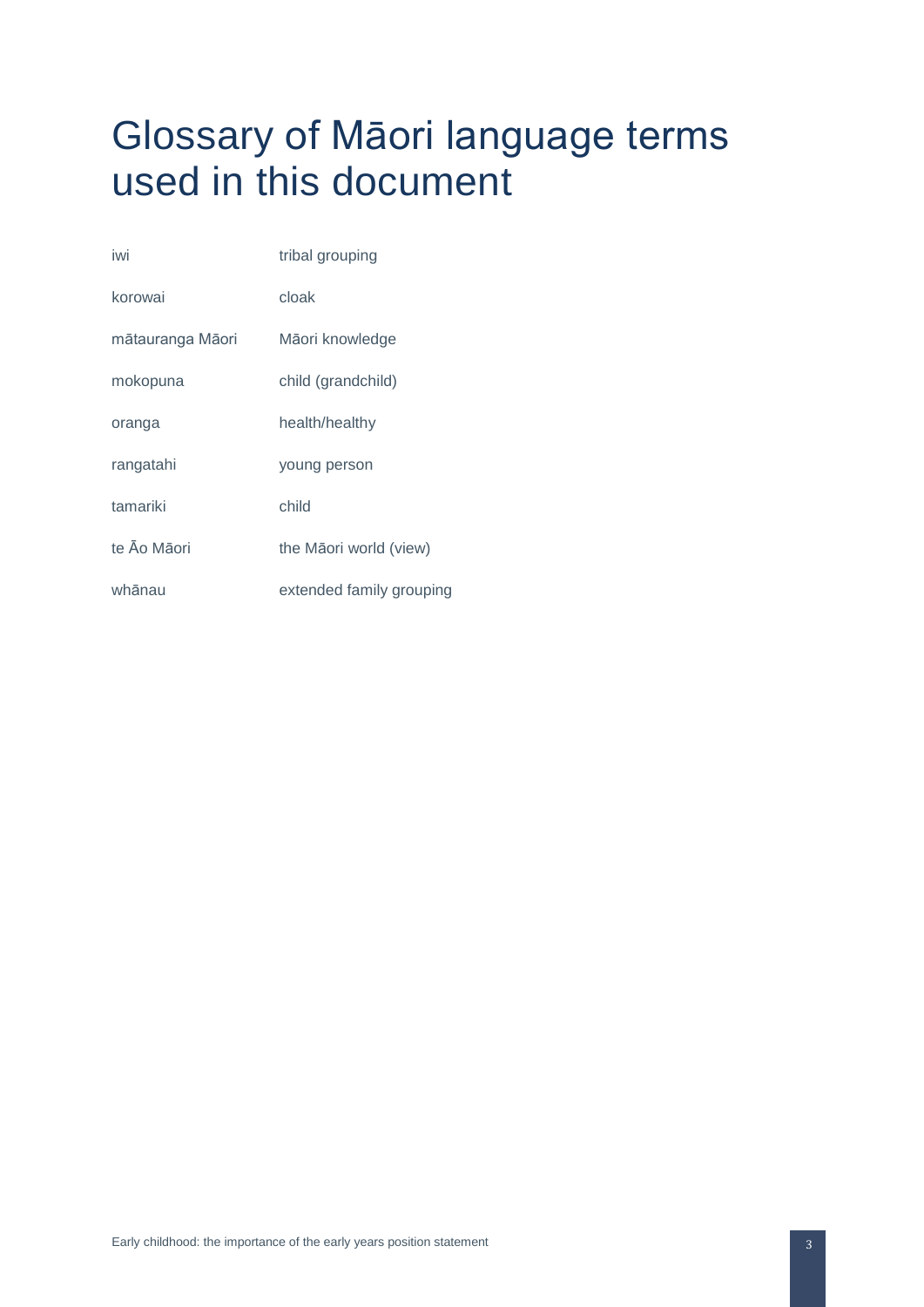# Glossary of Māori language terms used in this document

| | |
|---|---|
| iwi | tribal grouping |
| korowai | cloak |
| mātauranga Māori | Māori knowledge |
| mokopuna | child (grandchild) |
| oranga | health/healthy |
| rangatahi | young person |
| tamariki | child |
| te Āo Māori | the Māori world (view) |
| whānau | extended family grouping |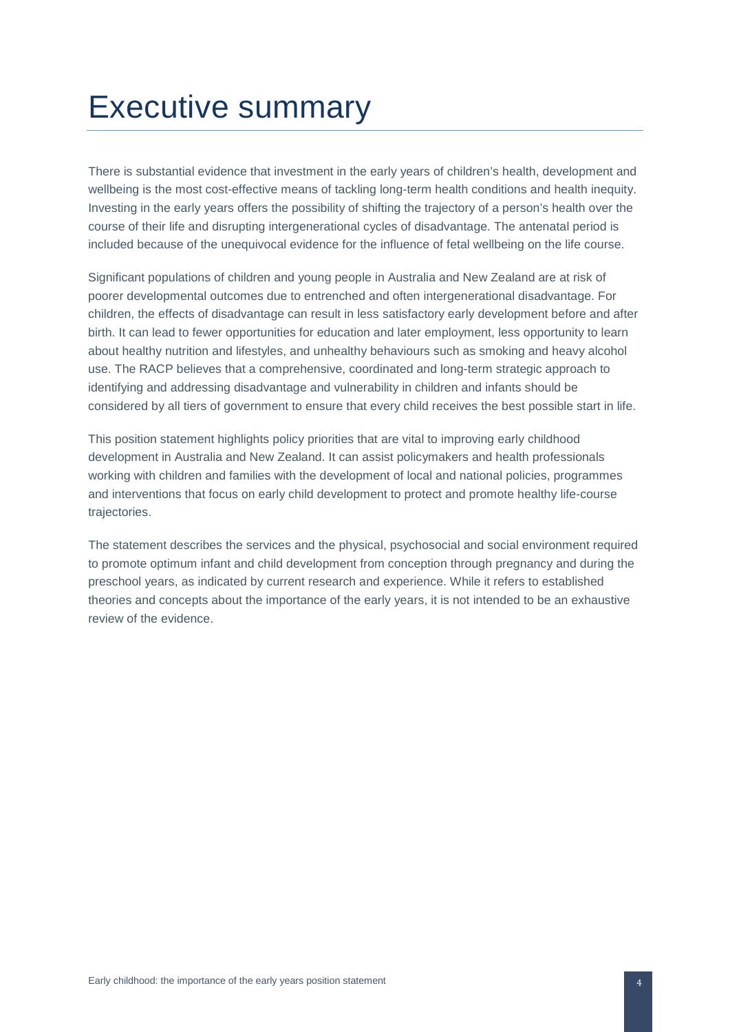# Executive summary

There is substantial evidence that investment in the early years of children's health, development and wellbeing is the most cost-effective means of tackling long-term health conditions and health inequity. Investing in the early years offers the possibility of shifting the trajectory of a person's health over the course of their life and disrupting intergenerational cycles of disadvantage. The antenatal period is included because of the unequivocal evidence for the influence of fetal wellbeing on the life course.

Significant populations of children and young people in Australia and New Zealand are at risk of poorer developmental outcomes due to entrenched and often intergenerational disadvantage. For children, the effects of disadvantage can result in less satisfactory early development before and after birth. It can lead to fewer opportunities for education and later employment, less opportunity to learn about healthy nutrition and lifestyles, and unhealthy behaviours such as smoking and heavy alcohol use. The RACP believes that a comprehensive, coordinated and long-term strategic approach to identifying and addressing disadvantage and vulnerability in children and infants should be considered by all tiers of government to ensure that every child receives the best possible start in life.

This position statement highlights policy priorities that are vital to improving early childhood development in Australia and New Zealand. It can assist policymakers and health professionals working with children and families with the development of local and national policies, programmes and interventions that focus on early child development to protect and promote healthy life-course trajectories.

The statement describes the services and the physical, psychosocial and social environment required to promote optimum infant and child development from conception through pregnancy and during the preschool years, as indicated by current research and experience. While it refers to established theories and concepts about the importance of the early years, it is not intended to be an exhaustive review of the evidence.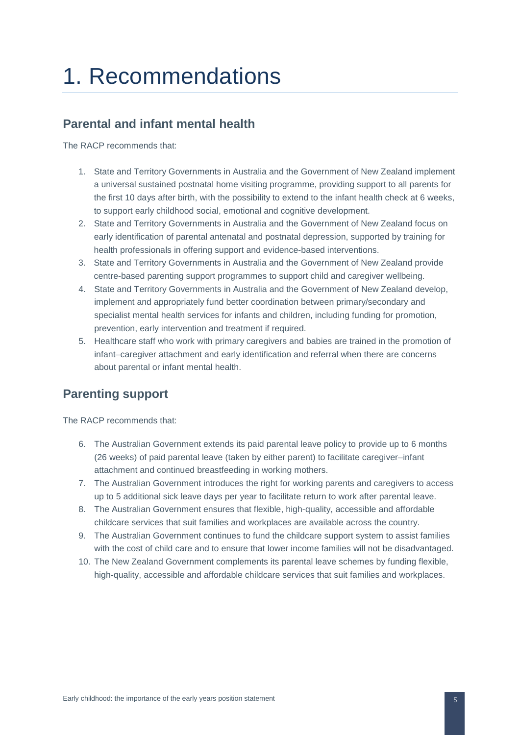# 1. Recommendations

## Parental and infant mental health

The RACP recommends that:

1. State and Territory Governments in Australia and the Government of New Zealand implement a universal sustained postnatal home visiting programme, providing support to all parents for the first 10 days after birth, with the possibility to extend to the infant health check at 6 weeks, to support early childhood social, emotional and cognitive development.
2. State and Territory Governments in Australia and the Government of New Zealand focus on early identification of parental antenatal and postnatal depression, supported by training for health professionals in offering support and evidence-based interventions.
3. State and Territory Governments in Australia and the Government of New Zealand provide centre-based parenting support programmes to support child and caregiver wellbeing.
4. State and Territory Governments in Australia and the Government of New Zealand develop, implement and appropriately fund better coordination between primary/secondary and specialist mental health services for infants and children, including funding for promotion, prevention, early intervention and treatment if required.
5. Healthcare staff who work with primary caregivers and babies are trained in the promotion of infant–caregiver attachment and early identification and referral when there are concerns about parental or infant mental health.

## Parenting support

The RACP recommends that:

6. The Australian Government extends its paid parental leave policy to provide up to 6 months (26 weeks) of paid parental leave (taken by either parent) to facilitate caregiver–infant attachment and continued breastfeeding in working mothers.
7. The Australian Government introduces the right for working parents and caregivers to access up to 5 additional sick leave days per year to facilitate return to work after parental leave.
8. The Australian Government ensures that flexible, high-quality, accessible and affordable childcare services that suit families and workplaces are available across the country.
9. The Australian Government continues to fund the childcare support system to assist families with the cost of child care and to ensure that lower income families will not be disadvantaged.
10. The New Zealand Government complements its parental leave schemes by funding flexible, high-quality, accessible and affordable childcare services that suit families and workplaces.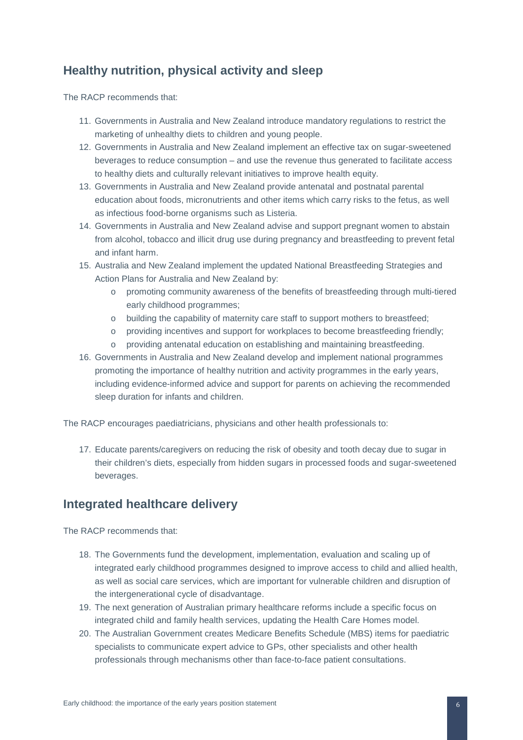## Healthy nutrition, physical activity and sleep

The RACP recommends that:

11. Governments in Australia and New Zealand introduce mandatory regulations to restrict the marketing of unhealthy diets to children and young people.
12. Governments in Australia and New Zealand implement an effective tax on sugar-sweetened beverages to reduce consumption – and use the revenue thus generated to facilitate access to healthy diets and culturally relevant initiatives to improve health equity.
13. Governments in Australia and New Zealand provide antenatal and postnatal parental education about foods, micronutrients and other items which carry risks to the fetus, as well as infectious food-borne organisms such as Listeria.
14. Governments in Australia and New Zealand advise and support pregnant women to abstain from alcohol, tobacco and illicit drug use during pregnancy and breastfeeding to prevent fetal and infant harm.
15. Australia and New Zealand implement the updated National Breastfeeding Strategies and Action Plans for Australia and New Zealand by:
    - promoting community awareness of the benefits of breastfeeding through multi-tiered early childhood programmes;
    - building the capability of maternity care staff to support mothers to breastfeed;
    - providing incentives and support for workplaces to become breastfeeding friendly;
    - providing antenatal education on establishing and maintaining breastfeeding.
16. Governments in Australia and New Zealand develop and implement national programmes promoting the importance of healthy nutrition and activity programmes in the early years, including evidence-informed advice and support for parents on achieving the recommended sleep duration for infants and children.

The RACP encourages paediatricians, physicians and other health professionals to:

17. Educate parents/caregivers on reducing the risk of obesity and tooth decay due to sugar in their children's diets, especially from hidden sugars in processed foods and sugar-sweetened beverages.

## Integrated healthcare delivery

The RACP recommends that:

18. The Governments fund the development, implementation, evaluation and scaling up of integrated early childhood programmes designed to improve access to child and allied health, as well as social care services, which are important for vulnerable children and disruption of the intergenerational cycle of disadvantage.
19. The next generation of Australian primary healthcare reforms include a specific focus on integrated child and family health services, updating the Health Care Homes model.
20. The Australian Government creates Medicare Benefits Schedule (MBS) items for paediatric specialists to communicate expert advice to GPs, other specialists and other health professionals through mechanisms other than face-to-face patient consultations.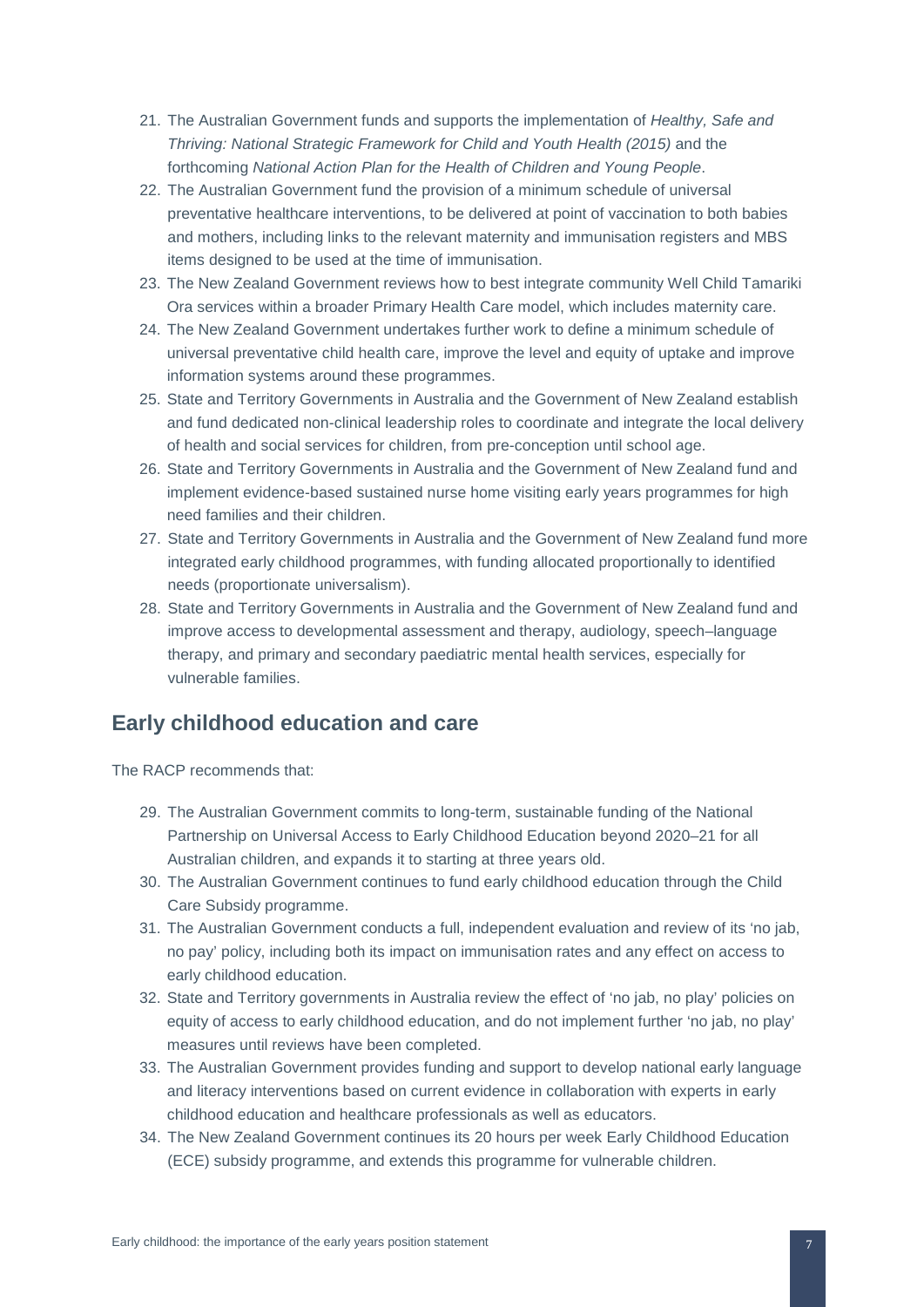21. The Australian Government funds and supports the implementation of *Healthy, Safe and Thriving: National Strategic Framework for Child and Youth Health (2015)* and the forthcoming *National Action Plan for the Health of Children and Young People*.
22. The Australian Government fund the provision of a minimum schedule of universal preventative healthcare interventions, to be delivered at point of vaccination to both babies and mothers, including links to the relevant maternity and immunisation registers and MBS items designed to be used at the time of immunisation.
23. The New Zealand Government reviews how to best integrate community Well Child Tamariki Ora services within a broader Primary Health Care model, which includes maternity care.
24. The New Zealand Government undertakes further work to define a minimum schedule of universal preventative child health care, improve the level and equity of uptake and improve information systems around these programmes.
25. State and Territory Governments in Australia and the Government of New Zealand establish and fund dedicated non-clinical leadership roles to coordinate and integrate the local delivery of health and social services for children, from pre-conception until school age.
26. State and Territory Governments in Australia and the Government of New Zealand fund and implement evidence-based sustained nurse home visiting early years programmes for high need families and their children.
27. State and Territory Governments in Australia and the Government of New Zealand fund more integrated early childhood programmes, with funding allocated proportionally to identified needs (proportionate universalism).
28. State and Territory Governments in Australia and the Government of New Zealand fund and improve access to developmental assessment and therapy, audiology, speech–language therapy, and primary and secondary paediatric mental health services, especially for vulnerable families.

## Early childhood education and care

The RACP recommends that:

29. The Australian Government commits to long-term, sustainable funding of the National Partnership on Universal Access to Early Childhood Education beyond 2020–21 for all Australian children, and expands it to starting at three years old.
30. The Australian Government continues to fund early childhood education through the Child Care Subsidy programme.
31. The Australian Government conducts a full, independent evaluation and review of its 'no jab, no pay' policy, including both its impact on immunisation rates and any effect on access to early childhood education.
32. State and Territory governments in Australia review the effect of 'no jab, no play' policies on equity of access to early childhood education, and do not implement further 'no jab, no play' measures until reviews have been completed.
33. The Australian Government provides funding and support to develop national early language and literacy interventions based on current evidence in collaboration with experts in early childhood education and healthcare professionals as well as educators.
34. The New Zealand Government continues its 20 hours per week Early Childhood Education (ECE) subsidy programme, and extends this programme for vulnerable children.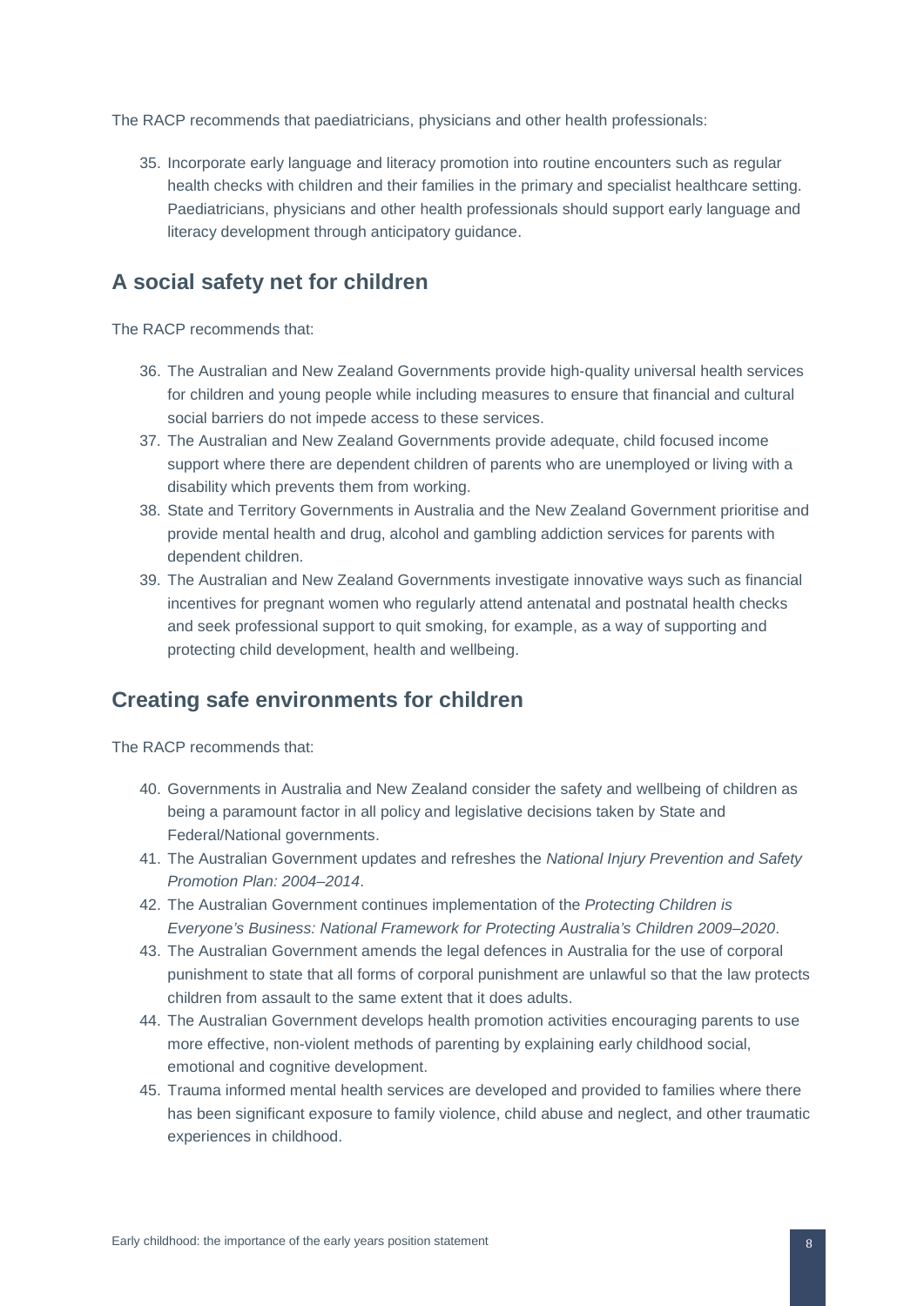The RACP recommends that paediatricians, physicians and other health professionals:

35. Incorporate early language and literacy promotion into routine encounters such as regular health checks with children and their families in the primary and specialist healthcare setting. Paediatricians, physicians and other health professionals should support early language and literacy development through anticipatory guidance.

## A social safety net for children

The RACP recommends that:

36. The Australian and New Zealand Governments provide high-quality universal health services for children and young people while including measures to ensure that financial and cultural social barriers do not impede access to these services.
37. The Australian and New Zealand Governments provide adequate, child focused income support where there are dependent children of parents who are unemployed or living with a disability which prevents them from working.
38. State and Territory Governments in Australia and the New Zealand Government prioritise and provide mental health and drug, alcohol and gambling addiction services for parents with dependent children.
39. The Australian and New Zealand Governments investigate innovative ways such as financial incentives for pregnant women who regularly attend antenatal and postnatal health checks and seek professional support to quit smoking, for example, as a way of supporting and protecting child development, health and wellbeing.

## Creating safe environments for children

The RACP recommends that:

40. Governments in Australia and New Zealand consider the safety and wellbeing of children as being a paramount factor in all policy and legislative decisions taken by State and Federal/National governments.
41. The Australian Government updates and refreshes the *National Injury Prevention and Safety Promotion Plan: 2004–2014*.
42. The Australian Government continues implementation of the *Protecting Children is Everyone's Business: National Framework for Protecting Australia's Children 2009–2020*.
43. The Australian Government amends the legal defences in Australia for the use of corporal punishment to state that all forms of corporal punishment are unlawful so that the law protects children from assault to the same extent that it does adults.
44. The Australian Government develops health promotion activities encouraging parents to use more effective, non-violent methods of parenting by explaining early childhood social, emotional and cognitive development.
45. Trauma informed mental health services are developed and provided to families where there has been significant exposure to family violence, child abuse and neglect, and other traumatic experiences in childhood.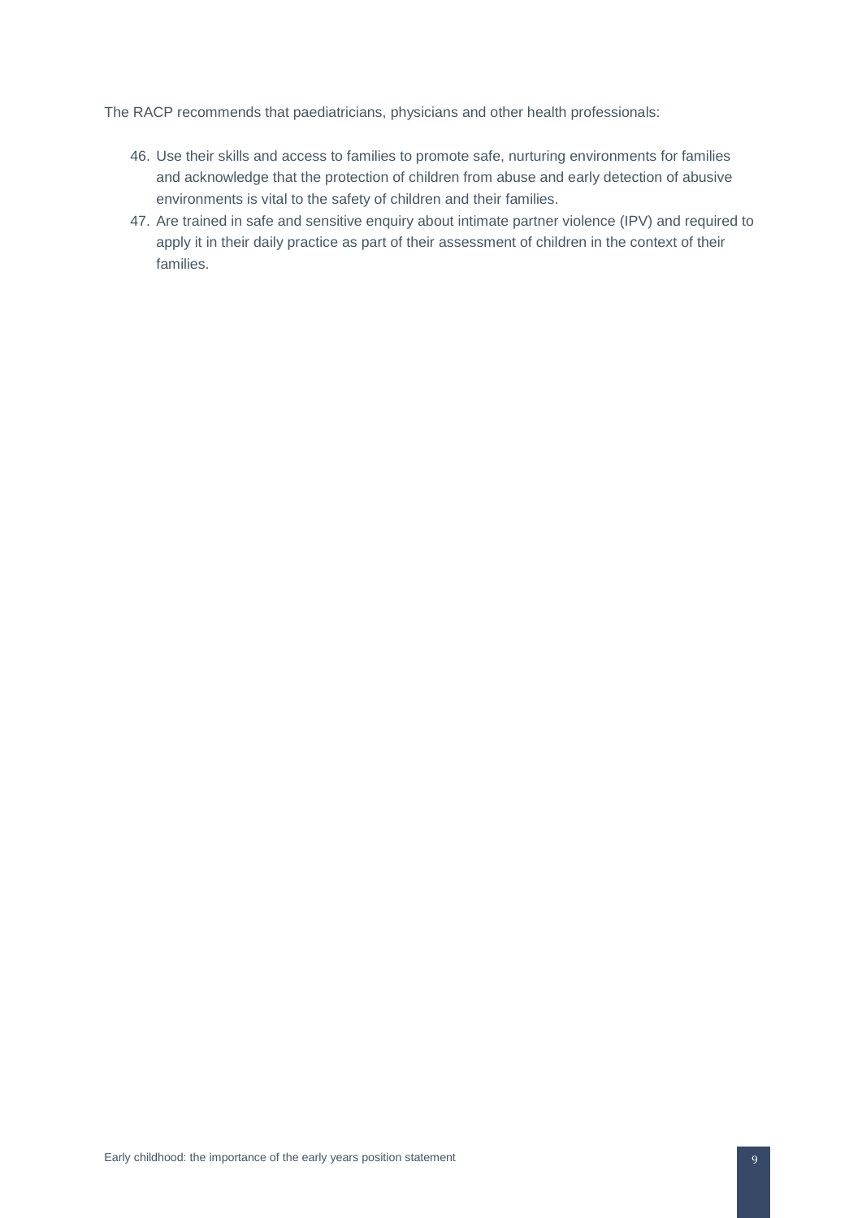The RACP recommends that paediatricians, physicians and other health professionals:

46. Use their skills and access to families to promote safe, nurturing environments for families and acknowledge that the protection of children from abuse and early detection of abusive environments is vital to the safety of children and their families.
47. Are trained in safe and sensitive enquiry about intimate partner violence (IPV) and required to apply it in their daily practice as part of their assessment of children in the context of their families.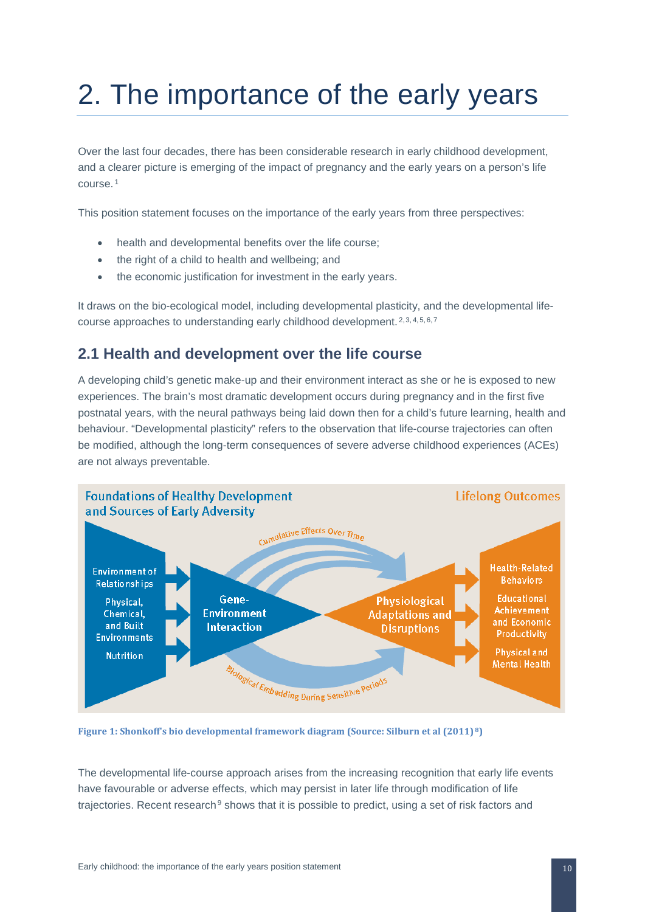# 2. The importance of the early years

Over the last four decades, there has been considerable research in early childhood development, and a clearer picture is emerging of the impact of pregnancy and the early years on a person's life course.[1]

This position statement focuses on the importance of the early years from three perspectives:

- health and developmental benefits over the life course;
- the right of a child to health and wellbeing; and
- the economic justification for investment in the early years.

It draws on the bio-ecological model, including developmental plasticity, and the developmental life-course approaches to understanding early childhood development.[2,3,4,5,6,7]

## 2.1 Health and development over the life course

A developing child's genetic make-up and their environment interact as she or he is exposed to new experiences. The brain's most dramatic development occurs during pregnancy and in the first five postnatal years, with the neural pathways being laid down then for a child's future learning, health and behaviour. "Developmental plasticity" refers to the observation that life-course trajectories can often be modified, although the long-term consequences of severe adverse childhood experiences (ACEs) are not always preventable.

Foundations of Healthy Development and Sources of Early Adversity

Lifelong Outcomes

Environment of Relationships

Physical, Chemical, and Built Environments

Nutrition

Gene-Environment Interaction

Cumulative Effects Over Time

Biological Embedding During Sensitive Periods

Physiological Adaptations and Disruptions

Health-Related Behaviors

Educational Achievement and Economic Productivity

Physical and Mental Health

**Figure 1: Shonkoff's bio developmental framework diagram (Source: Silburn et al (2011)[8])**

The developmental life-course approach arises from the increasing recognition that early life events have favourable or adverse effects, which may persist in later life through modification of life trajectories. Recent research[9] shows that it is possible to predict, using a set of risk factors and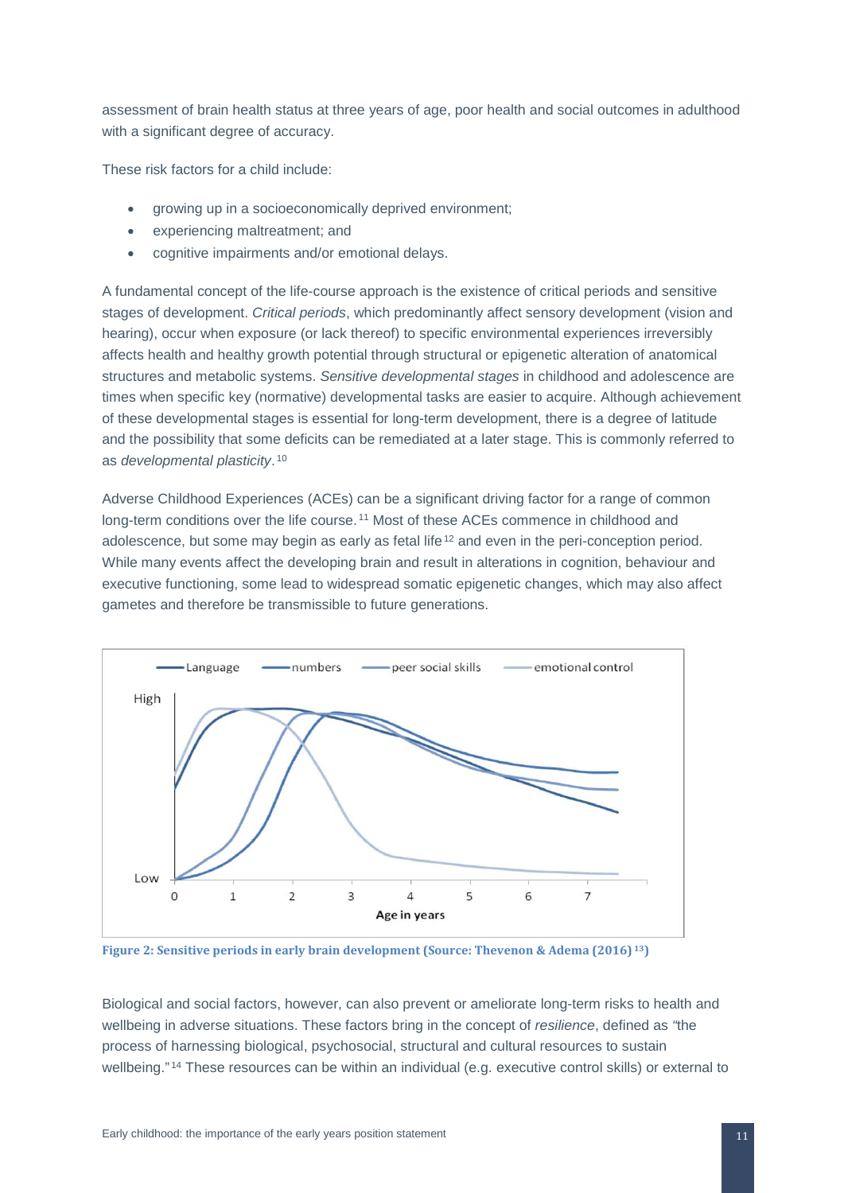assessment of brain health status at three years of age, poor health and social outcomes in adulthood with a significant degree of accuracy.

These risk factors for a child include:

- growing up in a socioeconomically deprived environment;
- experiencing maltreatment; and
- cognitive impairments and/or emotional delays.

A fundamental concept of the life-course approach is the existence of critical periods and sensitive stages of development. *Critical periods*, which predominantly affect sensory development (vision and hearing), occur when exposure (or lack thereof) to specific environmental experiences irreversibly affects health and healthy growth potential through structural or epigenetic alteration of anatomical structures and metabolic systems. *Sensitive developmental stages* in childhood and adolescence are times when specific key (normative) developmental tasks are easier to acquire. Although achievement of these developmental stages is essential for long-term development, there is a degree of latitude and the possibility that some deficits can be remediated at a later stage. This is commonly referred to as *developmental plasticity*.[10]

Adverse Childhood Experiences (ACEs) can be a significant driving factor for a range of common long-term conditions over the life course.[11] Most of these ACEs commence in childhood and adolescence, but some may begin as early as fetal life[12] and even in the peri-conception period. While many events affect the developing brain and result in alterations in cognition, behaviour and executive functioning, some lead to widespread somatic epigenetic changes, which may also affect gametes and therefore be transmissible to future generations.

**Figure 2: Sensitive periods in early brain development (Source: Thevenon & Adema (2016)[13])**

Biological and social factors, however, can also prevent or ameliorate long-term risks to health and wellbeing in adverse situations. These factors bring in the concept of *resilience*, defined as "the process of harnessing biological, psychosocial, structural and cultural resources to sustain wellbeing."[14] These resources can be within an individual (e.g. executive control skills) or external to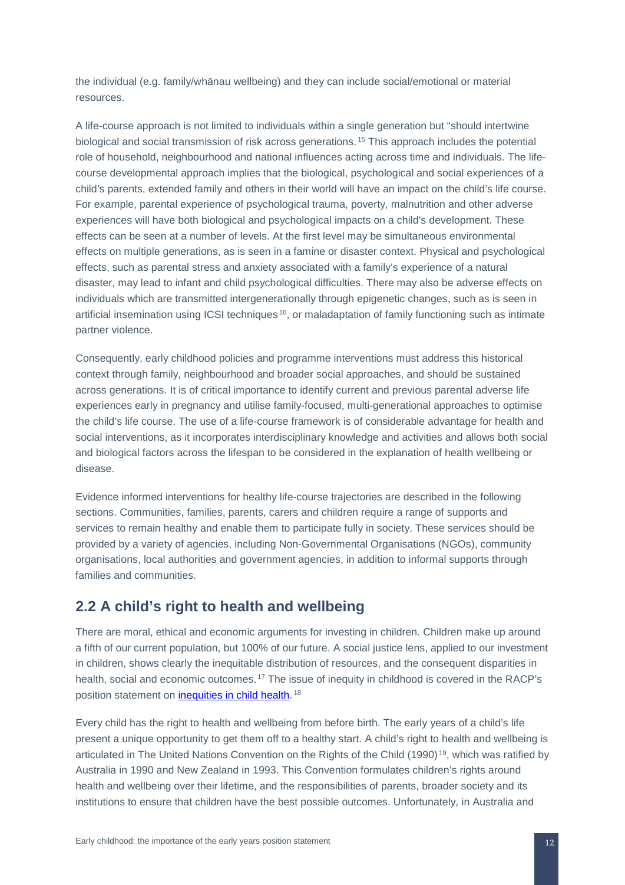the individual (e.g. family/whānau wellbeing) and they can include social/emotional or material resources.

A life-course approach is not limited to individuals within a single generation but "should intertwine biological and social transmission of risk across generations.[15] This approach includes the potential role of household, neighbourhood and national influences acting across time and individuals. The life-course developmental approach implies that the biological, psychological and social experiences of a child's parents, extended family and others in their world will have an impact on the child's life course. For example, parental experience of psychological trauma, poverty, malnutrition and other adverse experiences will have both biological and psychological impacts on a child's development. These effects can be seen at a number of levels. At the first level may be simultaneous environmental effects on multiple generations, as is seen in a famine or disaster context. Physical and psychological effects, such as parental stress and anxiety associated with a family's experience of a natural disaster, may lead to infant and child psychological difficulties. There may also be adverse effects on individuals which are transmitted intergenerationally through epigenetic changes, such as is seen in artificial insemination using ICSI techniques[16], or maladaptation of family functioning such as intimate partner violence.

Consequently, early childhood policies and programme interventions must address this historical context through family, neighbourhood and broader social approaches, and should be sustained across generations. It is of critical importance to identify current and previous parental adverse life experiences early in pregnancy and utilise family-focused, multi-generational approaches to optimise the child's life course. The use of a life-course framework is of considerable advantage for health and social interventions, as it incorporates interdisciplinary knowledge and activities and allows both social and biological factors across the lifespan to be considered in the explanation of health wellbeing or disease.

Evidence informed interventions for healthy life-course trajectories are described in the following sections. Communities, families, parents, carers and children require a range of supports and services to remain healthy and enable them to participate fully in society. These services should be provided by a variety of agencies, including Non-Governmental Organisations (NGOs), community organisations, local authorities and government agencies, in addition to informal supports through families and communities.

## 2.2 A child's right to health and wellbeing

There are moral, ethical and economic arguments for investing in children. Children make up around a fifth of our current population, but 100% of our future. A social justice lens, applied to our investment in children, shows clearly the inequitable distribution of resources, and the consequent disparities in health, social and economic outcomes.[17] The issue of inequity in childhood is covered in the RACP's position statement on inequities in child health.[18]

Every child has the right to health and wellbeing from before birth. The early years of a child's life present a unique opportunity to get them off to a healthy start. A child's right to health and wellbeing is articulated in The United Nations Convention on the Rights of the Child (1990)[19], which was ratified by Australia in 1990 and New Zealand in 1993. This Convention formulates children's rights around health and wellbeing over their lifetime, and the responsibilities of parents, broader society and its institutions to ensure that children have the best possible outcomes. Unfortunately, in Australia and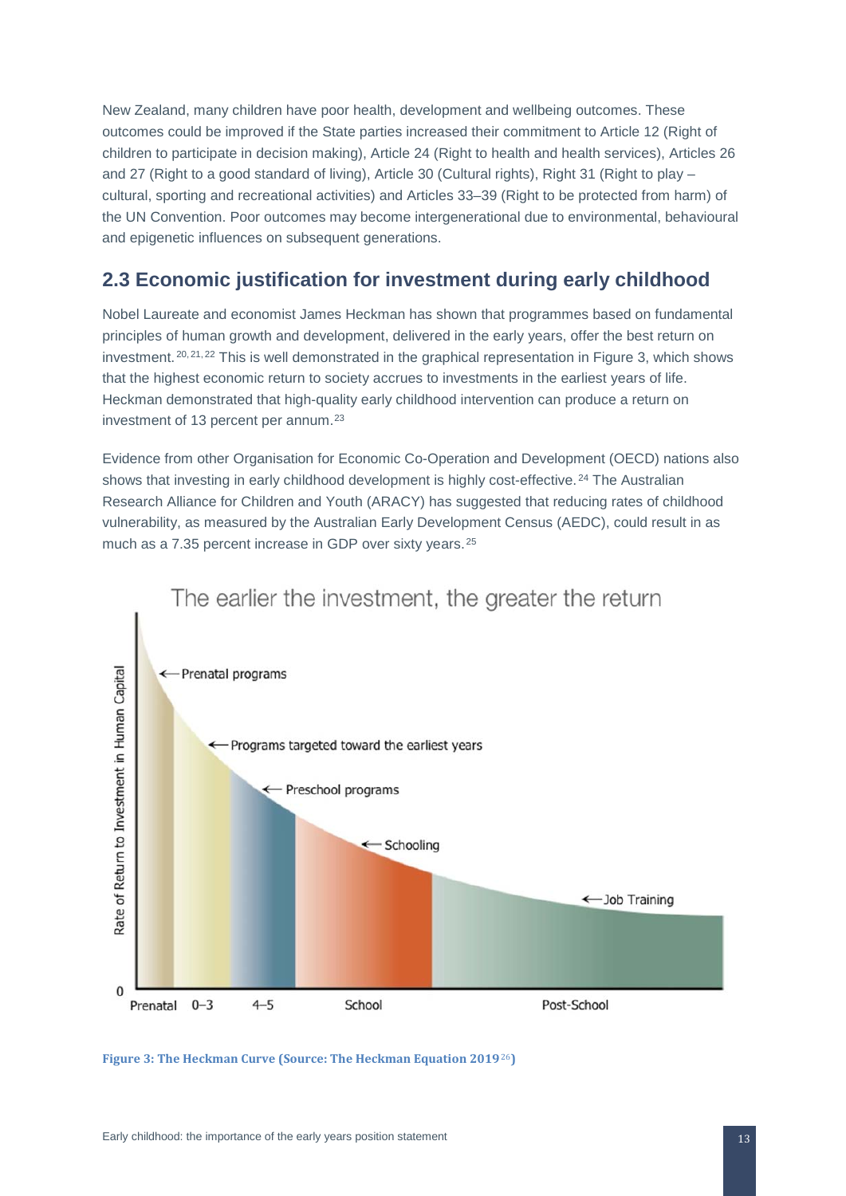New Zealand, many children have poor health, development and wellbeing outcomes. These outcomes could be improved if the State parties increased their commitment to Article 12 (Right of children to participate in decision making), Article 24 (Right to health and health services), Articles 26 and 27 (Right to a good standard of living), Article 30 (Cultural rights), Right 31 (Right to play – cultural, sporting and recreational activities) and Articles 33–39 (Right to be protected from harm) of the UN Convention. Poor outcomes may become intergenerational due to environmental, behavioural and epigenetic influences on subsequent generations.

## 2.3 Economic justification for investment during early childhood

Nobel Laureate and economist James Heckman has shown that programmes based on fundamental principles of human growth and development, delivered in the early years, offer the best return on investment.[20,21,22] This is well demonstrated in the graphical representation in Figure 3, which shows that the highest economic return to society accrues to investments in the earliest years of life. Heckman demonstrated that high-quality early childhood intervention can produce a return on investment of 13 percent per annum.[23]

Evidence from other Organisation for Economic Co-Operation and Development (OECD) nations also shows that investing in early childhood development is highly cost-effective.[24] The Australian Research Alliance for Children and Youth (ARACY) has suggested that reducing rates of childhood vulnerability, as measured by the Australian Early Development Census (AEDC), could result in as much as a 7.35 percent increase in GDP over sixty years.[25]

The earlier the investment, the greater the return

Rate of Return to Investment in Human Capital

- Prenatal programs
- Programs targeted toward the earliest years
- Preschool programs
- Schooling
- Job Training

0 | Prenatal | 0–3 | 4–5 | School | Post-School

**Figure 3: The Heckman Curve (Source: The Heckman Equation 2019[26])**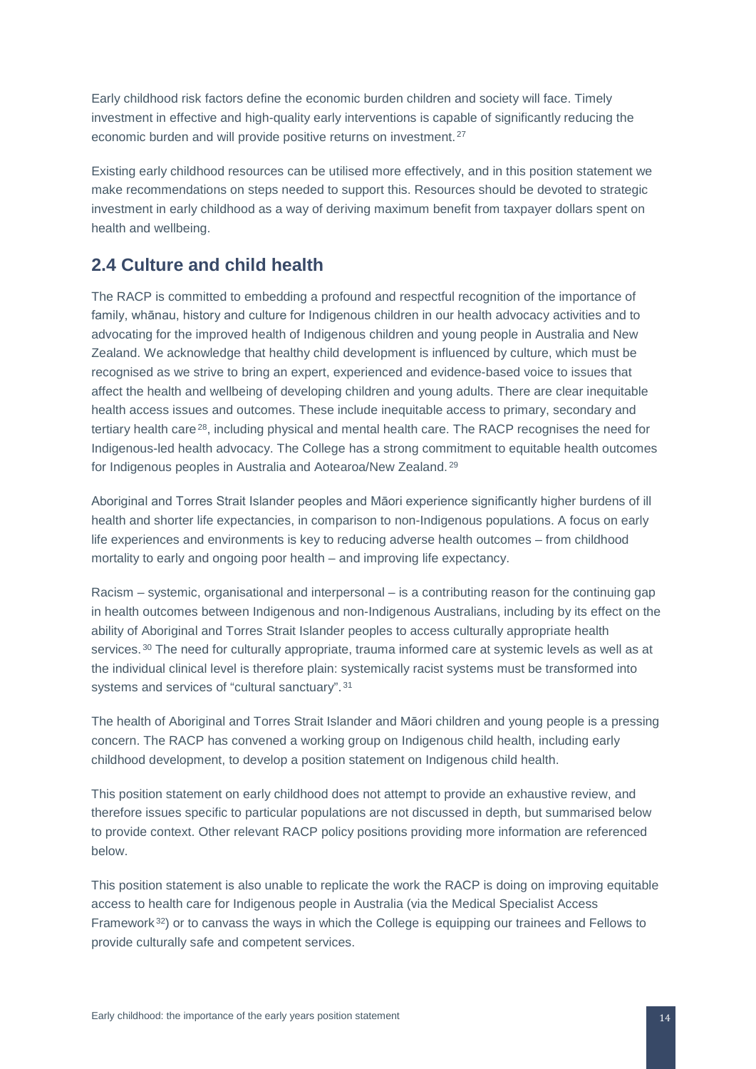Early childhood risk factors define the economic burden children and society will face. Timely investment in effective and high-quality early interventions is capable of significantly reducing the economic burden and will provide positive returns on investment.[27]

Existing early childhood resources can be utilised more effectively, and in this position statement we make recommendations on steps needed to support this. Resources should be devoted to strategic investment in early childhood as a way of deriving maximum benefit from taxpayer dollars spent on health and wellbeing.

## 2.4 Culture and child health

The RACP is committed to embedding a profound and respectful recognition of the importance of family, whānau, history and culture for Indigenous children in our health advocacy activities and to advocating for the improved health of Indigenous children and young people in Australia and New Zealand. We acknowledge that healthy child development is influenced by culture, which must be recognised as we strive to bring an expert, experienced and evidence-based voice to issues that affect the health and wellbeing of developing children and young adults. There are clear inequitable health access issues and outcomes. These include inequitable access to primary, secondary and tertiary health care[28], including physical and mental health care. The RACP recognises the need for Indigenous-led health advocacy. The College has a strong commitment to equitable health outcomes for Indigenous peoples in Australia and Aotearoa/New Zealand.[29]

Aboriginal and Torres Strait Islander peoples and Māori experience significantly higher burdens of ill health and shorter life expectancies, in comparison to non-Indigenous populations. A focus on early life experiences and environments is key to reducing adverse health outcomes – from childhood mortality to early and ongoing poor health – and improving life expectancy.

Racism – systemic, organisational and interpersonal – is a contributing reason for the continuing gap in health outcomes between Indigenous and non-Indigenous Australians, including by its effect on the ability of Aboriginal and Torres Strait Islander peoples to access culturally appropriate health services.[30] The need for culturally appropriate, trauma informed care at systemic levels as well as at the individual clinical level is therefore plain: systemically racist systems must be transformed into systems and services of "cultural sanctuary".[31]

The health of Aboriginal and Torres Strait Islander and Māori children and young people is a pressing concern. The RACP has convened a working group on Indigenous child health, including early childhood development, to develop a position statement on Indigenous child health.

This position statement on early childhood does not attempt to provide an exhaustive review, and therefore issues specific to particular populations are not discussed in depth, but summarised below to provide context. Other relevant RACP policy positions providing more information are referenced below.

This position statement is also unable to replicate the work the RACP is doing on improving equitable access to health care for Indigenous people in Australia (via the Medical Specialist Access Framework[32]) or to canvass the ways in which the College is equipping our trainees and Fellows to provide culturally safe and competent services.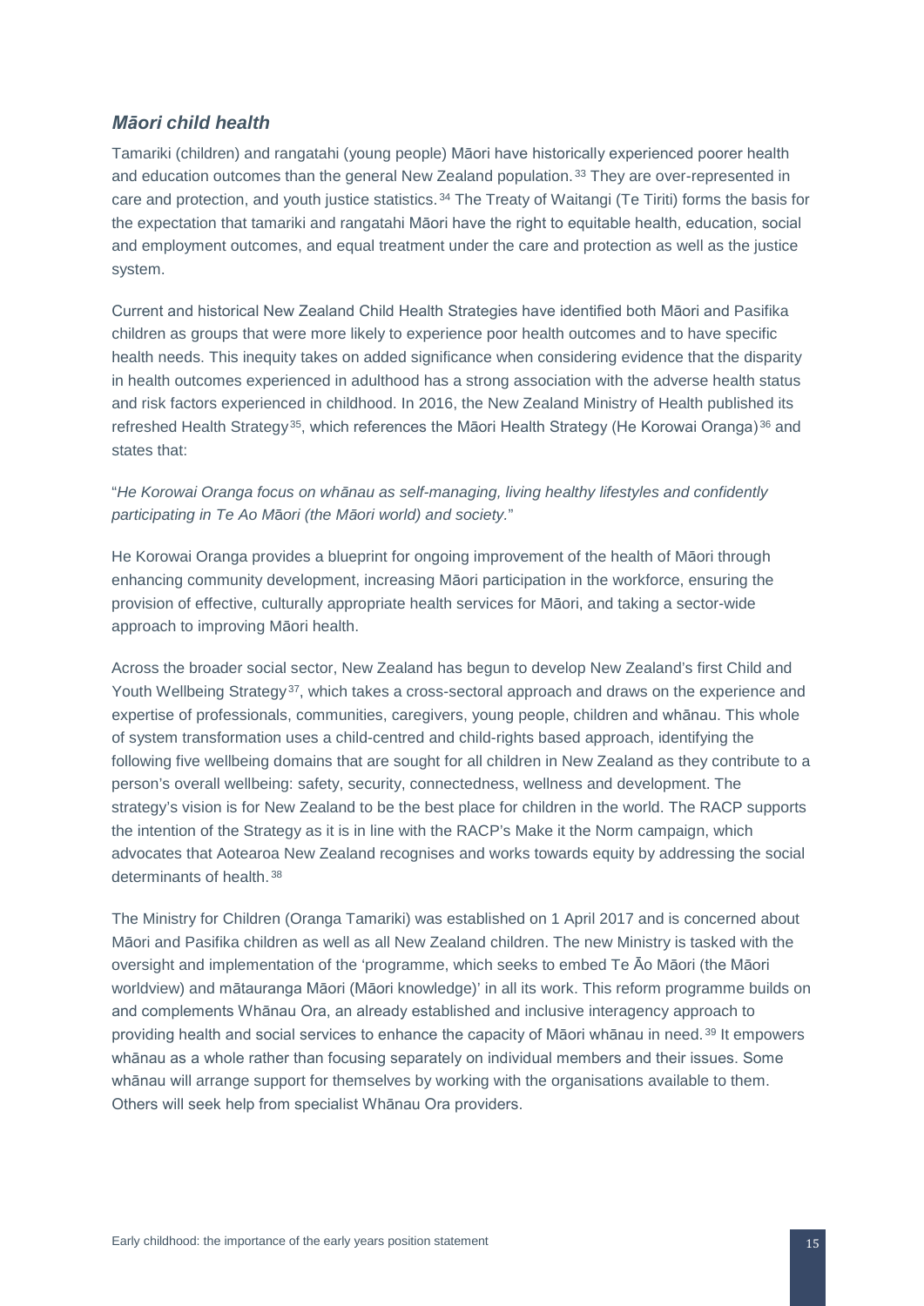### *Māori child health*

Tamariki (children) and rangatahi (young people) Māori have historically experienced poorer health and education outcomes than the general New Zealand population.[33] They are over-represented in care and protection, and youth justice statistics.[34] The Treaty of Waitangi (Te Tiriti) forms the basis for the expectation that tamariki and rangatahi Māori have the right to equitable health, education, social and employment outcomes, and equal treatment under the care and protection as well as the justice system.

Current and historical New Zealand Child Health Strategies have identified both Māori and Pasifika children as groups that were more likely to experience poor health outcomes and to have specific health needs. This inequity takes on added significance when considering evidence that the disparity in health outcomes experienced in adulthood has a strong association with the adverse health status and risk factors experienced in childhood. In 2016, the New Zealand Ministry of Health published its refreshed Health Strategy[35], which references the Māori Health Strategy (He Korowai Oranga)[36] and states that:

"*He Korowai Oranga focus on whānau as self-managing, living healthy lifestyles and confidently participating in Te Ao Māori (the Māori world) and society.*"

He Korowai Oranga provides a blueprint for ongoing improvement of the health of Māori through enhancing community development, increasing Māori participation in the workforce, ensuring the provision of effective, culturally appropriate health services for Māori, and taking a sector-wide approach to improving Māori health.

Across the broader social sector, New Zealand has begun to develop New Zealand's first Child and Youth Wellbeing Strategy[37], which takes a cross-sectoral approach and draws on the experience and expertise of professionals, communities, caregivers, young people, children and whānau. This whole of system transformation uses a child-centred and child-rights based approach, identifying the following five wellbeing domains that are sought for all children in New Zealand as they contribute to a person's overall wellbeing: safety, security, connectedness, wellness and development. The strategy's vision is for New Zealand to be the best place for children in the world. The RACP supports the intention of the Strategy as it is in line with the RACP's Make it the Norm campaign, which advocates that Aotearoa New Zealand recognises and works towards equity by addressing the social determinants of health.[38]

The Ministry for Children (Oranga Tamariki) was established on 1 April 2017 and is concerned about Māori and Pasifika children as well as all New Zealand children. The new Ministry is tasked with the oversight and implementation of the 'programme, which seeks to embed Te Āo Māori (the Māori worldview) and mātauranga Māori (Māori knowledge)' in all its work. This reform programme builds on and complements Whānau Ora, an already established and inclusive interagency approach to providing health and social services to enhance the capacity of Māori whānau in need.[39] It empowers whānau as a whole rather than focusing separately on individual members and their issues. Some whānau will arrange support for themselves by working with the organisations available to them. Others will seek help from specialist Whānau Ora providers.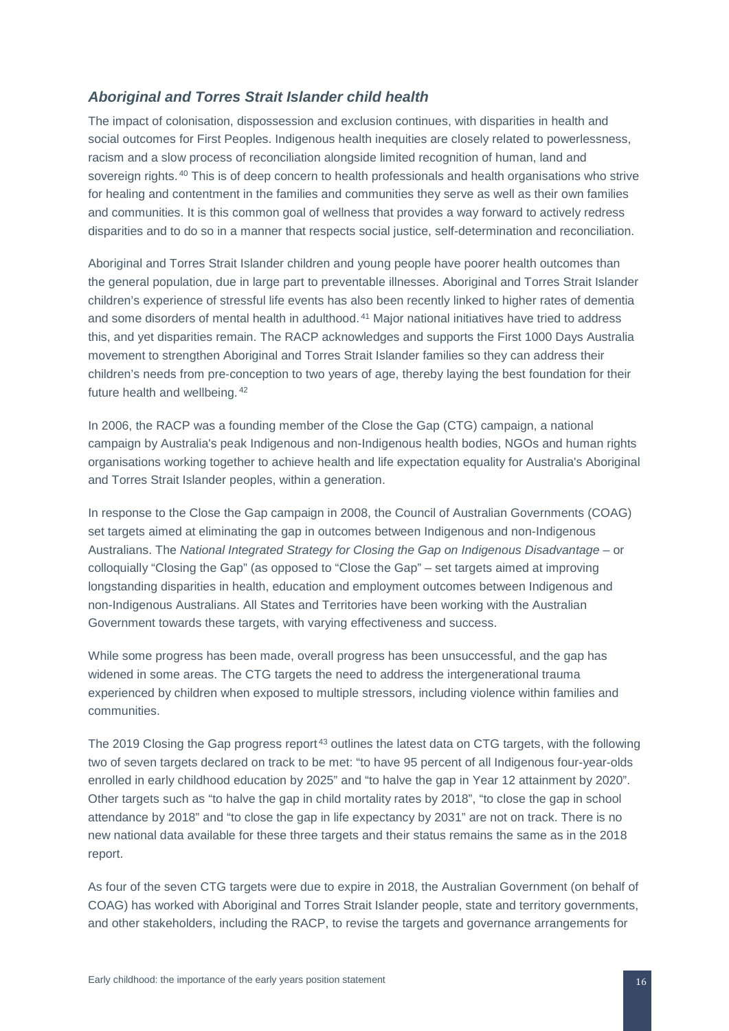### *Aboriginal and Torres Strait Islander child health*

The impact of colonisation, dispossession and exclusion continues, with disparities in health and social outcomes for First Peoples. Indigenous health inequities are closely related to powerlessness, racism and a slow process of reconciliation alongside limited recognition of human, land and sovereign rights.[40] This is of deep concern to health professionals and health organisations who strive for healing and contentment in the families and communities they serve as well as their own families and communities. It is this common goal of wellness that provides a way forward to actively redress disparities and to do so in a manner that respects social justice, self-determination and reconciliation.

Aboriginal and Torres Strait Islander children and young people have poorer health outcomes than the general population, due in large part to preventable illnesses. Aboriginal and Torres Strait Islander children's experience of stressful life events has also been recently linked to higher rates of dementia and some disorders of mental health in adulthood.[41] Major national initiatives have tried to address this, and yet disparities remain. The RACP acknowledges and supports the First 1000 Days Australia movement to strengthen Aboriginal and Torres Strait Islander families so they can address their children's needs from pre-conception to two years of age, thereby laying the best foundation for their future health and wellbeing.[42]

In 2006, the RACP was a founding member of the Close the Gap (CTG) campaign, a national campaign by Australia's peak Indigenous and non-Indigenous health bodies, NGOs and human rights organisations working together to achieve health and life expectation equality for Australia's Aboriginal and Torres Strait Islander peoples, within a generation.

In response to the Close the Gap campaign in 2008, the Council of Australian Governments (COAG) set targets aimed at eliminating the gap in outcomes between Indigenous and non-Indigenous Australians. The *National Integrated Strategy for Closing the Gap on Indigenous Disadvantage* – or colloquially "Closing the Gap" (as opposed to "Close the Gap" – set targets aimed at improving longstanding disparities in health, education and employment outcomes between Indigenous and non-Indigenous Australians. All States and Territories have been working with the Australian Government towards these targets, with varying effectiveness and success.

While some progress has been made, overall progress has been unsuccessful, and the gap has widened in some areas. The CTG targets the need to address the intergenerational trauma experienced by children when exposed to multiple stressors, including violence within families and communities.

The 2019 Closing the Gap progress report[43] outlines the latest data on CTG targets, with the following two of seven targets declared on track to be met: "to have 95 percent of all Indigenous four-year-olds enrolled in early childhood education by 2025" and "to halve the gap in Year 12 attainment by 2020". Other targets such as "to halve the gap in child mortality rates by 2018", "to close the gap in school attendance by 2018" and "to close the gap in life expectancy by 2031" are not on track. There is no new national data available for these three targets and their status remains the same as in the 2018 report.

As four of the seven CTG targets were due to expire in 2018, the Australian Government (on behalf of COAG) has worked with Aboriginal and Torres Strait Islander people, state and territory governments, and other stakeholders, including the RACP, to revise the targets and governance arrangements for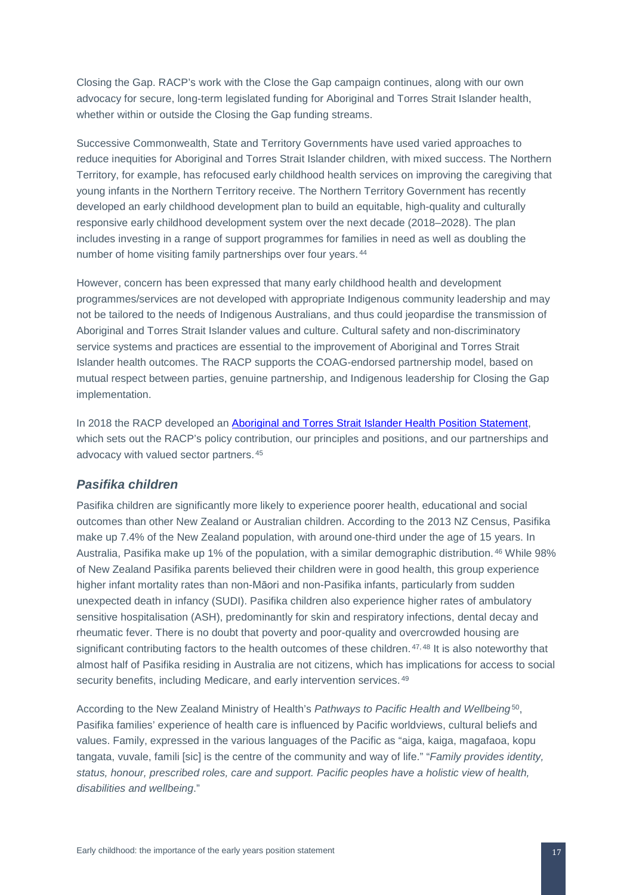Closing the Gap. RACP's work with the Close the Gap campaign continues, along with our own advocacy for secure, long-term legislated funding for Aboriginal and Torres Strait Islander health, whether within or outside the Closing the Gap funding streams.

Successive Commonwealth, State and Territory Governments have used varied approaches to reduce inequities for Aboriginal and Torres Strait Islander children, with mixed success. The Northern Territory, for example, has refocused early childhood health services on improving the caregiving that young infants in the Northern Territory receive. The Northern Territory Government has recently developed an early childhood development plan to build an equitable, high-quality and culturally responsive early childhood development system over the next decade (2018–2028). The plan includes investing in a range of support programmes for families in need as well as doubling the number of home visiting family partnerships over four years.[44]

However, concern has been expressed that many early childhood health and development programmes/services are not developed with appropriate Indigenous community leadership and may not be tailored to the needs of Indigenous Australians, and thus could jeopardise the transmission of Aboriginal and Torres Strait Islander values and culture. Cultural safety and non-discriminatory service systems and practices are essential to the improvement of Aboriginal and Torres Strait Islander health outcomes. The RACP supports the COAG-endorsed partnership model, based on mutual respect between parties, genuine partnership, and Indigenous leadership for Closing the Gap implementation.

In 2018 the RACP developed an Aboriginal and Torres Strait Islander Health Position Statement, which sets out the RACP's policy contribution, our principles and positions, and our partnerships and advocacy with valued sector partners.[45]

### *Pasifika children*

Pasifika children are significantly more likely to experience poorer health, educational and social outcomes than other New Zealand or Australian children. According to the 2013 NZ Census, Pasifika make up 7.4% of the New Zealand population, with around one-third under the age of 15 years. In Australia, Pasifika make up 1% of the population, with a similar demographic distribution.[46] While 98% of New Zealand Pasifika parents believed their children were in good health, this group experience higher infant mortality rates than non-Māori and non-Pasifika infants, particularly from sudden unexpected death in infancy (SUDI). Pasifika children also experience higher rates of ambulatory sensitive hospitalisation (ASH), predominantly for skin and respiratory infections, dental decay and rheumatic fever. There is no doubt that poverty and poor-quality and overcrowded housing are significant contributing factors to the health outcomes of these children.[47, 48] It is also noteworthy that almost half of Pasifika residing in Australia are not citizens, which has implications for access to social security benefits, including Medicare, and early intervention services.[49]

According to the New Zealand Ministry of Health's *Pathways to Pacific Health and Wellbeing*[50], Pasifika families' experience of health care is influenced by Pacific worldviews, cultural beliefs and values. Family, expressed in the various languages of the Pacific as "aiga, kaiga, magafaoa, kopu tangata, vuvale, famili [sic] is the centre of the community and way of life." "*Family provides identity, status, honour, prescribed roles, care and support. Pacific peoples have a holistic view of health, disabilities and wellbeing*."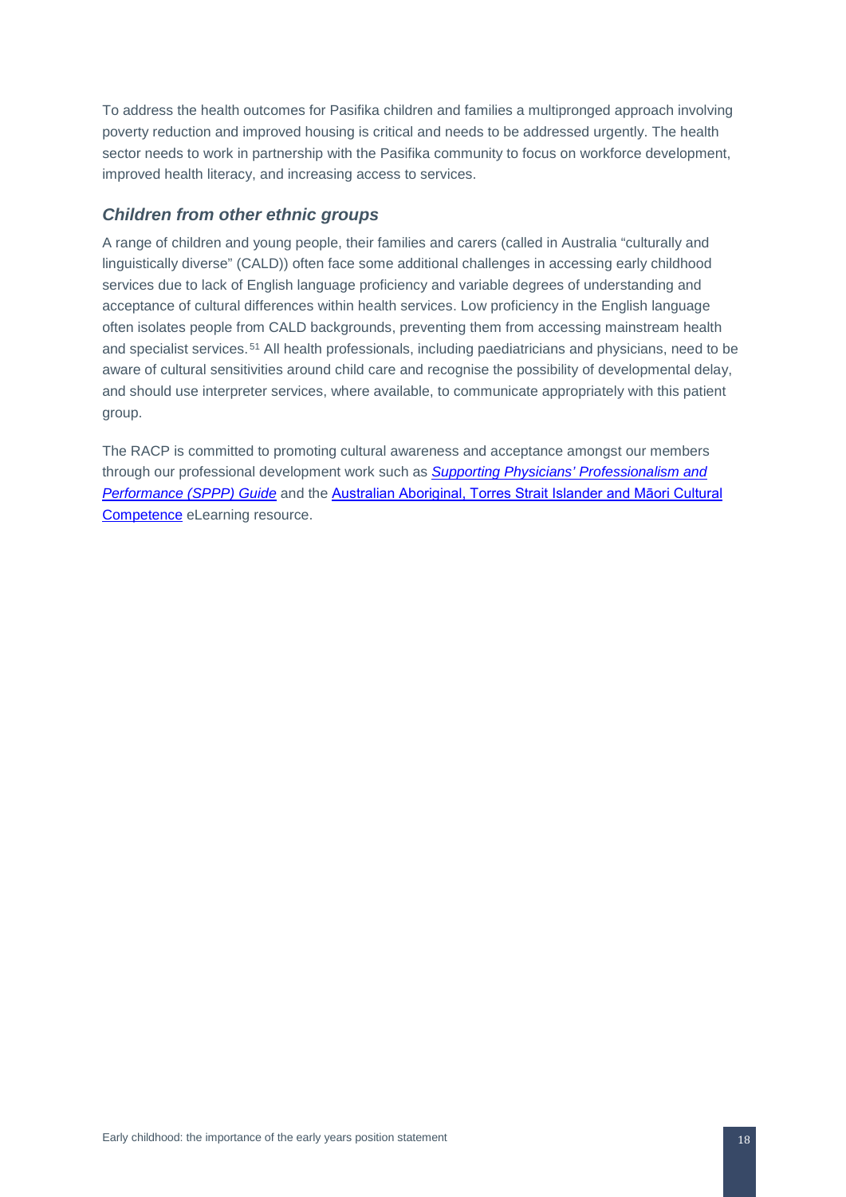To address the health outcomes for Pasifika children and families a multipronged approach involving poverty reduction and improved housing is critical and needs to be addressed urgently. The health sector needs to work in partnership with the Pasifika community to focus on workforce development, improved health literacy, and increasing access to services.

### *Children from other ethnic groups*

A range of children and young people, their families and carers (called in Australia "culturally and linguistically diverse" (CALD)) often face some additional challenges in accessing early childhood services due to lack of English language proficiency and variable degrees of understanding and acceptance of cultural differences within health services. Low proficiency in the English language often isolates people from CALD backgrounds, preventing them from accessing mainstream health and specialist services.[51] All health professionals, including paediatricians and physicians, need to be aware of cultural sensitivities around child care and recognise the possibility of developmental delay, and should use interpreter services, where available, to communicate appropriately with this patient group.

The RACP is committed to promoting cultural awareness and acceptance amongst our members through our professional development work such as *Supporting Physicians' Professionalism and Performance (SPPP) Guide* and the Australian Aboriginal, Torres Strait Islander and Māori Cultural Competence eLearning resource.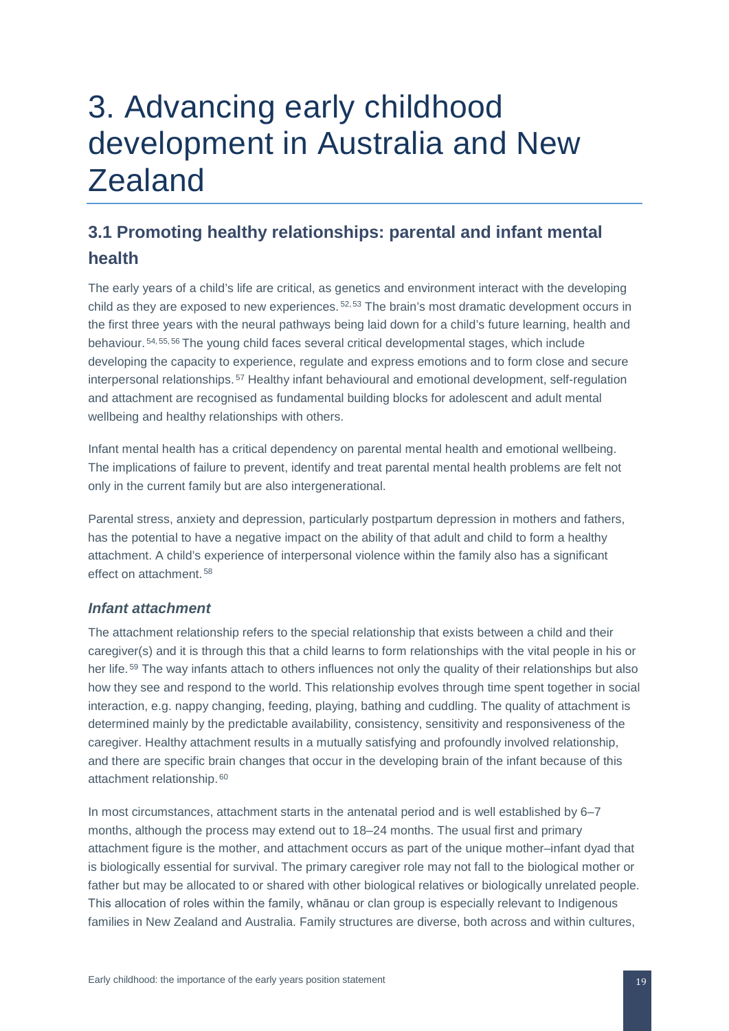# 3. Advancing early childhood development in Australia and New Zealand

## 3.1 Promoting healthy relationships: parental and infant mental health

The early years of a child's life are critical, as genetics and environment interact with the developing child as they are exposed to new experiences.[52, 53] The brain's most dramatic development occurs in the first three years with the neural pathways being laid down for a child's future learning, health and behaviour.[54, 55, 56] The young child faces several critical developmental stages, which include developing the capacity to experience, regulate and express emotions and to form close and secure interpersonal relationships.[57] Healthy infant behavioural and emotional development, self-regulation and attachment are recognised as fundamental building blocks for adolescent and adult mental wellbeing and healthy relationships with others.

Infant mental health has a critical dependency on parental mental health and emotional wellbeing. The implications of failure to prevent, identify and treat parental mental health problems are felt not only in the current family but are also intergenerational.

Parental stress, anxiety and depression, particularly postpartum depression in mothers and fathers, has the potential to have a negative impact on the ability of that adult and child to form a healthy attachment. A child's experience of interpersonal violence within the family also has a significant effect on attachment.[58]

### *Infant attachment*

The attachment relationship refers to the special relationship that exists between a child and their caregiver(s) and it is through this that a child learns to form relationships with the vital people in his or her life.[59] The way infants attach to others influences not only the quality of their relationships but also how they see and respond to the world. This relationship evolves through time spent together in social interaction, e.g. nappy changing, feeding, playing, bathing and cuddling. The quality of attachment is determined mainly by the predictable availability, consistency, sensitivity and responsiveness of the caregiver. Healthy attachment results in a mutually satisfying and profoundly involved relationship, and there are specific brain changes that occur in the developing brain of the infant because of this attachment relationship.[60]

In most circumstances, attachment starts in the antenatal period and is well established by 6–7 months, although the process may extend out to 18–24 months. The usual first and primary attachment figure is the mother, and attachment occurs as part of the unique mother–infant dyad that is biologically essential for survival. The primary caregiver role may not fall to the biological mother or father but may be allocated to or shared with other biological relatives or biologically unrelated people. This allocation of roles within the family, whānau or clan group is especially relevant to Indigenous families in New Zealand and Australia. Family structures are diverse, both across and within cultures,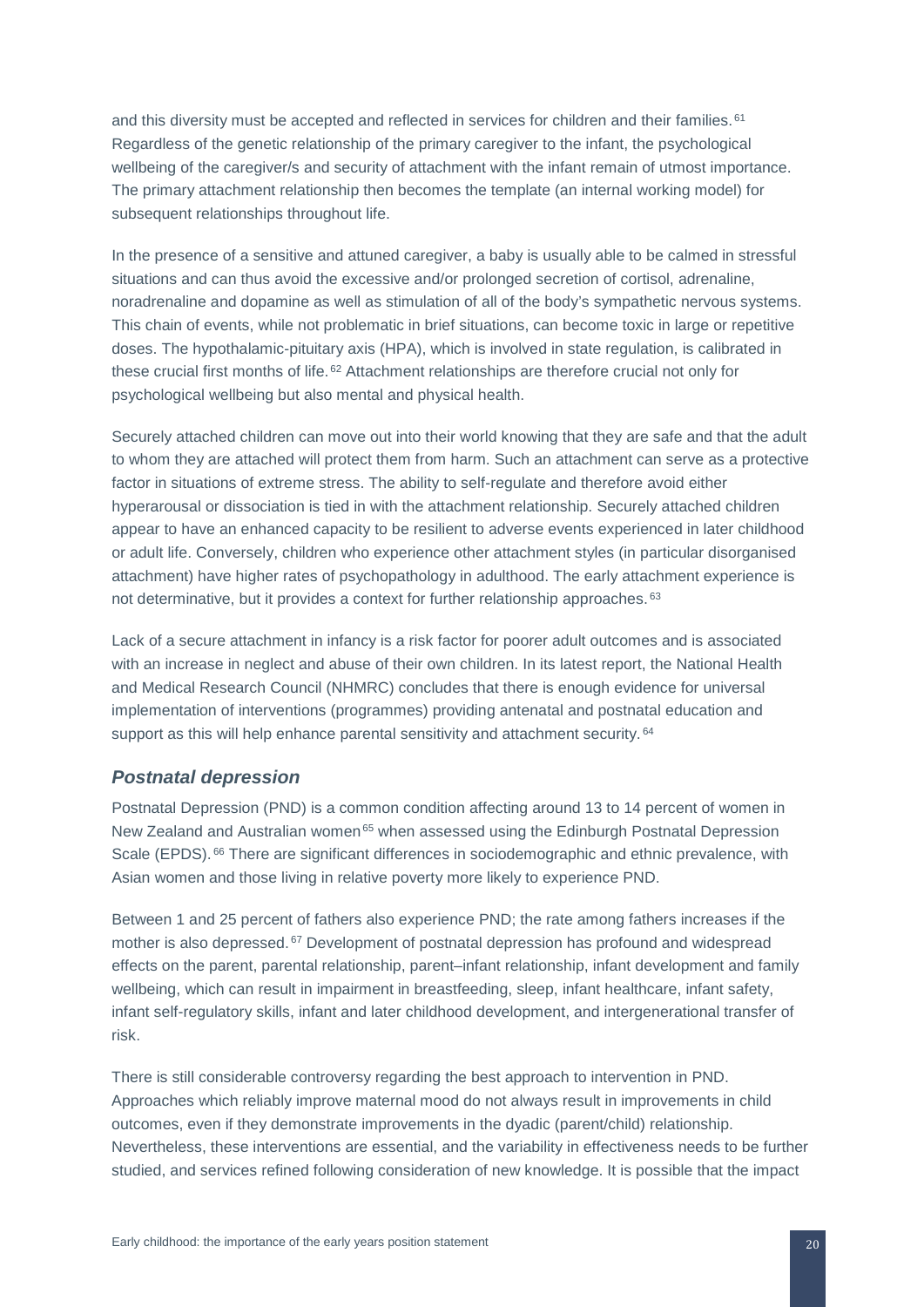and this diversity must be accepted and reflected in services for children and their families.[61] Regardless of the genetic relationship of the primary caregiver to the infant, the psychological wellbeing of the caregiver/s and security of attachment with the infant remain of utmost importance. The primary attachment relationship then becomes the template (an internal working model) for subsequent relationships throughout life.

In the presence of a sensitive and attuned caregiver, a baby is usually able to be calmed in stressful situations and can thus avoid the excessive and/or prolonged secretion of cortisol, adrenaline, noradrenaline and dopamine as well as stimulation of all of the body's sympathetic nervous systems. This chain of events, while not problematic in brief situations, can become toxic in large or repetitive doses. The hypothalamic-pituitary axis (HPA), which is involved in state regulation, is calibrated in these crucial first months of life.[62] Attachment relationships are therefore crucial not only for psychological wellbeing but also mental and physical health.

Securely attached children can move out into their world knowing that they are safe and that the adult to whom they are attached will protect them from harm. Such an attachment can serve as a protective factor in situations of extreme stress. The ability to self-regulate and therefore avoid either hyperarousal or dissociation is tied in with the attachment relationship. Securely attached children appear to have an enhanced capacity to be resilient to adverse events experienced in later childhood or adult life. Conversely, children who experience other attachment styles (in particular disorganised attachment) have higher rates of psychopathology in adulthood. The early attachment experience is not determinative, but it provides a context for further relationship approaches.[63]

Lack of a secure attachment in infancy is a risk factor for poorer adult outcomes and is associated with an increase in neglect and abuse of their own children. In its latest report, the National Health and Medical Research Council (NHMRC) concludes that there is enough evidence for universal implementation of interventions (programmes) providing antenatal and postnatal education and support as this will help enhance parental sensitivity and attachment security.[64]

### *Postnatal depression*

Postnatal Depression (PND) is a common condition affecting around 13 to 14 percent of women in New Zealand and Australian women[65] when assessed using the Edinburgh Postnatal Depression Scale (EPDS).[66] There are significant differences in sociodemographic and ethnic prevalence, with Asian women and those living in relative poverty more likely to experience PND.

Between 1 and 25 percent of fathers also experience PND; the rate among fathers increases if the mother is also depressed.[67] Development of postnatal depression has profound and widespread effects on the parent, parental relationship, parent–infant relationship, infant development and family wellbeing, which can result in impairment in breastfeeding, sleep, infant healthcare, infant safety, infant self-regulatory skills, infant and later childhood development, and intergenerational transfer of risk.

There is still considerable controversy regarding the best approach to intervention in PND. Approaches which reliably improve maternal mood do not always result in improvements in child outcomes, even if they demonstrate improvements in the dyadic (parent/child) relationship. Nevertheless, these interventions are essential, and the variability in effectiveness needs to be further studied, and services refined following consideration of new knowledge. It is possible that the impact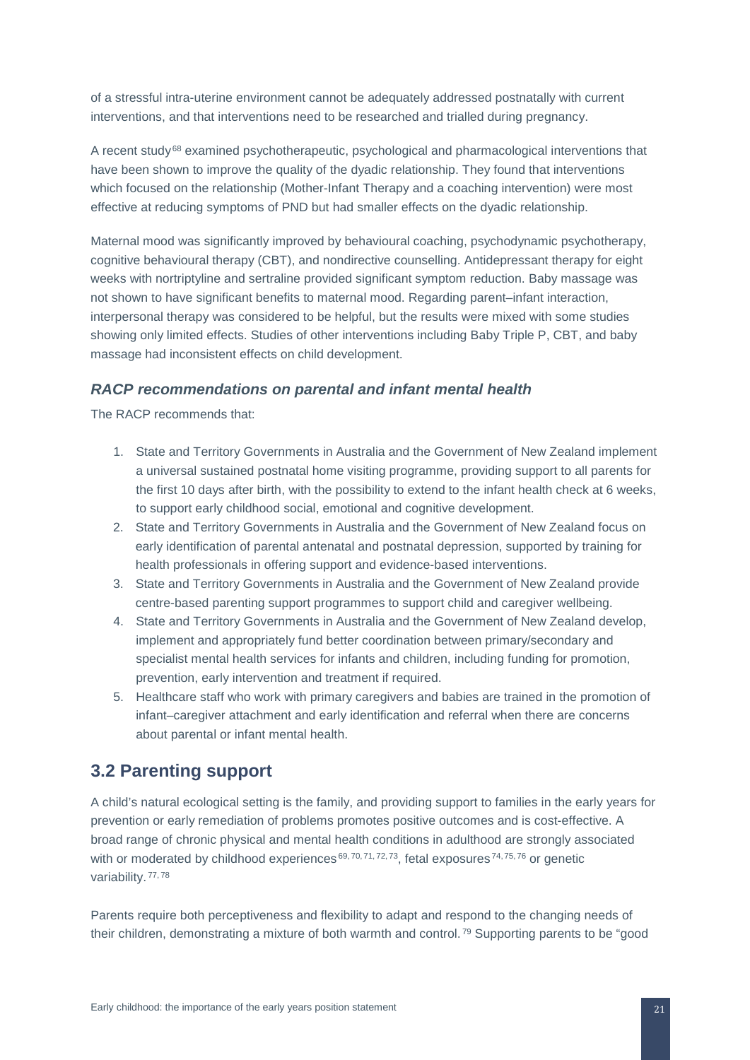of a stressful intra-uterine environment cannot be adequately addressed postnatally with current interventions, and that interventions need to be researched and trialled during pregnancy.

A recent study[68] examined psychotherapeutic, psychological and pharmacological interventions that have been shown to improve the quality of the dyadic relationship. They found that interventions which focused on the relationship (Mother-Infant Therapy and a coaching intervention) were most effective at reducing symptoms of PND but had smaller effects on the dyadic relationship.

Maternal mood was significantly improved by behavioural coaching, psychodynamic psychotherapy, cognitive behavioural therapy (CBT), and nondirective counselling. Antidepressant therapy for eight weeks with nortriptyline and sertraline provided significant symptom reduction. Baby massage was not shown to have significant benefits to maternal mood. Regarding parent–infant interaction, interpersonal therapy was considered to be helpful, but the results were mixed with some studies showing only limited effects. Studies of other interventions including Baby Triple P, CBT, and baby massage had inconsistent effects on child development.

### *RACP recommendations on parental and infant mental health*

The RACP recommends that:

1. State and Territory Governments in Australia and the Government of New Zealand implement a universal sustained postnatal home visiting programme, providing support to all parents for the first 10 days after birth, with the possibility to extend to the infant health check at 6 weeks, to support early childhood social, emotional and cognitive development.
2. State and Territory Governments in Australia and the Government of New Zealand focus on early identification of parental antenatal and postnatal depression, supported by training for health professionals in offering support and evidence-based interventions.
3. State and Territory Governments in Australia and the Government of New Zealand provide centre-based parenting support programmes to support child and caregiver wellbeing.
4. State and Territory Governments in Australia and the Government of New Zealand develop, implement and appropriately fund better coordination between primary/secondary and specialist mental health services for infants and children, including funding for promotion, prevention, early intervention and treatment if required.
5. Healthcare staff who work with primary caregivers and babies are trained in the promotion of infant–caregiver attachment and early identification and referral when there are concerns about parental or infant mental health.

## 3.2 Parenting support

A child's natural ecological setting is the family, and providing support to families in the early years for prevention or early remediation of problems promotes positive outcomes and is cost-effective. A broad range of chronic physical and mental health conditions in adulthood are strongly associated with or moderated by childhood experiences[69, 70, 71, 72, 73], fetal exposures[74, 75, 76] or genetic variability.[77, 78]

Parents require both perceptiveness and flexibility to adapt and respond to the changing needs of their children, demonstrating a mixture of both warmth and control.[79] Supporting parents to be "good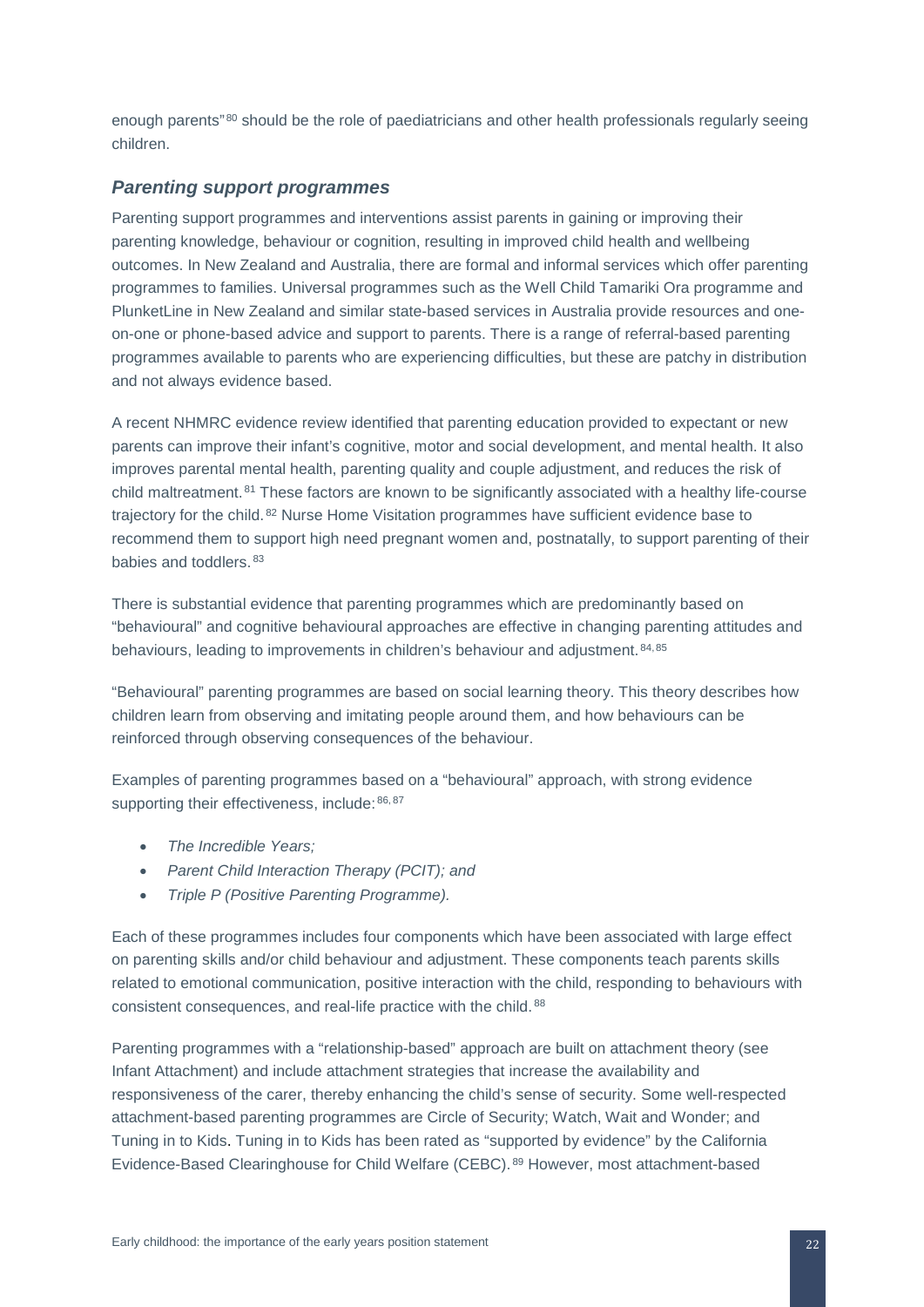enough parents"[80] should be the role of paediatricians and other health professionals regularly seeing children.

### *Parenting support programmes*

Parenting support programmes and interventions assist parents in gaining or improving their parenting knowledge, behaviour or cognition, resulting in improved child health and wellbeing outcomes. In New Zealand and Australia, there are formal and informal services which offer parenting programmes to families. Universal programmes such as the Well Child Tamariki Ora programme and PlunketLine in New Zealand and similar state-based services in Australia provide resources and one-on-one or phone-based advice and support to parents. There is a range of referral-based parenting programmes available to parents who are experiencing difficulties, but these are patchy in distribution and not always evidence based.

A recent NHMRC evidence review identified that parenting education provided to expectant or new parents can improve their infant's cognitive, motor and social development, and mental health. It also improves parental mental health, parenting quality and couple adjustment, and reduces the risk of child maltreatment.[81] These factors are known to be significantly associated with a healthy life-course trajectory for the child.[82] Nurse Home Visitation programmes have sufficient evidence base to recommend them to support high need pregnant women and, postnatally, to support parenting of their babies and toddlers.[83]

There is substantial evidence that parenting programmes which are predominantly based on "behavioural" and cognitive behavioural approaches are effective in changing parenting attitudes and behaviours, leading to improvements in children's behaviour and adjustment.[84,85]

"Behavioural" parenting programmes are based on social learning theory. This theory describes how children learn from observing and imitating people around them, and how behaviours can be reinforced through observing consequences of the behaviour.

Examples of parenting programmes based on a "behavioural" approach, with strong evidence supporting their effectiveness, include:[86,87]

- *The Incredible Years;*
- *Parent Child Interaction Therapy (PCIT); and*
- *Triple P (Positive Parenting Programme).*

Each of these programmes includes four components which have been associated with large effect on parenting skills and/or child behaviour and adjustment. These components teach parents skills related to emotional communication, positive interaction with the child, responding to behaviours with consistent consequences, and real-life practice with the child.[88]

Parenting programmes with a "relationship-based" approach are built on attachment theory (see Infant Attachment) and include attachment strategies that increase the availability and responsiveness of the carer, thereby enhancing the child's sense of security. Some well-respected attachment-based parenting programmes are Circle of Security; Watch, Wait and Wonder; and Tuning in to Kids. Tuning in to Kids has been rated as "supported by evidence" by the California Evidence-Based Clearinghouse for Child Welfare (CEBC).[89] However, most attachment-based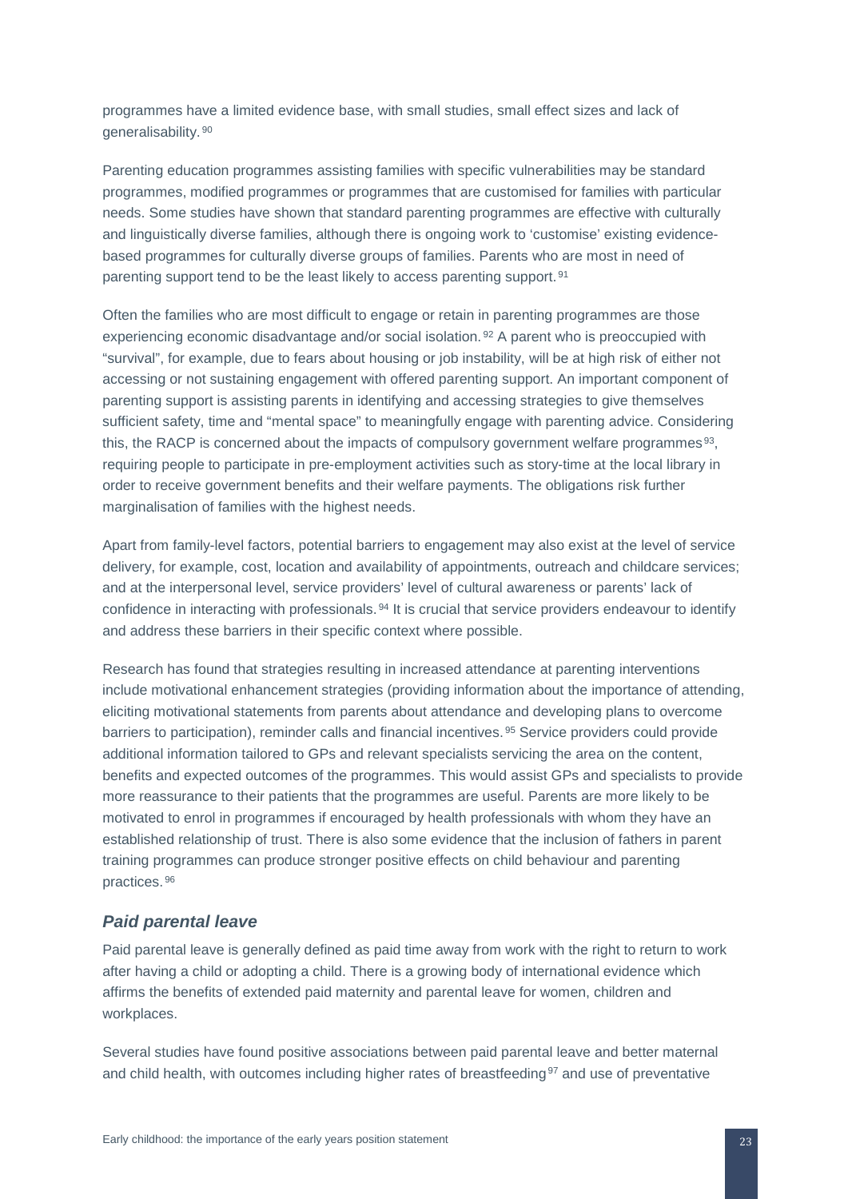programmes have a limited evidence base, with small studies, small effect sizes and lack of generalisability.[90]

Parenting education programmes assisting families with specific vulnerabilities may be standard programmes, modified programmes or programmes that are customised for families with particular needs. Some studies have shown that standard parenting programmes are effective with culturally and linguistically diverse families, although there is ongoing work to 'customise' existing evidence-based programmes for culturally diverse groups of families. Parents who are most in need of parenting support tend to be the least likely to access parenting support.[91]

Often the families who are most difficult to engage or retain in parenting programmes are those experiencing economic disadvantage and/or social isolation.[92] A parent who is preoccupied with "survival", for example, due to fears about housing or job instability, will be at high risk of either not accessing or not sustaining engagement with offered parenting support. An important component of parenting support is assisting parents in identifying and accessing strategies to give themselves sufficient safety, time and "mental space" to meaningfully engage with parenting advice. Considering this, the RACP is concerned about the impacts of compulsory government welfare programmes[93], requiring people to participate in pre-employment activities such as story-time at the local library in order to receive government benefits and their welfare payments. The obligations risk further marginalisation of families with the highest needs.

Apart from family-level factors, potential barriers to engagement may also exist at the level of service delivery, for example, cost, location and availability of appointments, outreach and childcare services; and at the interpersonal level, service providers' level of cultural awareness or parents' lack of confidence in interacting with professionals.[94] It is crucial that service providers endeavour to identify and address these barriers in their specific context where possible.

Research has found that strategies resulting in increased attendance at parenting interventions include motivational enhancement strategies (providing information about the importance of attending, eliciting motivational statements from parents about attendance and developing plans to overcome barriers to participation), reminder calls and financial incentives.[95] Service providers could provide additional information tailored to GPs and relevant specialists servicing the area on the content, benefits and expected outcomes of the programmes. This would assist GPs and specialists to provide more reassurance to their patients that the programmes are useful. Parents are more likely to be motivated to enrol in programmes if encouraged by health professionals with whom they have an established relationship of trust. There is also some evidence that the inclusion of fathers in parent training programmes can produce stronger positive effects on child behaviour and parenting practices.[96]

### *Paid parental leave*

Paid parental leave is generally defined as paid time away from work with the right to return to work after having a child or adopting a child. There is a growing body of international evidence which affirms the benefits of extended paid maternity and parental leave for women, children and workplaces.

Several studies have found positive associations between paid parental leave and better maternal and child health, with outcomes including higher rates of breastfeeding[97] and use of preventative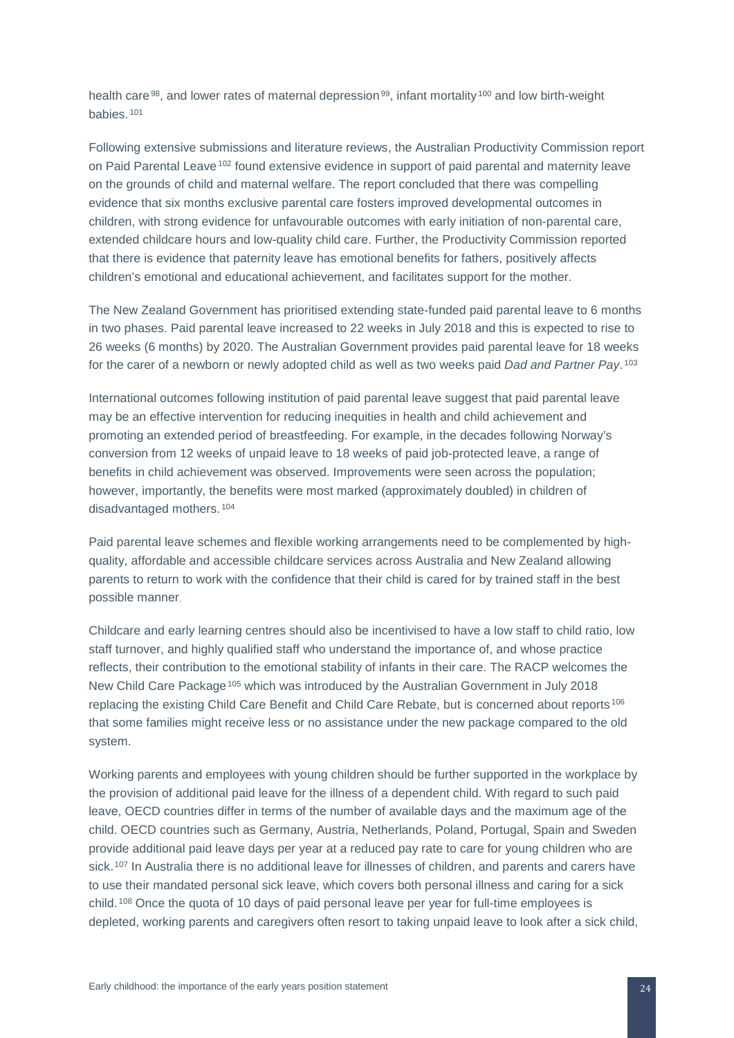health care[98], and lower rates of maternal depression[99], infant mortality[100] and low birth-weight babies.[101]

Following extensive submissions and literature reviews, the Australian Productivity Commission report on Paid Parental Leave[102] found extensive evidence in support of paid parental and maternity leave on the grounds of child and maternal welfare. The report concluded that there was compelling evidence that six months exclusive parental care fosters improved developmental outcomes in children, with strong evidence for unfavourable outcomes with early initiation of non-parental care, extended childcare hours and low-quality child care. Further, the Productivity Commission reported that there is evidence that paternity leave has emotional benefits for fathers, positively affects children's emotional and educational achievement, and facilitates support for the mother.

The New Zealand Government has prioritised extending state-funded paid parental leave to 6 months in two phases. Paid parental leave increased to 22 weeks in July 2018 and this is expected to rise to 26 weeks (6 months) by 2020. The Australian Government provides paid parental leave for 18 weeks for the carer of a newborn or newly adopted child as well as two weeks paid *Dad and Partner Pay*.[103]

International outcomes following institution of paid parental leave suggest that paid parental leave may be an effective intervention for reducing inequities in health and child achievement and promoting an extended period of breastfeeding. For example, in the decades following Norway's conversion from 12 weeks of unpaid leave to 18 weeks of paid job-protected leave, a range of benefits in child achievement was observed. Improvements were seen across the population; however, importantly, the benefits were most marked (approximately doubled) in children of disadvantaged mothers.[104]

Paid parental leave schemes and flexible working arrangements need to be complemented by high-quality, affordable and accessible childcare services across Australia and New Zealand allowing parents to return to work with the confidence that their child is cared for by trained staff in the best possible manner.

Childcare and early learning centres should also be incentivised to have a low staff to child ratio, low staff turnover, and highly qualified staff who understand the importance of, and whose practice reflects, their contribution to the emotional stability of infants in their care. The RACP welcomes the New Child Care Package[105] which was introduced by the Australian Government in July 2018 replacing the existing Child Care Benefit and Child Care Rebate, but is concerned about reports[106] that some families might receive less or no assistance under the new package compared to the old system.

Working parents and employees with young children should be further supported in the workplace by the provision of additional paid leave for the illness of a dependent child. With regard to such paid leave, OECD countries differ in terms of the number of available days and the maximum age of the child. OECD countries such as Germany, Austria, Netherlands, Poland, Portugal, Spain and Sweden provide additional paid leave days per year at a reduced pay rate to care for young children who are sick.[107] In Australia there is no additional leave for illnesses of children, and parents and carers have to use their mandated personal sick leave, which covers both personal illness and caring for a sick child.[108] Once the quota of 10 days of paid personal leave per year for full-time employees is depleted, working parents and caregivers often resort to taking unpaid leave to look after a sick child,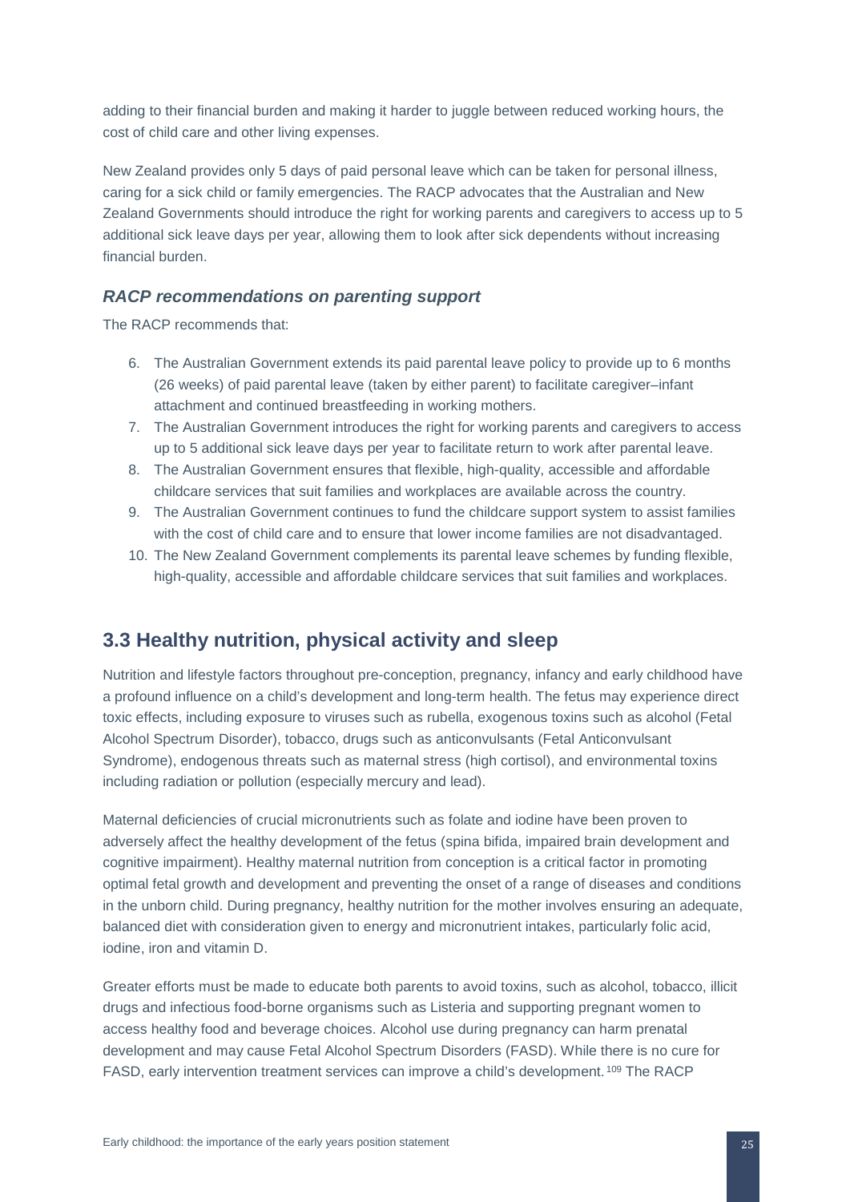adding to their financial burden and making it harder to juggle between reduced working hours, the cost of child care and other living expenses.

New Zealand provides only 5 days of paid personal leave which can be taken for personal illness, caring for a sick child or family emergencies. The RACP advocates that the Australian and New Zealand Governments should introduce the right for working parents and caregivers to access up to 5 additional sick leave days per year, allowing them to look after sick dependents without increasing financial burden.

### *RACP recommendations on parenting support*

The RACP recommends that:

6. The Australian Government extends its paid parental leave policy to provide up to 6 months (26 weeks) of paid parental leave (taken by either parent) to facilitate caregiver–infant attachment and continued breastfeeding in working mothers.
7. The Australian Government introduces the right for working parents and caregivers to access up to 5 additional sick leave days per year to facilitate return to work after parental leave.
8. The Australian Government ensures that flexible, high-quality, accessible and affordable childcare services that suit families and workplaces are available across the country.
9. The Australian Government continues to fund the childcare support system to assist families with the cost of child care and to ensure that lower income families are not disadvantaged.
10. The New Zealand Government complements its parental leave schemes by funding flexible, high-quality, accessible and affordable childcare services that suit families and workplaces.

## 3.3 Healthy nutrition, physical activity and sleep

Nutrition and lifestyle factors throughout pre-conception, pregnancy, infancy and early childhood have a profound influence on a child's development and long-term health. The fetus may experience direct toxic effects, including exposure to viruses such as rubella, exogenous toxins such as alcohol (Fetal Alcohol Spectrum Disorder), tobacco, drugs such as anticonvulsants (Fetal Anticonvulsant Syndrome), endogenous threats such as maternal stress (high cortisol), and environmental toxins including radiation or pollution (especially mercury and lead).

Maternal deficiencies of crucial micronutrients such as folate and iodine have been proven to adversely affect the healthy development of the fetus (spina bifida, impaired brain development and cognitive impairment). Healthy maternal nutrition from conception is a critical factor in promoting optimal fetal growth and development and preventing the onset of a range of diseases and conditions in the unborn child. During pregnancy, healthy nutrition for the mother involves ensuring an adequate, balanced diet with consideration given to energy and micronutrient intakes, particularly folic acid, iodine, iron and vitamin D.

Greater efforts must be made to educate both parents to avoid toxins, such as alcohol, tobacco, illicit drugs and infectious food-borne organisms such as Listeria and supporting pregnant women to access healthy food and beverage choices. Alcohol use during pregnancy can harm prenatal development and may cause Fetal Alcohol Spectrum Disorders (FASD). While there is no cure for FASD, early intervention treatment services can improve a child's development.[109] The RACP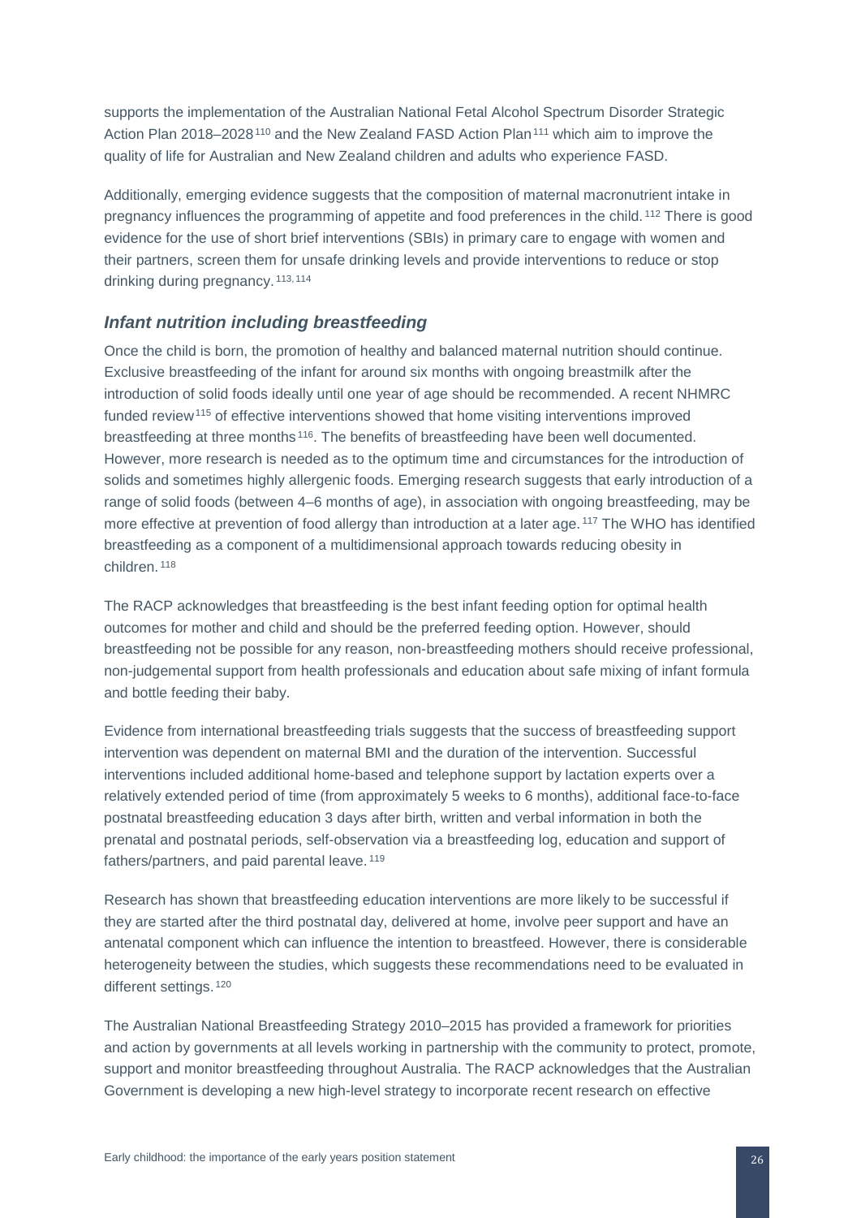supports the implementation of the Australian National Fetal Alcohol Spectrum Disorder Strategic Action Plan 2018–2028[110] and the New Zealand FASD Action Plan[111] which aim to improve the quality of life for Australian and New Zealand children and adults who experience FASD.

Additionally, emerging evidence suggests that the composition of maternal macronutrient intake in pregnancy influences the programming of appetite and food preferences in the child.[112] There is good evidence for the use of short brief interventions (SBIs) in primary care to engage with women and their partners, screen them for unsafe drinking levels and provide interventions to reduce or stop drinking during pregnancy.[113,114]

### *Infant nutrition including breastfeeding*

Once the child is born, the promotion of healthy and balanced maternal nutrition should continue. Exclusive breastfeeding of the infant for around six months with ongoing breastmilk after the introduction of solid foods ideally until one year of age should be recommended. A recent NHMRC funded review[115] of effective interventions showed that home visiting interventions improved breastfeeding at three months[116]. The benefits of breastfeeding have been well documented. However, more research is needed as to the optimum time and circumstances for the introduction of solids and sometimes highly allergenic foods. Emerging research suggests that early introduction of a range of solid foods (between 4–6 months of age), in association with ongoing breastfeeding, may be more effective at prevention of food allergy than introduction at a later age.[117] The WHO has identified breastfeeding as a component of a multidimensional approach towards reducing obesity in children.[118]

The RACP acknowledges that breastfeeding is the best infant feeding option for optimal health outcomes for mother and child and should be the preferred feeding option. However, should breastfeeding not be possible for any reason, non-breastfeeding mothers should receive professional, non-judgemental support from health professionals and education about safe mixing of infant formula and bottle feeding their baby.

Evidence from international breastfeeding trials suggests that the success of breastfeeding support intervention was dependent on maternal BMI and the duration of the intervention. Successful interventions included additional home-based and telephone support by lactation experts over a relatively extended period of time (from approximately 5 weeks to 6 months), additional face-to-face postnatal breastfeeding education 3 days after birth, written and verbal information in both the prenatal and postnatal periods, self-observation via a breastfeeding log, education and support of fathers/partners, and paid parental leave.[119]

Research has shown that breastfeeding education interventions are more likely to be successful if they are started after the third postnatal day, delivered at home, involve peer support and have an antenatal component which can influence the intention to breastfeed. However, there is considerable heterogeneity between the studies, which suggests these recommendations need to be evaluated in different settings.[120]

The Australian National Breastfeeding Strategy 2010–2015 has provided a framework for priorities and action by governments at all levels working in partnership with the community to protect, promote, support and monitor breastfeeding throughout Australia. The RACP acknowledges that the Australian Government is developing a new high-level strategy to incorporate recent research on effective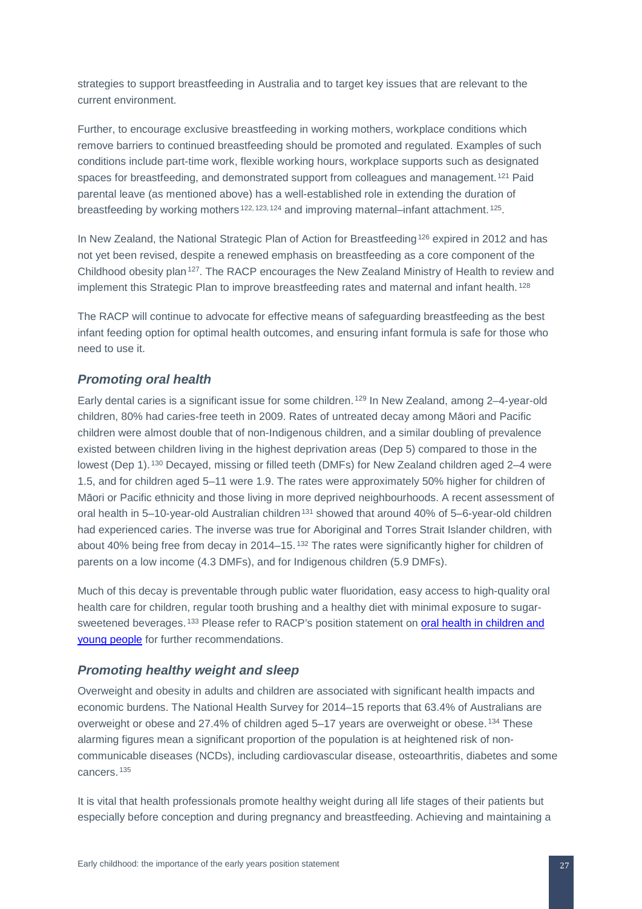strategies to support breastfeeding in Australia and to target key issues that are relevant to the current environment.

Further, to encourage exclusive breastfeeding in working mothers, workplace conditions which remove barriers to continued breastfeeding should be promoted and regulated. Examples of such conditions include part-time work, flexible working hours, workplace supports such as designated spaces for breastfeeding, and demonstrated support from colleagues and management.[121] Paid parental leave (as mentioned above) has a well-established role in extending the duration of breastfeeding by working mothers[122,123,124] and improving maternal–infant attachment.[125].

In New Zealand, the National Strategic Plan of Action for Breastfeeding[126] expired in 2012 and has not yet been revised, despite a renewed emphasis on breastfeeding as a core component of the Childhood obesity plan[127]. The RACP encourages the New Zealand Ministry of Health to review and implement this Strategic Plan to improve breastfeeding rates and maternal and infant health.[128]

The RACP will continue to advocate for effective means of safeguarding breastfeeding as the best infant feeding option for optimal health outcomes, and ensuring infant formula is safe for those who need to use it.

### *Promoting oral health*

Early dental caries is a significant issue for some children.[129] In New Zealand, among 2–4-year-old children, 80% had caries-free teeth in 2009. Rates of untreated decay among Māori and Pacific children were almost double that of non-Indigenous children, and a similar doubling of prevalence existed between children living in the highest deprivation areas (Dep 5) compared to those in the lowest (Dep 1).[130] Decayed, missing or filled teeth (DMFs) for New Zealand children aged 2–4 were 1.5, and for children aged 5–11 were 1.9. The rates were approximately 50% higher for children of Māori or Pacific ethnicity and those living in more deprived neighbourhoods. A recent assessment of oral health in 5–10-year-old Australian children[131] showed that around 40% of 5–6-year-old children had experienced caries. The inverse was true for Aboriginal and Torres Strait Islander children, with about 40% being free from decay in 2014–15.[132] The rates were significantly higher for children of parents on a low income (4.3 DMFs), and for Indigenous children (5.9 DMFs).

Much of this decay is preventable through public water fluoridation, easy access to high-quality oral health care for children, regular tooth brushing and a healthy diet with minimal exposure to sugar-sweetened beverages.[133] Please refer to RACP's position statement on oral health in children and young people for further recommendations.

### *Promoting healthy weight and sleep*

Overweight and obesity in adults and children are associated with significant health impacts and economic burdens. The National Health Survey for 2014–15 reports that 63.4% of Australians are overweight or obese and 27.4% of children aged 5–17 years are overweight or obese.[134] These alarming figures mean a significant proportion of the population is at heightened risk of non-communicable diseases (NCDs), including cardiovascular disease, osteoarthritis, diabetes and some cancers.[135]

It is vital that health professionals promote healthy weight during all life stages of their patients but especially before conception and during pregnancy and breastfeeding. Achieving and maintaining a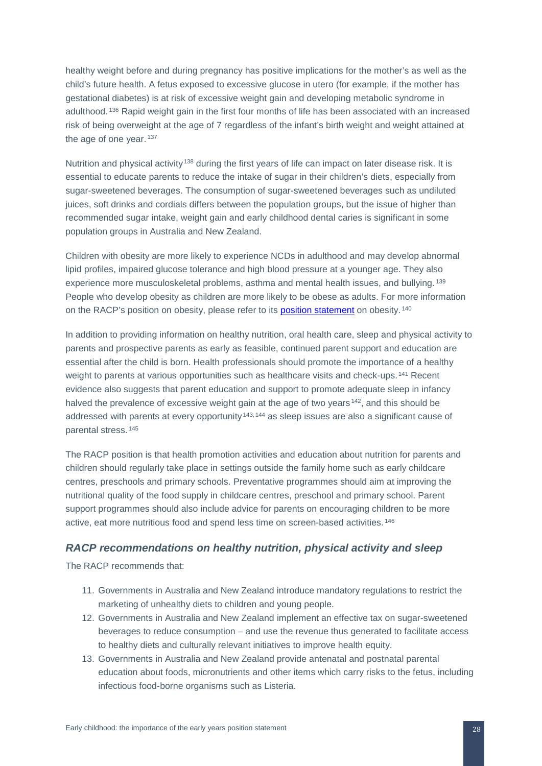healthy weight before and during pregnancy has positive implications for the mother's as well as the child's future health. A fetus exposed to excessive glucose in utero (for example, if the mother has gestational diabetes) is at risk of excessive weight gain and developing metabolic syndrome in adulthood.[136] Rapid weight gain in the first four months of life has been associated with an increased risk of being overweight at the age of 7 regardless of the infant's birth weight and weight attained at the age of one year.[137]

Nutrition and physical activity[138] during the first years of life can impact on later disease risk. It is essential to educate parents to reduce the intake of sugar in their children's diets, especially from sugar-sweetened beverages. The consumption of sugar-sweetened beverages such as undiluted juices, soft drinks and cordials differs between the population groups, but the issue of higher than recommended sugar intake, weight gain and early childhood dental caries is significant in some population groups in Australia and New Zealand.

Children with obesity are more likely to experience NCDs in adulthood and may develop abnormal lipid profiles, impaired glucose tolerance and high blood pressure at a younger age. They also experience more musculoskeletal problems, asthma and mental health issues, and bullying.[139] People who develop obesity as children are more likely to be obese as adults. For more information on the RACP's position on obesity, please refer to its position statement on obesity.[140]

In addition to providing information on healthy nutrition, oral health care, sleep and physical activity to parents and prospective parents as early as feasible, continued parent support and education are essential after the child is born. Health professionals should promote the importance of a healthy weight to parents at various opportunities such as healthcare visits and check-ups.[141] Recent evidence also suggests that parent education and support to promote adequate sleep in infancy halved the prevalence of excessive weight gain at the age of two years[142], and this should be addressed with parents at every opportunity[143,144] as sleep issues are also a significant cause of parental stress.[145]

The RACP position is that health promotion activities and education about nutrition for parents and children should regularly take place in settings outside the family home such as early childcare centres, preschools and primary schools. Preventative programmes should aim at improving the nutritional quality of the food supply in childcare centres, preschool and primary school. Parent support programmes should also include advice for parents on encouraging children to be more active, eat more nutritious food and spend less time on screen-based activities.[146]

### *RACP recommendations on healthy nutrition, physical activity and sleep*

The RACP recommends that:

11. Governments in Australia and New Zealand introduce mandatory regulations to restrict the marketing of unhealthy diets to children and young people.
12. Governments in Australia and New Zealand implement an effective tax on sugar-sweetened beverages to reduce consumption – and use the revenue thus generated to facilitate access to healthy diets and culturally relevant initiatives to improve health equity.
13. Governments in Australia and New Zealand provide antenatal and postnatal parental education about foods, micronutrients and other items which carry risks to the fetus, including infectious food-borne organisms such as Listeria.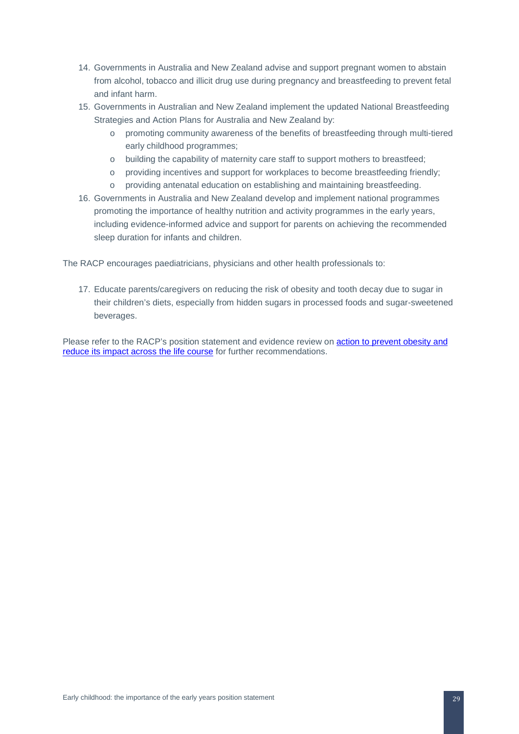14. Governments in Australia and New Zealand advise and support pregnant women to abstain from alcohol, tobacco and illicit drug use during pregnancy and breastfeeding to prevent fetal and infant harm.
15. Governments in Australian and New Zealand implement the updated National Breastfeeding Strategies and Action Plans for Australia and New Zealand by:
    - promoting community awareness of the benefits of breastfeeding through multi-tiered early childhood programmes;
    - building the capability of maternity care staff to support mothers to breastfeed;
    - providing incentives and support for workplaces to become breastfeeding friendly;
    - providing antenatal education on establishing and maintaining breastfeeding.
16. Governments in Australia and New Zealand develop and implement national programmes promoting the importance of healthy nutrition and activity programmes in the early years, including evidence-informed advice and support for parents on achieving the recommended sleep duration for infants and children.

The RACP encourages paediatricians, physicians and other health professionals to:

17. Educate parents/caregivers on reducing the risk of obesity and tooth decay due to sugar in their children's diets, especially from hidden sugars in processed foods and sugar-sweetened beverages.

Please refer to the RACP's position statement and evidence review on action to prevent obesity and reduce its impact across the life course for further recommendations.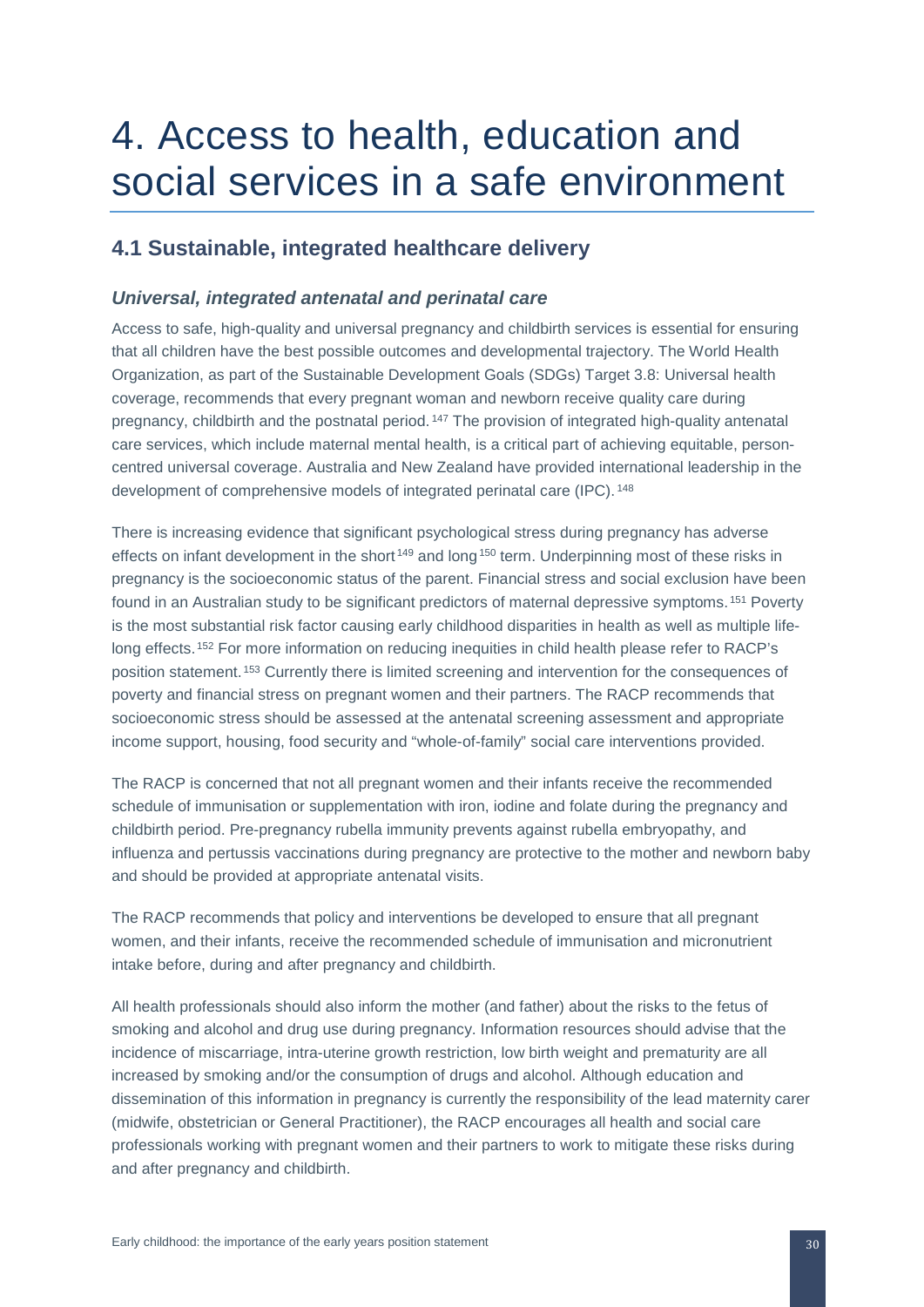# 4. Access to health, education and social services in a safe environment

## 4.1 Sustainable, integrated healthcare delivery

### *Universal, integrated antenatal and perinatal care*

Access to safe, high-quality and universal pregnancy and childbirth services is essential for ensuring that all children have the best possible outcomes and developmental trajectory. The World Health Organization, as part of the Sustainable Development Goals (SDGs) Target 3.8: Universal health coverage, recommends that every pregnant woman and newborn receive quality care during pregnancy, childbirth and the postnatal period.[147] The provision of integrated high-quality antenatal care services, which include maternal mental health, is a critical part of achieving equitable, person-centred universal coverage. Australia and New Zealand have provided international leadership in the development of comprehensive models of integrated perinatal care (IPC).[148]

There is increasing evidence that significant psychological stress during pregnancy has adverse effects on infant development in the short[149] and long[150] term. Underpinning most of these risks in pregnancy is the socioeconomic status of the parent. Financial stress and social exclusion have been found in an Australian study to be significant predictors of maternal depressive symptoms.[151] Poverty is the most substantial risk factor causing early childhood disparities in health as well as multiple life-long effects.[152] For more information on reducing inequities in child health please refer to RACP's position statement.[153] Currently there is limited screening and intervention for the consequences of poverty and financial stress on pregnant women and their partners. The RACP recommends that socioeconomic stress should be assessed at the antenatal screening assessment and appropriate income support, housing, food security and "whole-of-family" social care interventions provided.

The RACP is concerned that not all pregnant women and their infants receive the recommended schedule of immunisation or supplementation with iron, iodine and folate during the pregnancy and childbirth period. Pre-pregnancy rubella immunity prevents against rubella embryopathy, and influenza and pertussis vaccinations during pregnancy are protective to the mother and newborn baby and should be provided at appropriate antenatal visits.

The RACP recommends that policy and interventions be developed to ensure that all pregnant women, and their infants, receive the recommended schedule of immunisation and micronutrient intake before, during and after pregnancy and childbirth.

All health professionals should also inform the mother (and father) about the risks to the fetus of smoking and alcohol and drug use during pregnancy. Information resources should advise that the incidence of miscarriage, intra-uterine growth restriction, low birth weight and prematurity are all increased by smoking and/or the consumption of drugs and alcohol. Although education and dissemination of this information in pregnancy is currently the responsibility of the lead maternity carer (midwife, obstetrician or General Practitioner), the RACP encourages all health and social care professionals working with pregnant women and their partners to work to mitigate these risks during and after pregnancy and childbirth.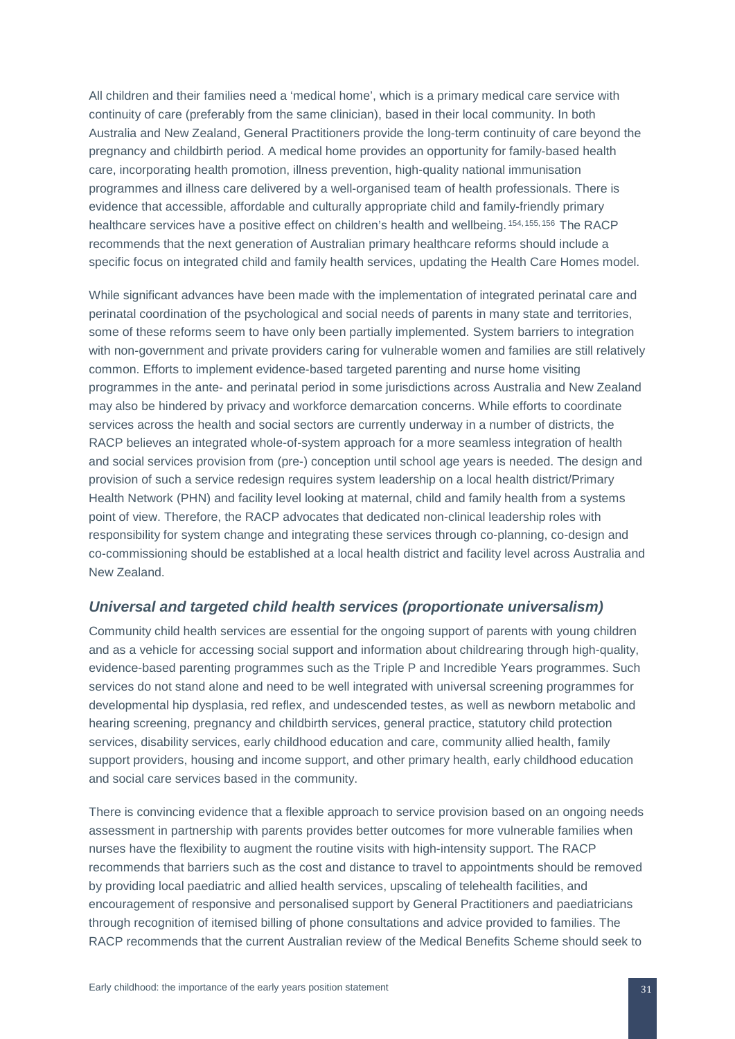All children and their families need a 'medical home', which is a primary medical care service with continuity of care (preferably from the same clinician), based in their local community. In both Australia and New Zealand, General Practitioners provide the long-term continuity of care beyond the pregnancy and childbirth period. A medical home provides an opportunity for family-based health care, incorporating health promotion, illness prevention, high-quality national immunisation programmes and illness care delivered by a well-organised team of health professionals. There is evidence that accessible, affordable and culturally appropriate child and family-friendly primary healthcare services have a positive effect on children's health and wellbeing.[154,155,156] The RACP recommends that the next generation of Australian primary healthcare reforms should include a specific focus on integrated child and family health services, updating the Health Care Homes model.

While significant advances have been made with the implementation of integrated perinatal care and perinatal coordination of the psychological and social needs of parents in many state and territories, some of these reforms seem to have only been partially implemented. System barriers to integration with non-government and private providers caring for vulnerable women and families are still relatively common. Efforts to implement evidence-based targeted parenting and nurse home visiting programmes in the ante- and perinatal period in some jurisdictions across Australia and New Zealand may also be hindered by privacy and workforce demarcation concerns. While efforts to coordinate services across the health and social sectors are currently underway in a number of districts, the RACP believes an integrated whole-of-system approach for a more seamless integration of health and social services provision from (pre-) conception until school age years is needed. The design and provision of such a service redesign requires system leadership on a local health district/Primary Health Network (PHN) and facility level looking at maternal, child and family health from a systems point of view. Therefore, the RACP advocates that dedicated non-clinical leadership roles with responsibility for system change and integrating these services through co-planning, co-design and co-commissioning should be established at a local health district and facility level across Australia and New Zealand.

### *Universal and targeted child health services (proportionate universalism)*

Community child health services are essential for the ongoing support of parents with young children and as a vehicle for accessing social support and information about childrearing through high-quality, evidence-based parenting programmes such as the Triple P and Incredible Years programmes. Such services do not stand alone and need to be well integrated with universal screening programmes for developmental hip dysplasia, red reflex, and undescended testes, as well as newborn metabolic and hearing screening, pregnancy and childbirth services, general practice, statutory child protection services, disability services, early childhood education and care, community allied health, family support providers, housing and income support, and other primary health, early childhood education and social care services based in the community.

There is convincing evidence that a flexible approach to service provision based on an ongoing needs assessment in partnership with parents provides better outcomes for more vulnerable families when nurses have the flexibility to augment the routine visits with high-intensity support. The RACP recommends that barriers such as the cost and distance to travel to appointments should be removed by providing local paediatric and allied health services, upscaling of telehealth facilities, and encouragement of responsive and personalised support by General Practitioners and paediatricians through recognition of itemised billing of phone consultations and advice provided to families. The RACP recommends that the current Australian review of the Medical Benefits Scheme should seek to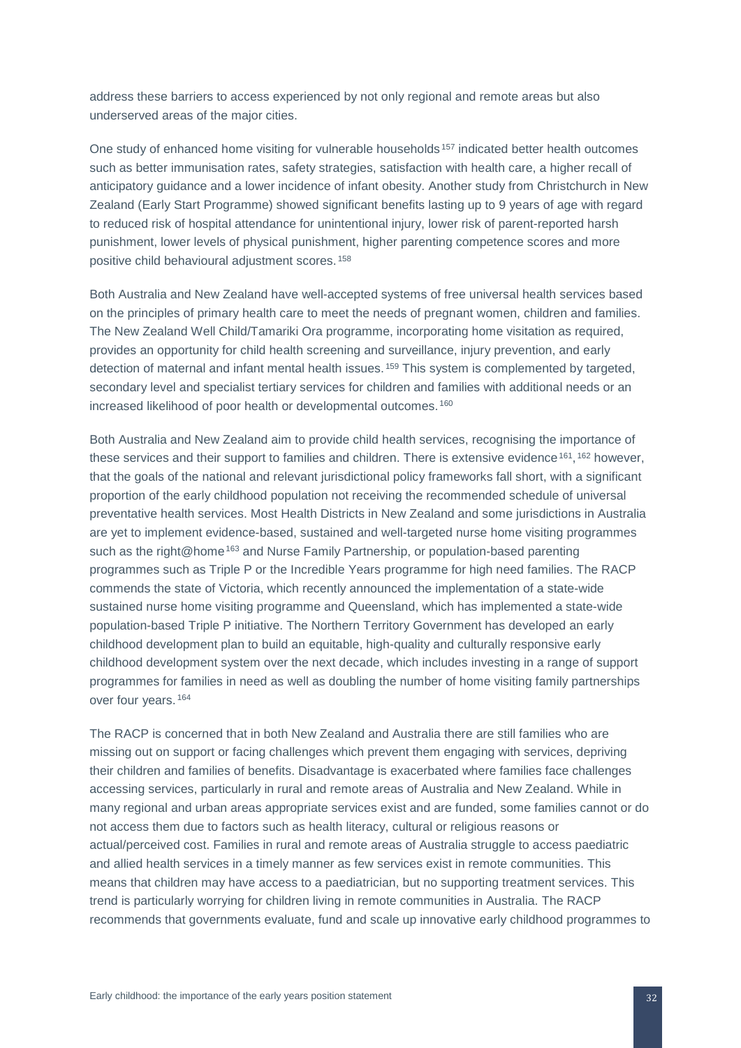address these barriers to access experienced by not only regional and remote areas but also underserved areas of the major cities.

One study of enhanced home visiting for vulnerable households[157] indicated better health outcomes such as better immunisation rates, safety strategies, satisfaction with health care, a higher recall of anticipatory guidance and a lower incidence of infant obesity. Another study from Christchurch in New Zealand (Early Start Programme) showed significant benefits lasting up to 9 years of age with regard to reduced risk of hospital attendance for unintentional injury, lower risk of parent-reported harsh punishment, lower levels of physical punishment, higher parenting competence scores and more positive child behavioural adjustment scores.[158]

Both Australia and New Zealand have well-accepted systems of free universal health services based on the principles of primary health care to meet the needs of pregnant women, children and families. The New Zealand Well Child/Tamariki Ora programme, incorporating home visitation as required, provides an opportunity for child health screening and surveillance, injury prevention, and early detection of maternal and infant mental health issues.[159] This system is complemented by targeted, secondary level and specialist tertiary services for children and families with additional needs or an increased likelihood of poor health or developmental outcomes.[160]

Both Australia and New Zealand aim to provide child health services, recognising the importance of these services and their support to families and children. There is extensive evidence[161], [162] however, that the goals of the national and relevant jurisdictional policy frameworks fall short, with a significant proportion of the early childhood population not receiving the recommended schedule of universal preventative health services. Most Health Districts in New Zealand and some jurisdictions in Australia are yet to implement evidence-based, sustained and well-targeted nurse home visiting programmes such as the right@home[163] and Nurse Family Partnership, or population-based parenting programmes such as Triple P or the Incredible Years programme for high need families. The RACP commends the state of Victoria, which recently announced the implementation of a state-wide sustained nurse home visiting programme and Queensland, which has implemented a state-wide population-based Triple P initiative. The Northern Territory Government has developed an early childhood development plan to build an equitable, high-quality and culturally responsive early childhood development system over the next decade, which includes investing in a range of support programmes for families in need as well as doubling the number of home visiting family partnerships over four years.[164]

The RACP is concerned that in both New Zealand and Australia there are still families who are missing out on support or facing challenges which prevent them engaging with services, depriving their children and families of benefits. Disadvantage is exacerbated where families face challenges accessing services, particularly in rural and remote areas of Australia and New Zealand. While in many regional and urban areas appropriate services exist and are funded, some families cannot or do not access them due to factors such as health literacy, cultural or religious reasons or actual/perceived cost. Families in rural and remote areas of Australia struggle to access paediatric and allied health services in a timely manner as few services exist in remote communities. This means that children may have access to a paediatrician, but no supporting treatment services. This trend is particularly worrying for children living in remote communities in Australia. The RACP recommends that governments evaluate, fund and scale up innovative early childhood programmes to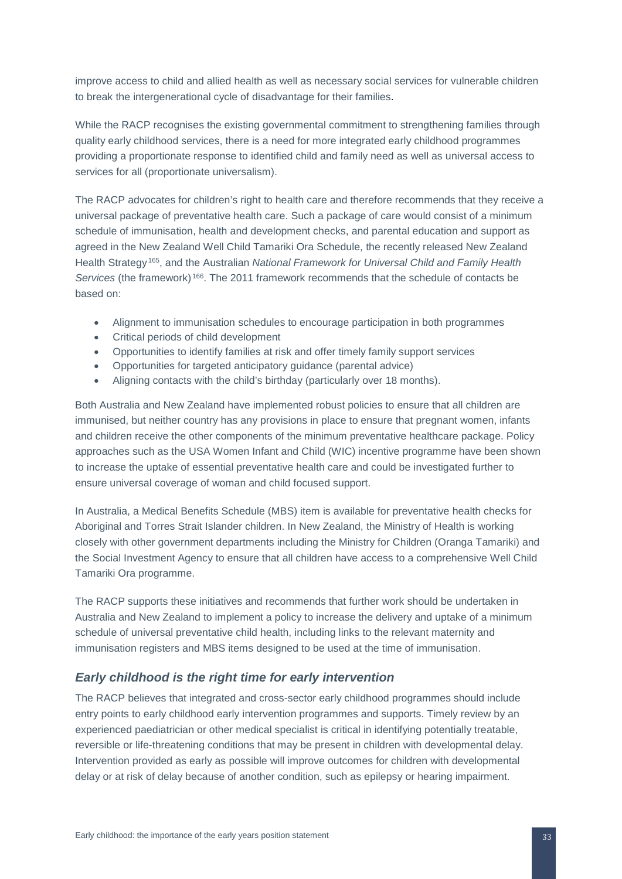improve access to child and allied health as well as necessary social services for vulnerable children to break the intergenerational cycle of disadvantage for their families.

While the RACP recognises the existing governmental commitment to strengthening families through quality early childhood services, there is a need for more integrated early childhood programmes providing a proportionate response to identified child and family need as well as universal access to services for all (proportionate universalism).

The RACP advocates for children's right to health care and therefore recommends that they receive a universal package of preventative health care. Such a package of care would consist of a minimum schedule of immunisation, health and development checks, and parental education and support as agreed in the New Zealand Well Child Tamariki Ora Schedule, the recently released New Zealand Health Strategy[165], and the Australian *National Framework for Universal Child and Family Health Services* (the framework)[166]. The 2011 framework recommends that the schedule of contacts be based on:

- Alignment to immunisation schedules to encourage participation in both programmes
- Critical periods of child development
- Opportunities to identify families at risk and offer timely family support services
- Opportunities for targeted anticipatory guidance (parental advice)
- Aligning contacts with the child's birthday (particularly over 18 months).

Both Australia and New Zealand have implemented robust policies to ensure that all children are immunised, but neither country has any provisions in place to ensure that pregnant women, infants and children receive the other components of the minimum preventative healthcare package. Policy approaches such as the USA Women Infant and Child (WIC) incentive programme have been shown to increase the uptake of essential preventative health care and could be investigated further to ensure universal coverage of woman and child focused support.

In Australia, a Medical Benefits Schedule (MBS) item is available for preventative health checks for Aboriginal and Torres Strait Islander children. In New Zealand, the Ministry of Health is working closely with other government departments including the Ministry for Children (Oranga Tamariki) and the Social Investment Agency to ensure that all children have access to a comprehensive Well Child Tamariki Ora programme.

The RACP supports these initiatives and recommends that further work should be undertaken in Australia and New Zealand to implement a policy to increase the delivery and uptake of a minimum schedule of universal preventative child health, including links to the relevant maternity and immunisation registers and MBS items designed to be used at the time of immunisation.

### *Early childhood is the right time for early intervention*

The RACP believes that integrated and cross-sector early childhood programmes should include entry points to early childhood early intervention programmes and supports. Timely review by an experienced paediatrician or other medical specialist is critical in identifying potentially treatable, reversible or life-threatening conditions that may be present in children with developmental delay. Intervention provided as early as possible will improve outcomes for children with developmental delay or at risk of delay because of another condition, such as epilepsy or hearing impairment.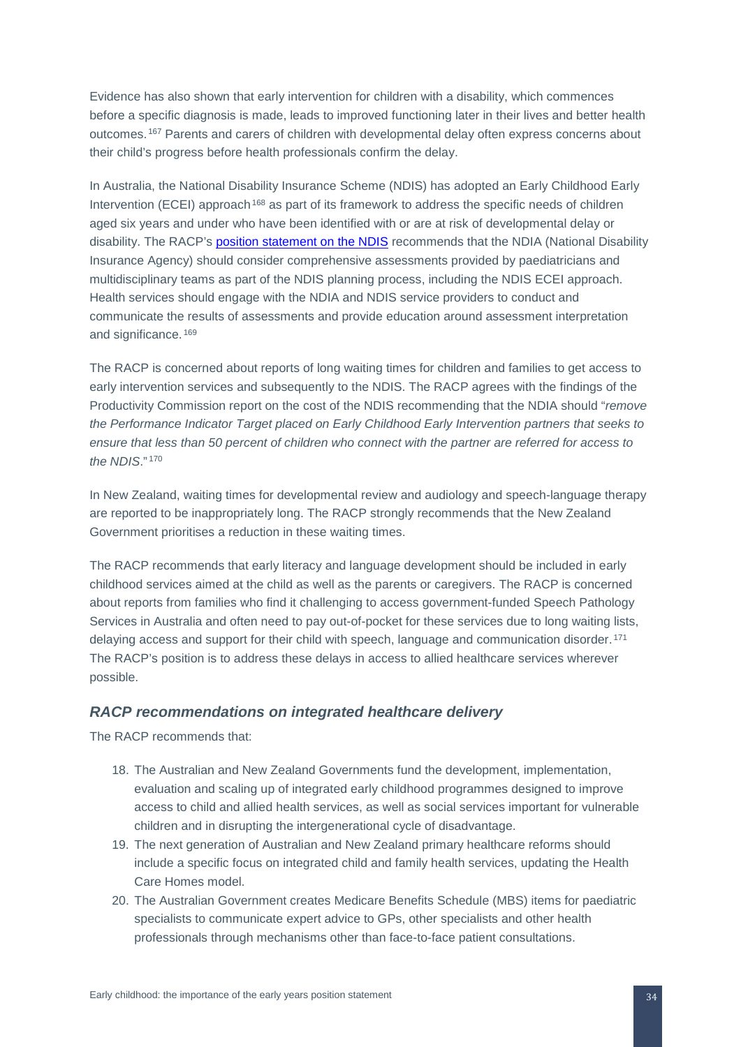Evidence has also shown that early intervention for children with a disability, which commences before a specific diagnosis is made, leads to improved functioning later in their lives and better health outcomes.[167] Parents and carers of children with developmental delay often express concerns about their child's progress before health professionals confirm the delay.

In Australia, the National Disability Insurance Scheme (NDIS) has adopted an Early Childhood Early Intervention (ECEI) approach[168] as part of its framework to address the specific needs of children aged six years and under who have been identified with or are at risk of developmental delay or disability. The RACP's position statement on the NDIS recommends that the NDIA (National Disability Insurance Agency) should consider comprehensive assessments provided by paediatricians and multidisciplinary teams as part of the NDIS planning process, including the NDIS ECEI approach. Health services should engage with the NDIA and NDIS service providers to conduct and communicate the results of assessments and provide education around assessment interpretation and significance.[169]

The RACP is concerned about reports of long waiting times for children and families to get access to early intervention services and subsequently to the NDIS. The RACP agrees with the findings of the Productivity Commission report on the cost of the NDIS recommending that the NDIA should "*remove the Performance Indicator Target placed on Early Childhood Early Intervention partners that seeks to ensure that less than 50 percent of children who connect with the partner are referred for access to the NDIS*."[170]

In New Zealand, waiting times for developmental review and audiology and speech-language therapy are reported to be inappropriately long. The RACP strongly recommends that the New Zealand Government prioritises a reduction in these waiting times.

The RACP recommends that early literacy and language development should be included in early childhood services aimed at the child as well as the parents or caregivers. The RACP is concerned about reports from families who find it challenging to access government-funded Speech Pathology Services in Australia and often need to pay out-of-pocket for these services due to long waiting lists, delaying access and support for their child with speech, language and communication disorder.[171] The RACP's position is to address these delays in access to allied healthcare services wherever possible.

### *RACP recommendations on integrated healthcare delivery*

The RACP recommends that:

18. The Australian and New Zealand Governments fund the development, implementation, evaluation and scaling up of integrated early childhood programmes designed to improve access to child and allied health services, as well as social services important for vulnerable children and in disrupting the intergenerational cycle of disadvantage.
19. The next generation of Australian and New Zealand primary healthcare reforms should include a specific focus on integrated child and family health services, updating the Health Care Homes model.
20. The Australian Government creates Medicare Benefits Schedule (MBS) items for paediatric specialists to communicate expert advice to GPs, other specialists and other health professionals through mechanisms other than face-to-face patient consultations.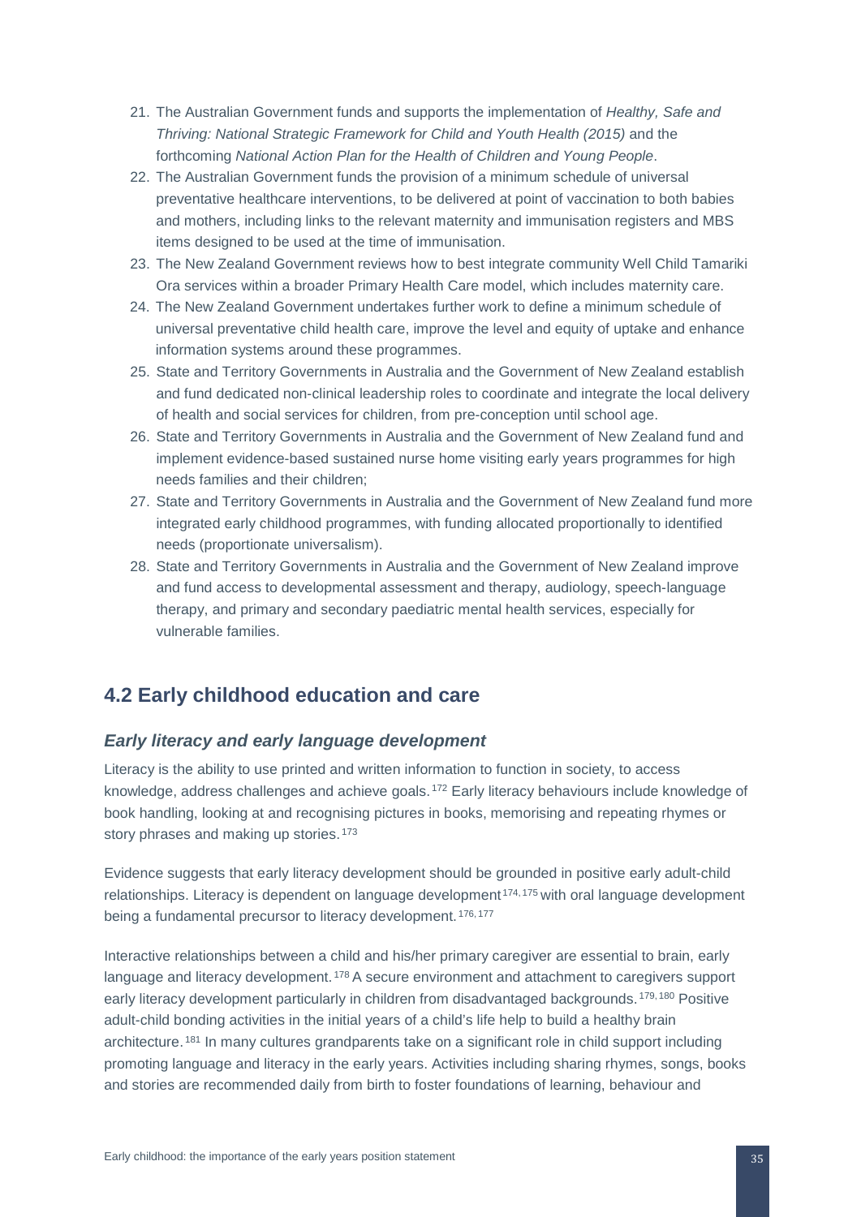21. The Australian Government funds and supports the implementation of *Healthy, Safe and Thriving: National Strategic Framework for Child and Youth Health (2015)* and the forthcoming *National Action Plan for the Health of Children and Young People*.
22. The Australian Government funds the provision of a minimum schedule of universal preventative healthcare interventions, to be delivered at point of vaccination to both babies and mothers, including links to the relevant maternity and immunisation registers and MBS items designed to be used at the time of immunisation.
23. The New Zealand Government reviews how to best integrate community Well Child Tamariki Ora services within a broader Primary Health Care model, which includes maternity care.
24. The New Zealand Government undertakes further work to define a minimum schedule of universal preventative child health care, improve the level and equity of uptake and enhance information systems around these programmes.
25. State and Territory Governments in Australia and the Government of New Zealand establish and fund dedicated non-clinical leadership roles to coordinate and integrate the local delivery of health and social services for children, from pre-conception until school age.
26. State and Territory Governments in Australia and the Government of New Zealand fund and implement evidence-based sustained nurse home visiting early years programmes for high needs families and their children;
27. State and Territory Governments in Australia and the Government of New Zealand fund more integrated early childhood programmes, with funding allocated proportionally to identified needs (proportionate universalism).
28. State and Territory Governments in Australia and the Government of New Zealand improve and fund access to developmental assessment and therapy, audiology, speech-language therapy, and primary and secondary paediatric mental health services, especially for vulnerable families.

## 4.2 Early childhood education and care

### *Early literacy and early language development*

Literacy is the ability to use printed and written information to function in society, to access knowledge, address challenges and achieve goals.[172] Early literacy behaviours include knowledge of book handling, looking at and recognising pictures in books, memorising and repeating rhymes or story phrases and making up stories.[173]

Evidence suggests that early literacy development should be grounded in positive early adult-child relationships. Literacy is dependent on language development[174, 175] with oral language development being a fundamental precursor to literacy development.[176, 177]

Interactive relationships between a child and his/her primary caregiver are essential to brain, early language and literacy development.[178] A secure environment and attachment to caregivers support early literacy development particularly in children from disadvantaged backgrounds.[179, 180] Positive adult-child bonding activities in the initial years of a child's life help to build a healthy brain architecture.[181] In many cultures grandparents take on a significant role in child support including promoting language and literacy in the early years. Activities including sharing rhymes, songs, books and stories are recommended daily from birth to foster foundations of learning, behaviour and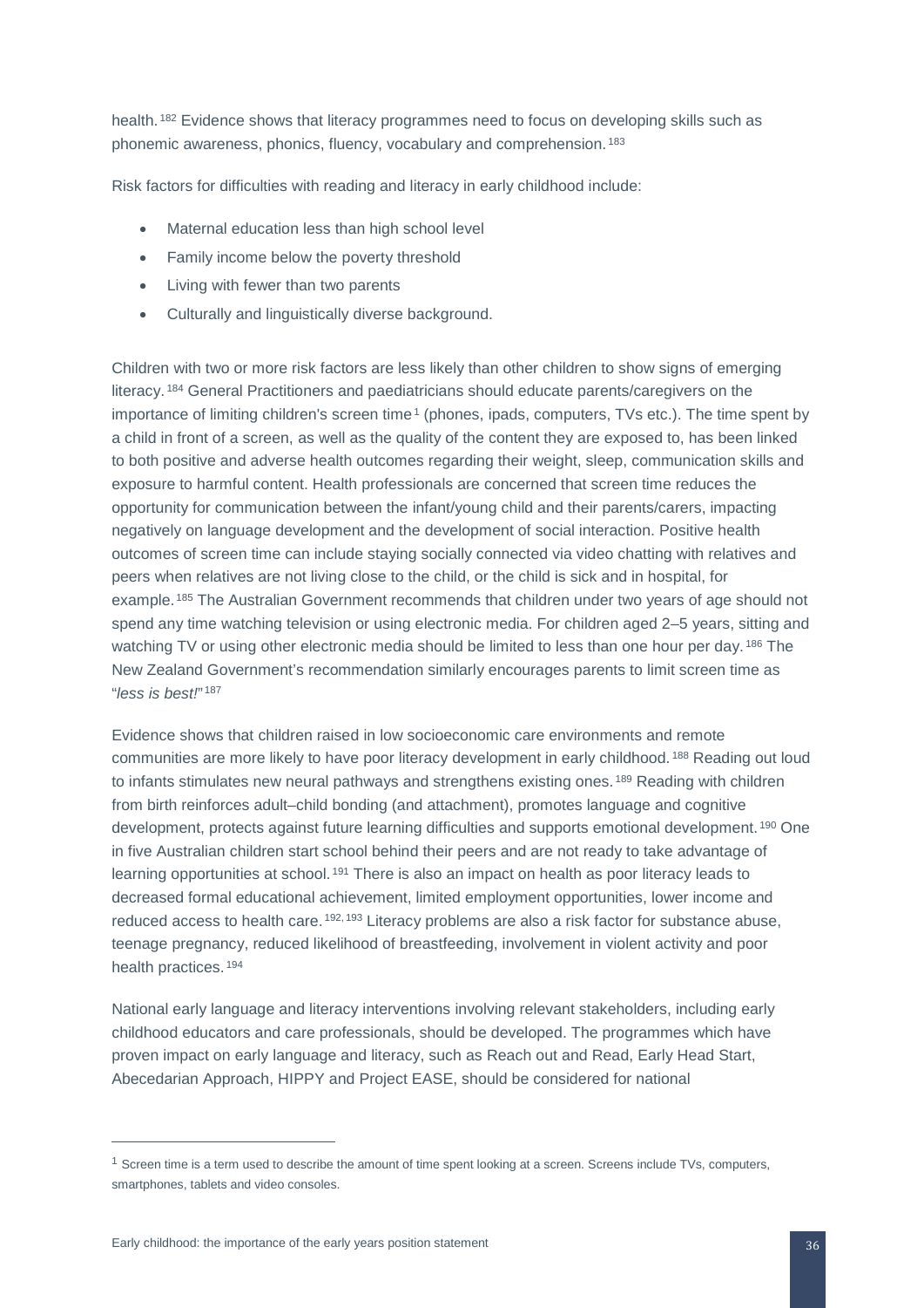health.[182] Evidence shows that literacy programmes need to focus on developing skills such as phonemic awareness, phonics, fluency, vocabulary and comprehension.[183]

Risk factors for difficulties with reading and literacy in early childhood include:

- Maternal education less than high school level
- Family income below the poverty threshold
- Living with fewer than two parents
- Culturally and linguistically diverse background.

Children with two or more risk factors are less likely than other children to show signs of emerging literacy.[184] General Practitioners and paediatricians should educate parents/caregivers on the importance of limiting children's screen time[1] (phones, ipads, computers, TVs etc.). The time spent by a child in front of a screen, as well as the quality of the content they are exposed to, has been linked to both positive and adverse health outcomes regarding their weight, sleep, communication skills and exposure to harmful content. Health professionals are concerned that screen time reduces the opportunity for communication between the infant/young child and their parents/carers, impacting negatively on language development and the development of social interaction. Positive health outcomes of screen time can include staying socially connected via video chatting with relatives and peers when relatives are not living close to the child, or the child is sick and in hospital, for example.[185] The Australian Government recommends that children under two years of age should not spend any time watching television or using electronic media. For children aged 2–5 years, sitting and watching TV or using other electronic media should be limited to less than one hour per day.[186] The New Zealand Government's recommendation similarly encourages parents to limit screen time as "*less is best!*"[187]

Evidence shows that children raised in low socioeconomic care environments and remote communities are more likely to have poor literacy development in early childhood.[188] Reading out loud to infants stimulates new neural pathways and strengthens existing ones.[189] Reading with children from birth reinforces adult–child bonding (and attachment), promotes language and cognitive development, protects against future learning difficulties and supports emotional development.[190] One in five Australian children start school behind their peers and are not ready to take advantage of learning opportunities at school.[191] There is also an impact on health as poor literacy leads to decreased formal educational achievement, limited employment opportunities, lower income and reduced access to health care.[192, 193] Literacy problems are also a risk factor for substance abuse, teenage pregnancy, reduced likelihood of breastfeeding, involvement in violent activity and poor health practices.[194]

National early language and literacy interventions involving relevant stakeholders, including early childhood educators and care professionals, should be developed. The programmes which have proven impact on early language and literacy, such as Reach out and Read, Early Head Start, Abecedarian Approach, HIPPY and Project EASE, should be considered for national

---

[1] Screen time is a term used to describe the amount of time spent looking at a screen. Screens include TVs, computers, smartphones, tablets and video consoles.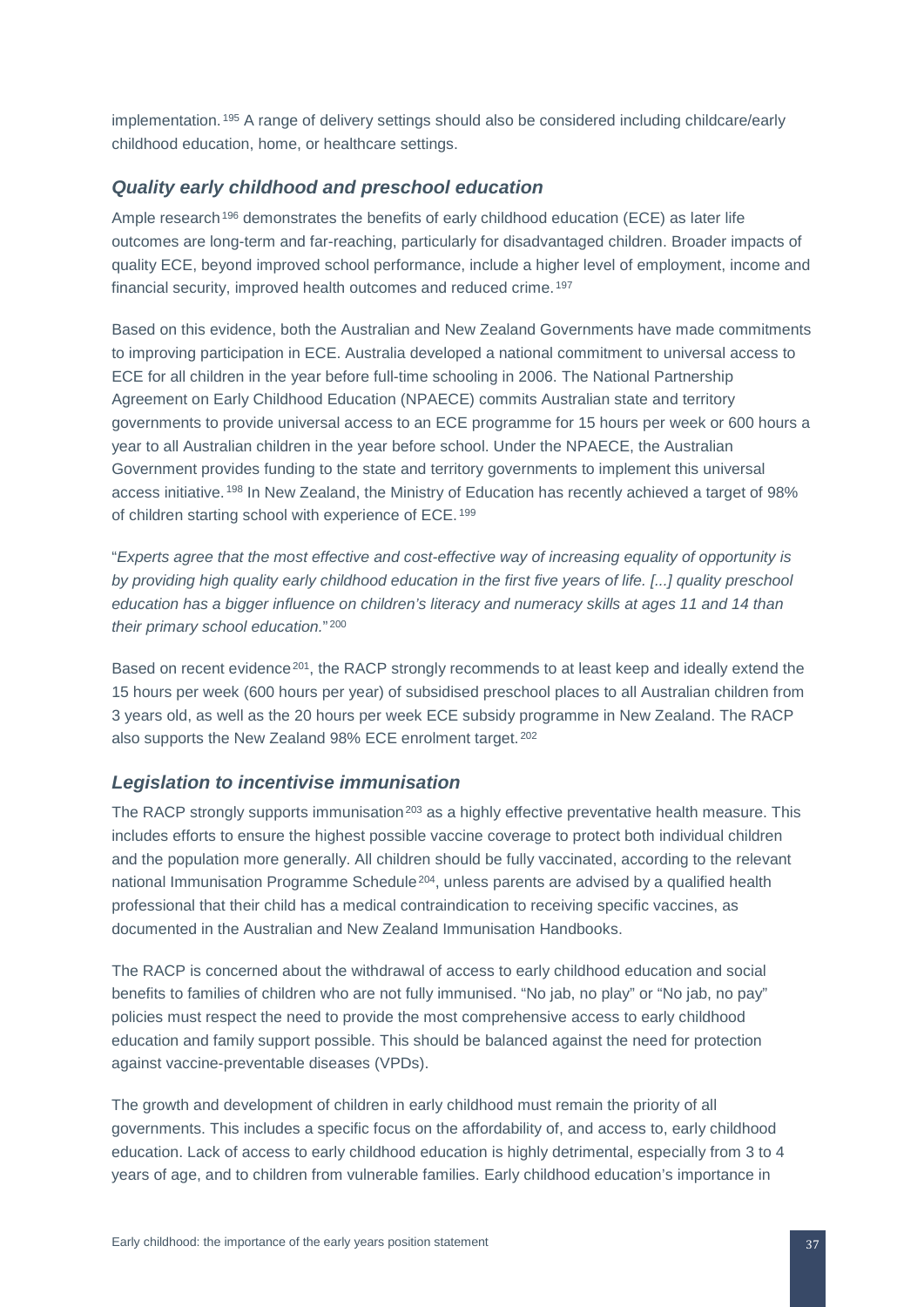implementation.[195] A range of delivery settings should also be considered including childcare/early childhood education, home, or healthcare settings.

### *Quality early childhood and preschool education*

Ample research[196] demonstrates the benefits of early childhood education (ECE) as later life outcomes are long-term and far-reaching, particularly for disadvantaged children. Broader impacts of quality ECE, beyond improved school performance, include a higher level of employment, income and financial security, improved health outcomes and reduced crime.[197]

Based on this evidence, both the Australian and New Zealand Governments have made commitments to improving participation in ECE. Australia developed a national commitment to universal access to ECE for all children in the year before full-time schooling in 2006. The National Partnership Agreement on Early Childhood Education (NPAECE) commits Australian state and territory governments to provide universal access to an ECE programme for 15 hours per week or 600 hours a year to all Australian children in the year before school. Under the NPAECE, the Australian Government provides funding to the state and territory governments to implement this universal access initiative.[198] In New Zealand, the Ministry of Education has recently achieved a target of 98% of children starting school with experience of ECE.[199]

"*Experts agree that the most effective and cost-effective way of increasing equality of opportunity is by providing high quality early childhood education in the first five years of life. [...] quality preschool education has a bigger influence on children's literacy and numeracy skills at ages 11 and 14 than their primary school education.*"[200]

Based on recent evidence[201], the RACP strongly recommends to at least keep and ideally extend the 15 hours per week (600 hours per year) of subsidised preschool places to all Australian children from 3 years old, as well as the 20 hours per week ECE subsidy programme in New Zealand. The RACP also supports the New Zealand 98% ECE enrolment target.[202]

### *Legislation to incentivise immunisation*

The RACP strongly supports immunisation[203] as a highly effective preventative health measure. This includes efforts to ensure the highest possible vaccine coverage to protect both individual children and the population more generally. All children should be fully vaccinated, according to the relevant national Immunisation Programme Schedule[204], unless parents are advised by a qualified health professional that their child has a medical contraindication to receiving specific vaccines, as documented in the Australian and New Zealand Immunisation Handbooks.

The RACP is concerned about the withdrawal of access to early childhood education and social benefits to families of children who are not fully immunised. "No jab, no play" or "No jab, no pay" policies must respect the need to provide the most comprehensive access to early childhood education and family support possible. This should be balanced against the need for protection against vaccine-preventable diseases (VPDs).

The growth and development of children in early childhood must remain the priority of all governments. This includes a specific focus on the affordability of, and access to, early childhood education. Lack of access to early childhood education is highly detrimental, especially from 3 to 4 years of age, and to children from vulnerable families. Early childhood education's importance in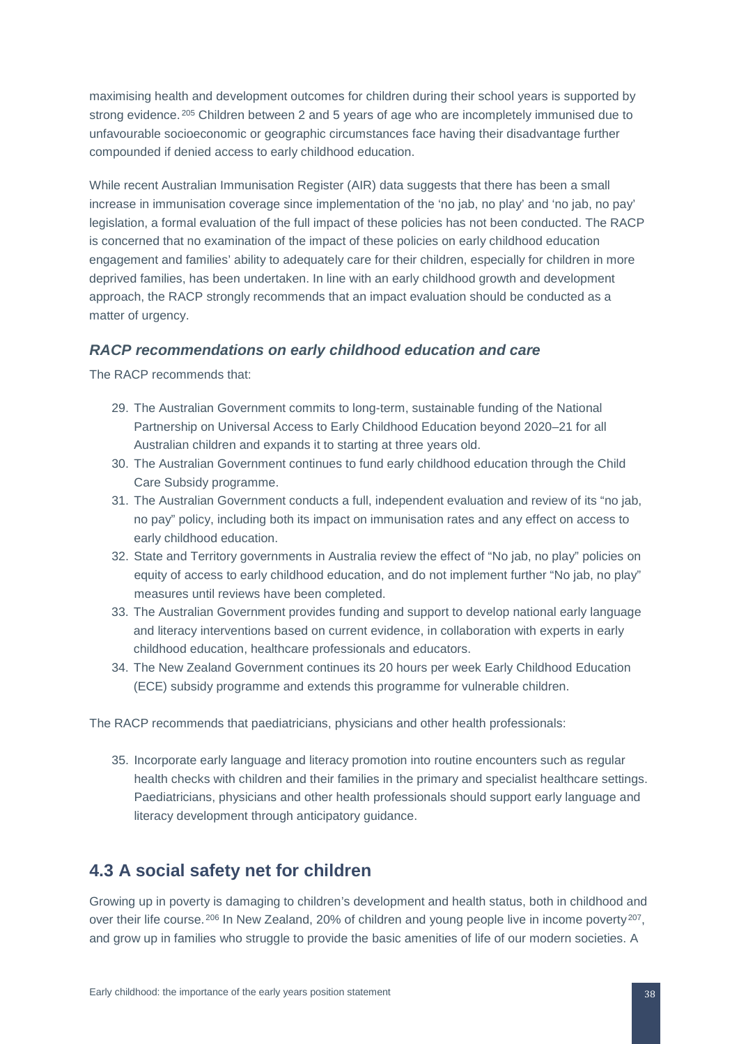maximising health and development outcomes for children during their school years is supported by strong evidence.[205] Children between 2 and 5 years of age who are incompletely immunised due to unfavourable socioeconomic or geographic circumstances face having their disadvantage further compounded if denied access to early childhood education.

While recent Australian Immunisation Register (AIR) data suggests that there has been a small increase in immunisation coverage since implementation of the 'no jab, no play' and 'no jab, no pay' legislation, a formal evaluation of the full impact of these policies has not been conducted. The RACP is concerned that no examination of the impact of these policies on early childhood education engagement and families' ability to adequately care for their children, especially for children in more deprived families, has been undertaken. In line with an early childhood growth and development approach, the RACP strongly recommends that an impact evaluation should be conducted as a matter of urgency.

### *RACP recommendations on early childhood education and care*

The RACP recommends that:

29. The Australian Government commits to long-term, sustainable funding of the National Partnership on Universal Access to Early Childhood Education beyond 2020–21 for all Australian children and expands it to starting at three years old.
30. The Australian Government continues to fund early childhood education through the Child Care Subsidy programme.
31. The Australian Government conducts a full, independent evaluation and review of its "no jab, no pay" policy, including both its impact on immunisation rates and any effect on access to early childhood education.
32. State and Territory governments in Australia review the effect of "No jab, no play" policies on equity of access to early childhood education, and do not implement further "No jab, no play" measures until reviews have been completed.
33. The Australian Government provides funding and support to develop national early language and literacy interventions based on current evidence, in collaboration with experts in early childhood education, healthcare professionals and educators.
34. The New Zealand Government continues its 20 hours per week Early Childhood Education (ECE) subsidy programme and extends this programme for vulnerable children.

The RACP recommends that paediatricians, physicians and other health professionals:

35. Incorporate early language and literacy promotion into routine encounters such as regular health checks with children and their families in the primary and specialist healthcare settings. Paediatricians, physicians and other health professionals should support early language and literacy development through anticipatory guidance.

## 4.3 A social safety net for children

Growing up in poverty is damaging to children's development and health status, both in childhood and over their life course.[206] In New Zealand, 20% of children and young people live in income poverty[207], and grow up in families who struggle to provide the basic amenities of life of our modern societies. A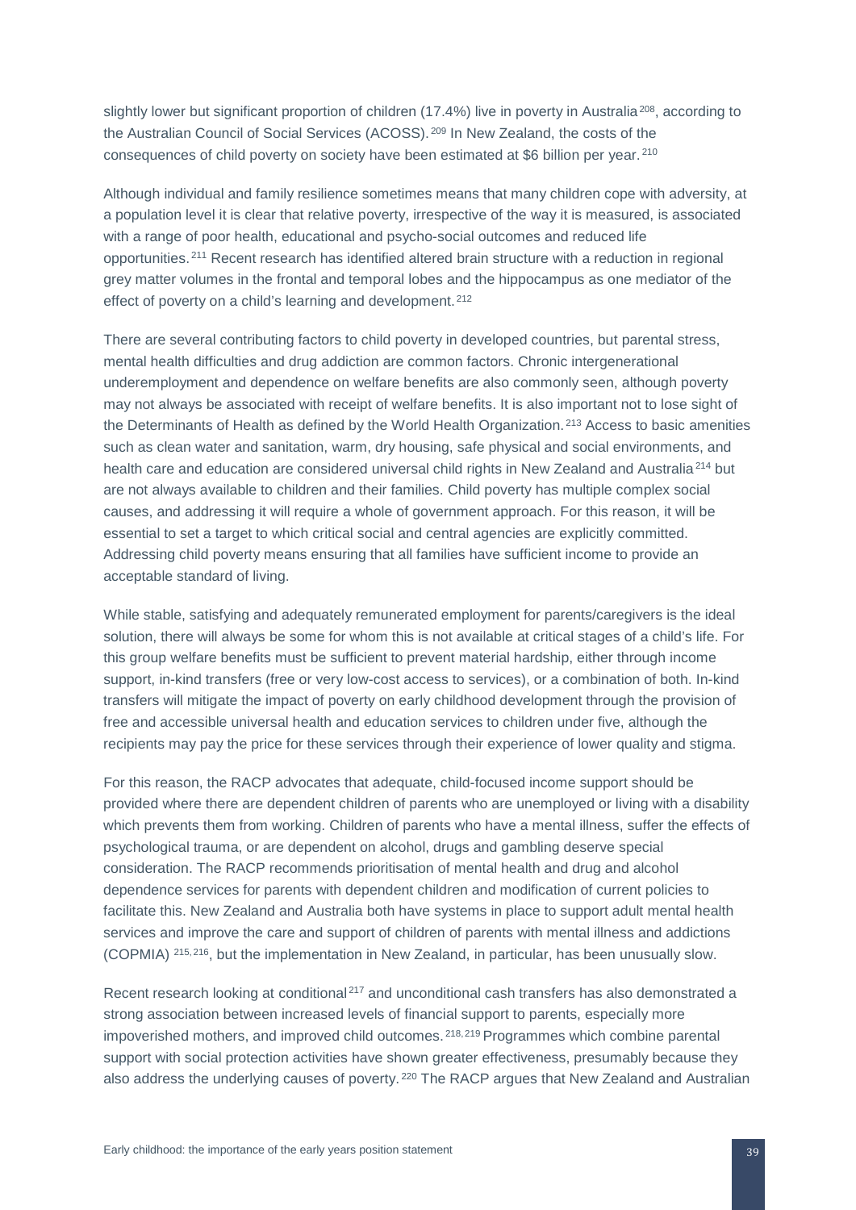slightly lower but significant proportion of children (17.4%) live in poverty in Australia[208], according to the Australian Council of Social Services (ACOSS).[209] In New Zealand, the costs of the consequences of child poverty on society have been estimated at $6 billion per year.[210]

Although individual and family resilience sometimes means that many children cope with adversity, at a population level it is clear that relative poverty, irrespective of the way it is measured, is associated with a range of poor health, educational and psycho-social outcomes and reduced life opportunities.[211] Recent research has identified altered brain structure with a reduction in regional grey matter volumes in the frontal and temporal lobes and the hippocampus as one mediator of the effect of poverty on a child's learning and development.[212]

There are several contributing factors to child poverty in developed countries, but parental stress, mental health difficulties and drug addiction are common factors. Chronic intergenerational underemployment and dependence on welfare benefits are also commonly seen, although poverty may not always be associated with receipt of welfare benefits. It is also important not to lose sight of the Determinants of Health as defined by the World Health Organization.[213] Access to basic amenities such as clean water and sanitation, warm, dry housing, safe physical and social environments, and health care and education are considered universal child rights in New Zealand and Australia[214] but are not always available to children and their families. Child poverty has multiple complex social causes, and addressing it will require a whole of government approach. For this reason, it will be essential to set a target to which critical social and central agencies are explicitly committed. Addressing child poverty means ensuring that all families have sufficient income to provide an acceptable standard of living.

While stable, satisfying and adequately remunerated employment for parents/caregivers is the ideal solution, there will always be some for whom this is not available at critical stages of a child's life. For this group welfare benefits must be sufficient to prevent material hardship, either through income support, in-kind transfers (free or very low-cost access to services), or a combination of both. In-kind transfers will mitigate the impact of poverty on early childhood development through the provision of free and accessible universal health and education services to children under five, although the recipients may pay the price for these services through their experience of lower quality and stigma.

For this reason, the RACP advocates that adequate, child-focused income support should be provided where there are dependent children of parents who are unemployed or living with a disability which prevents them from working. Children of parents who have a mental illness, suffer the effects of psychological trauma, or are dependent on alcohol, drugs and gambling deserve special consideration. The RACP recommends prioritisation of mental health and drug and alcohol dependence services for parents with dependent children and modification of current policies to facilitate this. New Zealand and Australia both have systems in place to support adult mental health services and improve the care and support of children of parents with mental illness and addictions (COPMIA) [215,216], but the implementation in New Zealand, in particular, has been unusually slow.

Recent research looking at conditional[217] and unconditional cash transfers has also demonstrated a strong association between increased levels of financial support to parents, especially more impoverished mothers, and improved child outcomes.[218,219] Programmes which combine parental support with social protection activities have shown greater effectiveness, presumably because they also address the underlying causes of poverty.[220] The RACP argues that New Zealand and Australian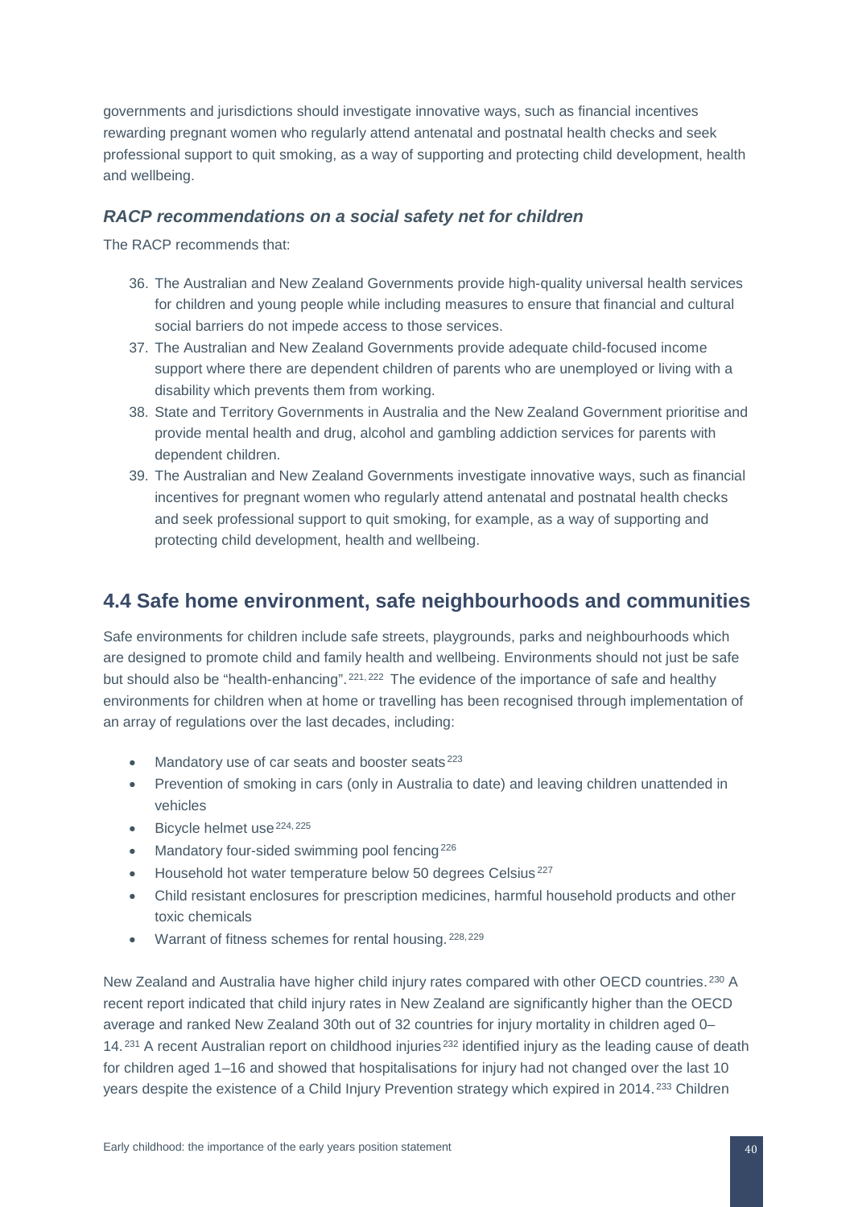governments and jurisdictions should investigate innovative ways, such as financial incentives rewarding pregnant women who regularly attend antenatal and postnatal health checks and seek professional support to quit smoking, as a way of supporting and protecting child development, health and wellbeing.

### *RACP recommendations on a social safety net for children*

The RACP recommends that:

36. The Australian and New Zealand Governments provide high-quality universal health services for children and young people while including measures to ensure that financial and cultural social barriers do not impede access to those services.
37. The Australian and New Zealand Governments provide adequate child-focused income support where there are dependent children of parents who are unemployed or living with a disability which prevents them from working.
38. State and Territory Governments in Australia and the New Zealand Government prioritise and provide mental health and drug, alcohol and gambling addiction services for parents with dependent children.
39. The Australian and New Zealand Governments investigate innovative ways, such as financial incentives for pregnant women who regularly attend antenatal and postnatal health checks and seek professional support to quit smoking, for example, as a way of supporting and protecting child development, health and wellbeing.

## 4.4 Safe home environment, safe neighbourhoods and communities

Safe environments for children include safe streets, playgrounds, parks and neighbourhoods which are designed to promote child and family health and wellbeing. Environments should not just be safe but should also be "health-enhancing".[221, 222] The evidence of the importance of safe and healthy environments for children when at home or travelling has been recognised through implementation of an array of regulations over the last decades, including:

- Mandatory use of car seats and booster seats[223]
- Prevention of smoking in cars (only in Australia to date) and leaving children unattended in vehicles
- Bicycle helmet use[224, 225]
- Mandatory four-sided swimming pool fencing[226]
- Household hot water temperature below 50 degrees Celsius[227]
- Child resistant enclosures for prescription medicines, harmful household products and other toxic chemicals
- Warrant of fitness schemes for rental housing.[228, 229]

New Zealand and Australia have higher child injury rates compared with other OECD countries.[230] A recent report indicated that child injury rates in New Zealand are significantly higher than the OECD average and ranked New Zealand 30th out of 32 countries for injury mortality in children aged 0–14.[231] A recent Australian report on childhood injuries[232] identified injury as the leading cause of death for children aged 1–16 and showed that hospitalisations for injury had not changed over the last 10 years despite the existence of a Child Injury Prevention strategy which expired in 2014.[233] Children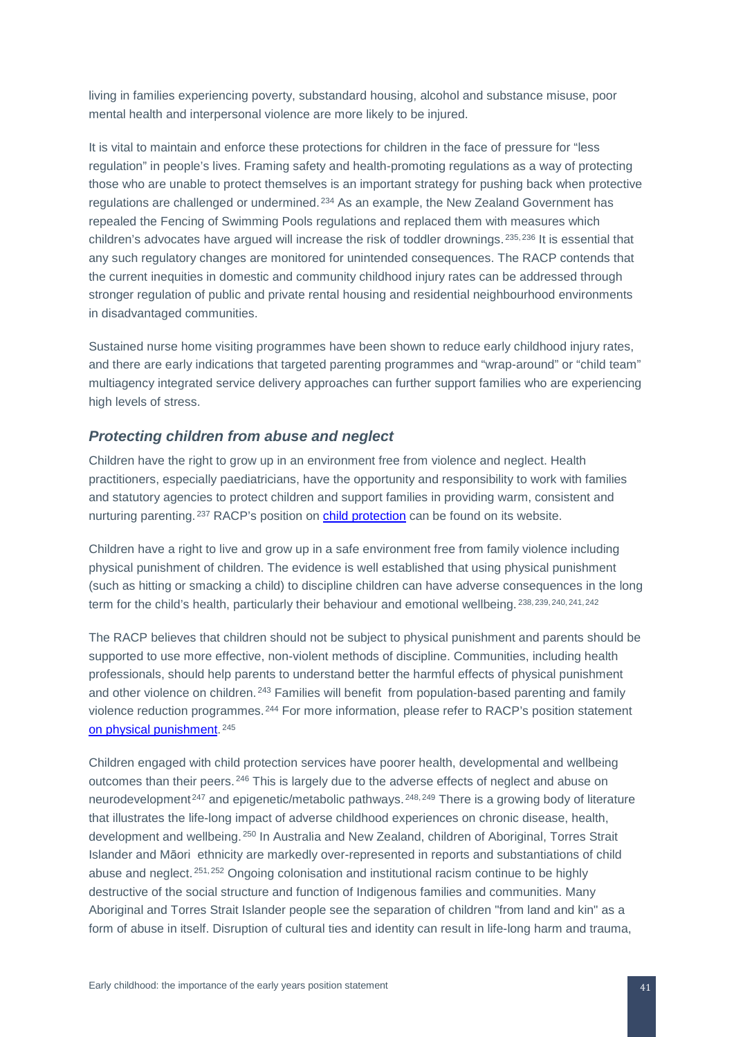living in families experiencing poverty, substandard housing, alcohol and substance misuse, poor mental health and interpersonal violence are more likely to be injured.

It is vital to maintain and enforce these protections for children in the face of pressure for "less regulation" in people's lives. Framing safety and health-promoting regulations as a way of protecting those who are unable to protect themselves is an important strategy for pushing back when protective regulations are challenged or undermined.[234] As an example, the New Zealand Government has repealed the Fencing of Swimming Pools regulations and replaced them with measures which children's advocates have argued will increase the risk of toddler drownings.[235,236] It is essential that any such regulatory changes are monitored for unintended consequences. The RACP contends that the current inequities in domestic and community childhood injury rates can be addressed through stronger regulation of public and private rental housing and residential neighbourhood environments in disadvantaged communities.

Sustained nurse home visiting programmes have been shown to reduce early childhood injury rates, and there are early indications that targeted parenting programmes and "wrap-around" or "child team" multiagency integrated service delivery approaches can further support families who are experiencing high levels of stress.

### *Protecting children from abuse and neglect*

Children have the right to grow up in an environment free from violence and neglect. Health practitioners, especially paediatricians, have the opportunity and responsibility to work with families and statutory agencies to protect children and support families in providing warm, consistent and nurturing parenting.[237] RACP's position on child protection can be found on its website.

Children have a right to live and grow up in a safe environment free from family violence including physical punishment of children. The evidence is well established that using physical punishment (such as hitting or smacking a child) to discipline children can have adverse consequences in the long term for the child's health, particularly their behaviour and emotional wellbeing.[238,239,240,241,242]

The RACP believes that children should not be subject to physical punishment and parents should be supported to use more effective, non-violent methods of discipline. Communities, including health professionals, should help parents to understand better the harmful effects of physical punishment and other violence on children.[243] Families will benefit from population-based parenting and family violence reduction programmes.[244] For more information, please refer to RACP's position statement on physical punishment.[245]

Children engaged with child protection services have poorer health, developmental and wellbeing outcomes than their peers.[246] This is largely due to the adverse effects of neglect and abuse on neurodevelopment[247] and epigenetic/metabolic pathways.[248,249] There is a growing body of literature that illustrates the life-long impact of adverse childhood experiences on chronic disease, health, development and wellbeing.[250] In Australia and New Zealand, children of Aboriginal, Torres Strait Islander and Māori ethnicity are markedly over-represented in reports and substantiations of child abuse and neglect.[251,252] Ongoing colonisation and institutional racism continue to be highly destructive of the social structure and function of Indigenous families and communities. Many Aboriginal and Torres Strait Islander people see the separation of children "from land and kin" as a form of abuse in itself. Disruption of cultural ties and identity can result in life-long harm and trauma,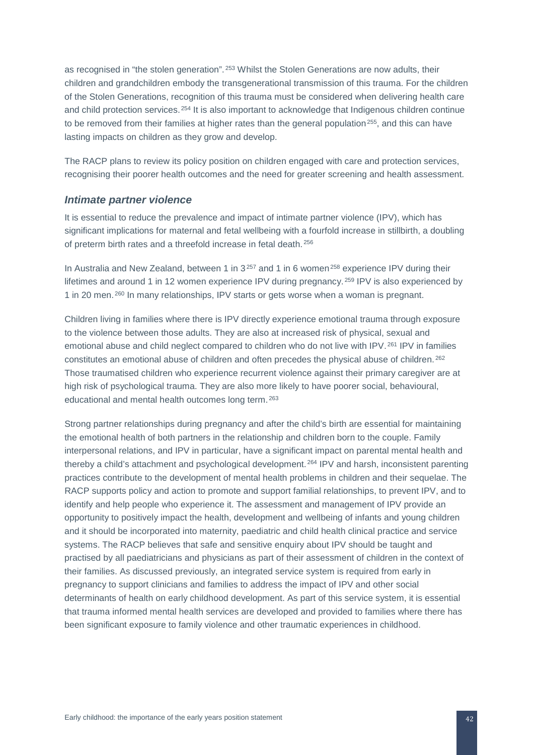as recognised in "the stolen generation".[253] Whilst the Stolen Generations are now adults, their children and grandchildren embody the transgenerational transmission of this trauma. For the children of the Stolen Generations, recognition of this trauma must be considered when delivering health care and child protection services.[254] It is also important to acknowledge that Indigenous children continue to be removed from their families at higher rates than the general population[255], and this can have lasting impacts on children as they grow and develop.

The RACP plans to review its policy position on children engaged with care and protection services, recognising their poorer health outcomes and the need for greater screening and health assessment.

### *Intimate partner violence*

It is essential to reduce the prevalence and impact of intimate partner violence (IPV), which has significant implications for maternal and fetal wellbeing with a fourfold increase in stillbirth, a doubling of preterm birth rates and a threefold increase in fetal death.[256]

In Australia and New Zealand, between 1 in 3[257] and 1 in 6 women[258] experience IPV during their lifetimes and around 1 in 12 women experience IPV during pregnancy.[259] IPV is also experienced by 1 in 20 men.[260] In many relationships, IPV starts or gets worse when a woman is pregnant.

Children living in families where there is IPV directly experience emotional trauma through exposure to the violence between those adults. They are also at increased risk of physical, sexual and emotional abuse and child neglect compared to children who do not live with IPV.[261] IPV in families constitutes an emotional abuse of children and often precedes the physical abuse of children.[262] Those traumatised children who experience recurrent violence against their primary caregiver are at high risk of psychological trauma. They are also more likely to have poorer social, behavioural, educational and mental health outcomes long term.[263]

Strong partner relationships during pregnancy and after the child's birth are essential for maintaining the emotional health of both partners in the relationship and children born to the couple. Family interpersonal relations, and IPV in particular, have a significant impact on parental mental health and thereby a child's attachment and psychological development.[264] IPV and harsh, inconsistent parenting practices contribute to the development of mental health problems in children and their sequelae. The RACP supports policy and action to promote and support familial relationships, to prevent IPV, and to identify and help people who experience it. The assessment and management of IPV provide an opportunity to positively impact the health, development and wellbeing of infants and young children and it should be incorporated into maternity, paediatric and child health clinical practice and service systems. The RACP believes that safe and sensitive enquiry about IPV should be taught and practised by all paediatricians and physicians as part of their assessment of children in the context of their families. As discussed previously, an integrated service system is required from early in pregnancy to support clinicians and families to address the impact of IPV and other social determinants of health on early childhood development. As part of this service system, it is essential that trauma informed mental health services are developed and provided to families where there has been significant exposure to family violence and other traumatic experiences in childhood.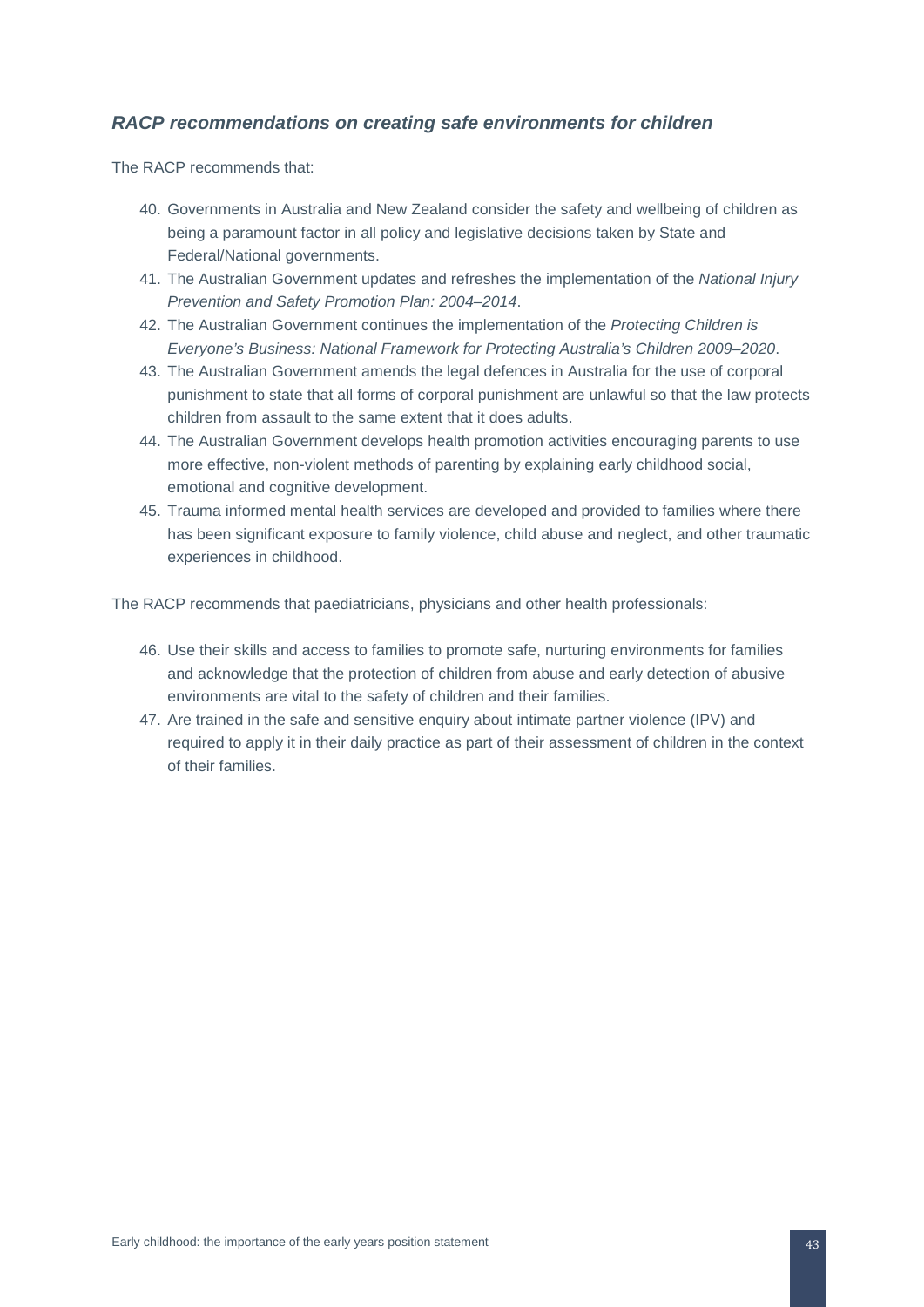### *RACP recommendations on creating safe environments for children*

The RACP recommends that:

40. Governments in Australia and New Zealand consider the safety and wellbeing of children as being a paramount factor in all policy and legislative decisions taken by State and Federal/National governments.
41. The Australian Government updates and refreshes the implementation of the *National Injury Prevention and Safety Promotion Plan: 2004–2014*.
42. The Australian Government continues the implementation of the *Protecting Children is Everyone's Business: National Framework for Protecting Australia's Children 2009–2020*.
43. The Australian Government amends the legal defences in Australia for the use of corporal punishment to state that all forms of corporal punishment are unlawful so that the law protects children from assault to the same extent that it does adults.
44. The Australian Government develops health promotion activities encouraging parents to use more effective, non-violent methods of parenting by explaining early childhood social, emotional and cognitive development.
45. Trauma informed mental health services are developed and provided to families where there has been significant exposure to family violence, child abuse and neglect, and other traumatic experiences in childhood.

The RACP recommends that paediatricians, physicians and other health professionals:

46. Use their skills and access to families to promote safe, nurturing environments for families and acknowledge that the protection of children from abuse and early detection of abusive environments are vital to the safety of children and their families.
47. Are trained in the safe and sensitive enquiry about intimate partner violence (IPV) and required to apply it in their daily practice as part of their assessment of children in the context of their families.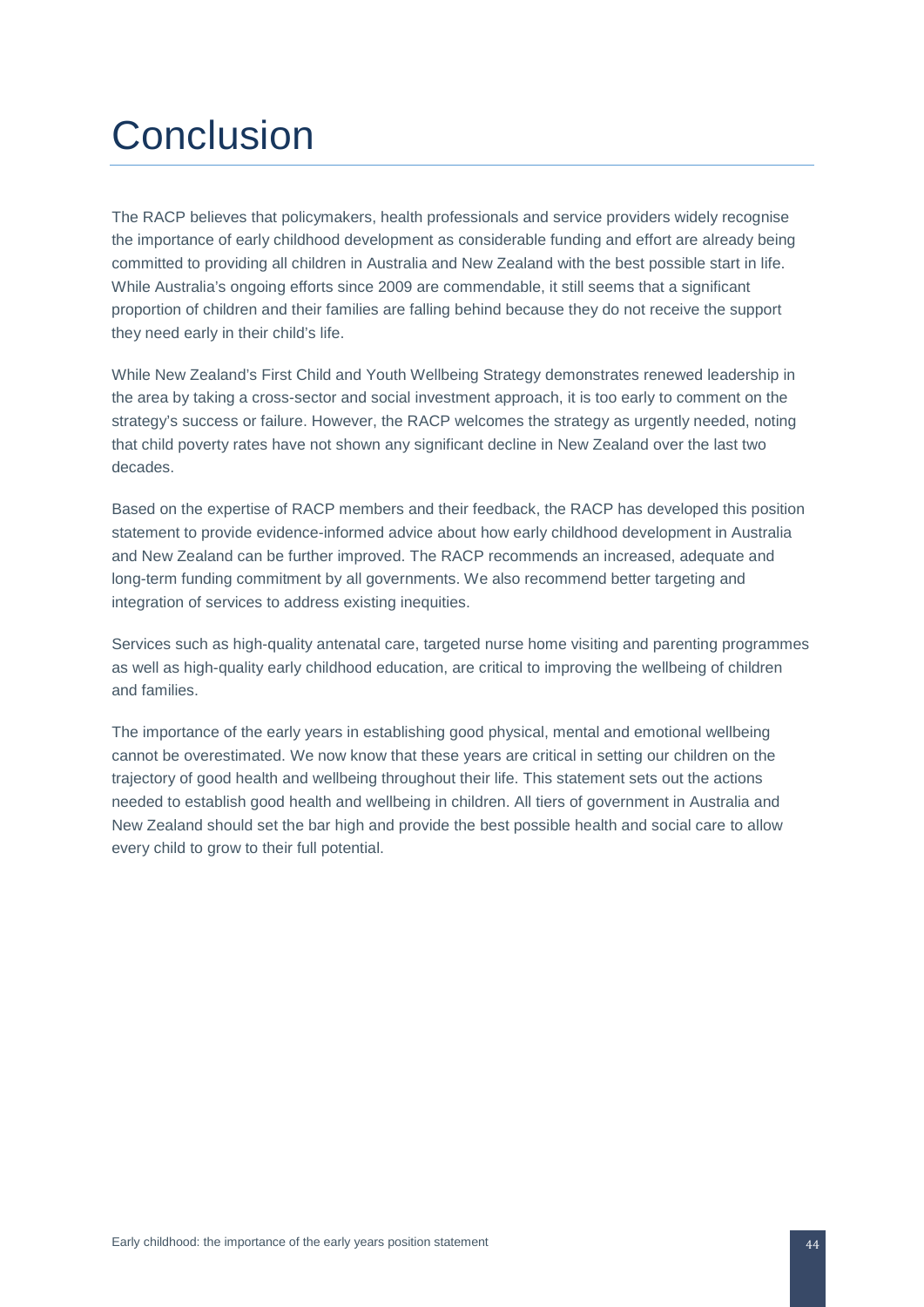# Conclusion

The RACP believes that policymakers, health professionals and service providers widely recognise the importance of early childhood development as considerable funding and effort are already being committed to providing all children in Australia and New Zealand with the best possible start in life. While Australia's ongoing efforts since 2009 are commendable, it still seems that a significant proportion of children and their families are falling behind because they do not receive the support they need early in their child's life.

While New Zealand's First Child and Youth Wellbeing Strategy demonstrates renewed leadership in the area by taking a cross-sector and social investment approach, it is too early to comment on the strategy's success or failure. However, the RACP welcomes the strategy as urgently needed, noting that child poverty rates have not shown any significant decline in New Zealand over the last two decades.

Based on the expertise of RACP members and their feedback, the RACP has developed this position statement to provide evidence-informed advice about how early childhood development in Australia and New Zealand can be further improved. The RACP recommends an increased, adequate and long-term funding commitment by all governments. We also recommend better targeting and integration of services to address existing inequities.

Services such as high-quality antenatal care, targeted nurse home visiting and parenting programmes as well as high-quality early childhood education, are critical to improving the wellbeing of children and families.

The importance of the early years in establishing good physical, mental and emotional wellbeing cannot be overestimated. We now know that these years are critical in setting our children on the trajectory of good health and wellbeing throughout their life. This statement sets out the actions needed to establish good health and wellbeing in children. All tiers of government in Australia and New Zealand should set the bar high and provide the best possible health and social care to allow every child to grow to their full potential.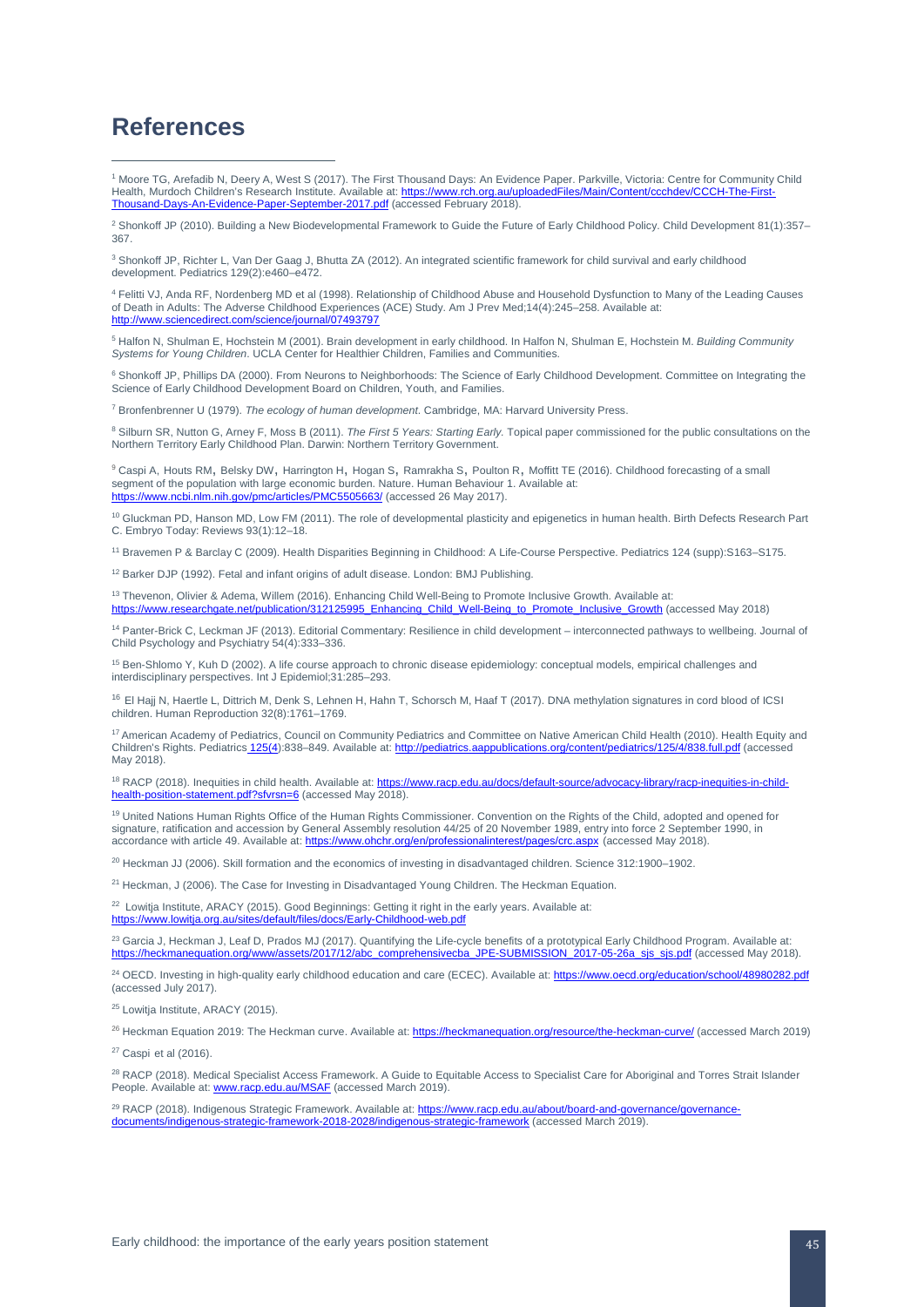# References

[1] Moore TG, Arefadib N, Deery A, West S (2017). The First Thousand Days: An Evidence Paper. Parkville, Victoria: Centre for Community Child Health, Murdoch Children's Research Institute. Available at: https://www.rch.org.au/uploadedFiles/Main/Content/ccchdev/CCCH-The-First-Thousand-Days-An-Evidence-Paper-September-2017.pdf (accessed February 2018).

[2] Shonkoff JP (2010). Building a New Biodevelopmental Framework to Guide the Future of Early Childhood Policy. Child Development 81(1):357–367.

[3] Shonkoff JP, Richter L, Van Der Gaag J, Bhutta ZA (2012). An integrated scientific framework for child survival and early childhood development. Pediatrics 129(2):e460–e472.

[4] Felitti VJ, Anda RF, Nordenberg MD et al (1998). Relationship of Childhood Abuse and Household Dysfunction to Many of the Leading Causes of Death in Adults: The Adverse Childhood Experiences (ACE) Study. Am J Prev Med;14(4):245–258. Available at: http://www.sciencedirect.com/science/journal/07493797

[5] Halfon N, Shulman E, Hochstein M (2001). Brain development in early childhood. In Halfon N, Shulman E, Hochstein M. *Building Community Systems for Young Children*. UCLA Center for Healthier Children, Families and Communities.

[6] Shonkoff JP, Phillips DA (2000). From Neurons to Neighborhoods: The Science of Early Childhood Development. Committee on Integrating the Science of Early Childhood Development Board on Children, Youth, and Families.

[7] Bronfenbrenner U (1979). *The ecology of human development.* Cambridge, MA: Harvard University Press.

[8] Silburn SR, Nutton G, Arney F, Moss B (2011). *The First 5 Years: Starting Early.* Topical paper commissioned for the public consultations on the Northern Territory Early Childhood Plan. Darwin: Northern Territory Government.

[9] Caspi A, Houts RM, Belsky DW, Harrington H, Hogan S, Ramrakha S, Poulton R, Moffitt TE (2016). Childhood forecasting of a small segment of the population with large economic burden. Nature. Human Behaviour 1. Available at: https://www.ncbi.nlm.nih.gov/pmc/articles/PMC5505663/ (accessed 26 May 2017).

[10] Gluckman PD, Hanson MD, Low FM (2011). The role of developmental plasticity and epigenetics in human health. Birth Defects Research Part C. Embryo Today: Reviews 93(1):12–18.

[11] Bravemen P & Barclay C (2009). Health Disparities Beginning in Childhood: A Life-Course Perspective. Pediatrics 124 (supp):S163–S175.

[12] Barker DJP (1992). Fetal and infant origins of adult disease. London: BMJ Publishing.

[13] Thevenon, Olivier & Adema, Willem (2016). Enhancing Child Well-Being to Promote Inclusive Growth. Available at: https://www.researchgate.net/publication/312125995_Enhancing_Child_Well-Being_to_Promote_Inclusive_Growth (accessed May 2018)

[14] Panter-Brick C, Leckman JF (2013). Editorial Commentary: Resilience in child development – interconnected pathways to wellbeing. Journal of Child Psychology and Psychiatry 54(4):333–336.

[15] Ben-Shlomo Y, Kuh D (2002). A life course approach to chronic disease epidemiology: conceptual models, empirical challenges and interdisciplinary perspectives. Int J Epidemiol;31:285–293.

[16] El Hajj N, Haertle L, Dittrich M, Denk S, Lehnen H, Hahn T, Schorsch M, Haaf T (2017). DNA methylation signatures in cord blood of ICSI children. Human Reproduction 32(8):1761–1769.

[17] American Academy of Pediatrics, Council on Community Pediatrics and Committee on Native American Child Health (2010). Health Equity and Children's Rights. Pediatrics 125(4):838–849. Available at: http://pediatrics.aappublications.org/content/pediatrics/125/4/838.full.pdf (accessed May 2018).

[18] RACP (2018). Inequities in child health. Available at: https://www.racp.edu.au/docs/default-source/advocacy-library/racp-inequities-in-child-health-position-statement.pdf?sfvrsn=6 (accessed May 2018).

[19] United Nations Human Rights Office of the Human Rights Commissioner. Convention on the Rights of the Child, adopted and opened for signature, ratification and accession by General Assembly resolution 44/25 of 20 November 1989, entry into force 2 September 1990, in accordance with article 49. Available at: https://www.ohchr.org/en/professionalinterest/pages/crc.aspx (accessed May 2018).

[20] Heckman JJ (2006). Skill formation and the economics of investing in disadvantaged children. Science 312:1900–1902.

[21] Heckman, J (2006). The Case for Investing in Disadvantaged Young Children. The Heckman Equation.

[22] Lowitja Institute, ARACY (2015). Good Beginnings: Getting it right in the early years. Available at: https://www.lowitja.org.au/sites/default/files/docs/Early-Childhood-web.pdf

[23] Garcia J, Heckman J, Leaf D, Prados MJ (2017). Quantifying the Life-cycle benefits of a prototypical Early Childhood Program. Available at: https://heckmanequation.org/www/assets/2017/12/abc_comprehensivecba_JPE-SUBMISSION_2017-05-26a_sjs_sjs.pdf (accessed May 2018).

[24] OECD. Investing in high-quality early childhood education and care (ECEC). Available at: https://www.oecd.org/education/school/48980282.pdf (accessed July 2017).

[25] Lowitja Institute, ARACY (2015).

[26] Heckman Equation 2019: The Heckman curve. Available at: https://heckmanequation.org/resource/the-heckman-curve/ (accessed March 2019)

[27] Caspi et al (2016).

[28] RACP (2018). Medical Specialist Access Framework. A Guide to Equitable Access to Specialist Care for Aboriginal and Torres Strait Islander People. Available at: www.racp.edu.au/MSAF (accessed March 2019).

[29] RACP (2018). Indigenous Strategic Framework. Available at: https://www.racp.edu.au/about/board-and-governance/governance-documents/indigenous-strategic-framework-2018-2028/indigenous-strategic-framework (accessed March 2019).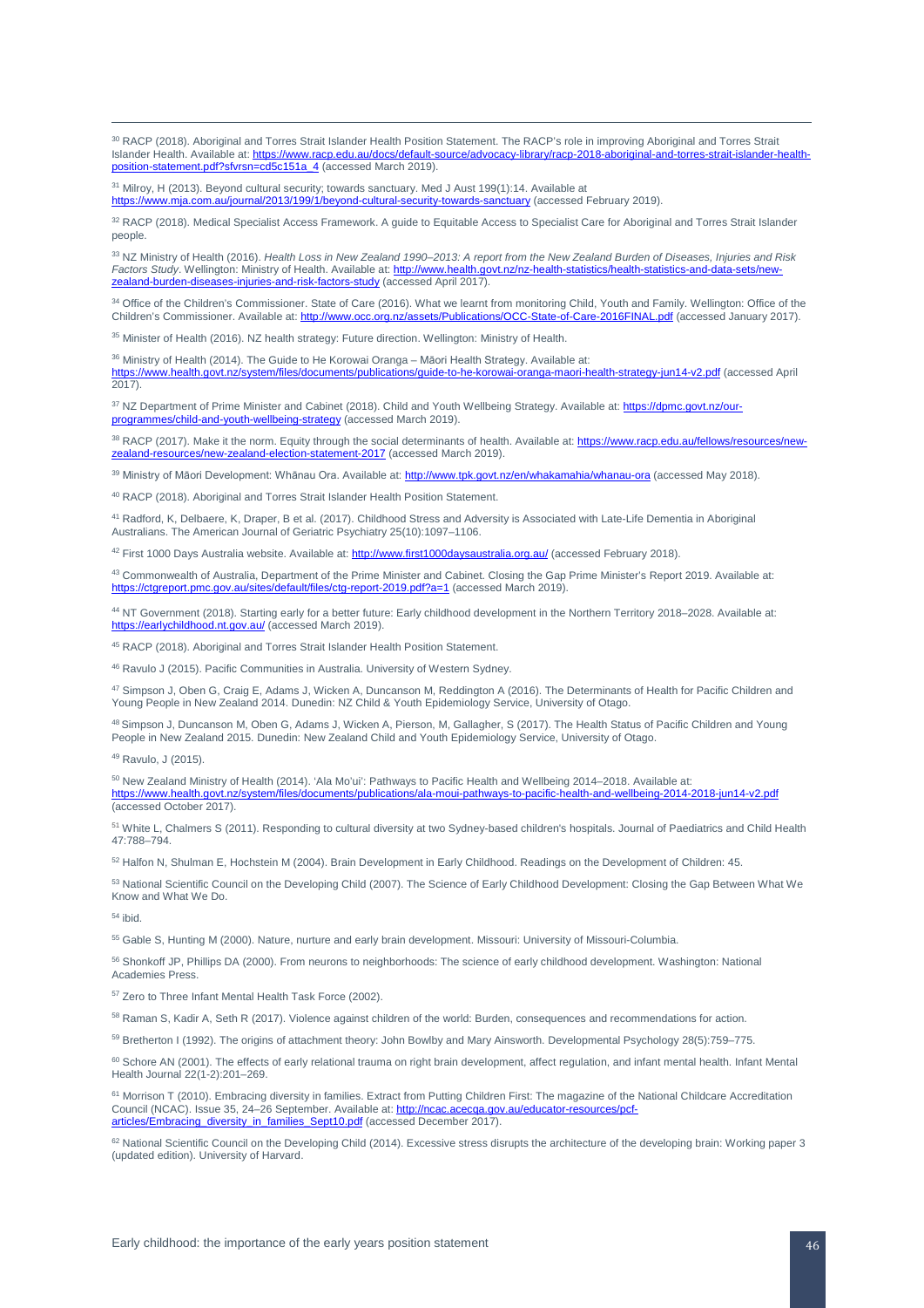[30] RACP (2018). Aboriginal and Torres Strait Islander Health Position Statement. The RACP's role in improving Aboriginal and Torres Strait Islander Health. Available at: https://www.racp.edu.au/docs/default-source/advocacy-library/racp-2018-aboriginal-and-torres-strait-islander-health-position-statement.pdf?sfvrsn=cd5c151a_4 (accessed March 2019).

[31] Milroy, H (2013). Beyond cultural security; towards sanctuary. Med J Aust 199(1):14. Available at https://www.mja.com.au/journal/2013/199/1/beyond-cultural-security-towards-sanctuary (accessed February 2019).

[32] RACP (2018). Medical Specialist Access Framework. A guide to Equitable Access to Specialist Care for Aboriginal and Torres Strait Islander people.

[33] NZ Ministry of Health (2016). *Health Loss in New Zealand 1990–2013: A report from the New Zealand Burden of Diseases, Injuries and Risk Factors Study*. Wellington: Ministry of Health. Available at: http://www.health.govt.nz/nz-health-statistics/health-statistics-and-data-sets/new-zealand-burden-diseases-injuries-and-risk-factors-study (accessed April 2017).

[34] Office of the Children's Commissioner. State of Care (2016). What we learnt from monitoring Child, Youth and Family. Wellington: Office of the Children's Commissioner. Available at: http://www.occ.org.nz/assets/Publications/OCC-State-of-Care-2016FINAL.pdf (accessed January 2017).

[35] Minister of Health (2016). NZ health strategy: Future direction. Wellington: Ministry of Health.

[36] Ministry of Health (2014). The Guide to He Korowai Oranga – Māori Health Strategy. Available at: https://www.health.govt.nz/system/files/documents/publications/guide-to-he-korowai-oranga-maori-health-strategy-jun14-v2.pdf (accessed April 2017).

[37] NZ Department of Prime Minister and Cabinet (2018). Child and Youth Wellbeing Strategy. Available at: https://dpmc.govt.nz/our-programmes/child-and-youth-wellbeing-strategy (accessed March 2019).

[38] RACP (2017). Make it the norm. Equity through the social determinants of health. Available at: https://www.racp.edu.au/fellows/resources/new-zealand-resources/new-zealand-election-statement-2017 (accessed March 2019).

[39] Ministry of Māori Development: Whānau Ora. Available at: http://www.tpk.govt.nz/en/whakamahia/whanau-ora (accessed May 2018).

[40] RACP (2018). Aboriginal and Torres Strait Islander Health Position Statement.

[41] Radford, K, Delbaere, K, Draper, B et al. (2017). Childhood Stress and Adversity is Associated with Late-Life Dementia in Aboriginal Australians. The American Journal of Geriatric Psychiatry 25(10):1097–1106.

[42] First 1000 Days Australia website. Available at: http://www.first1000daysaustralia.org.au/ (accessed February 2018).

[43] Commonwealth of Australia, Department of the Prime Minister and Cabinet. Closing the Gap Prime Minister's Report 2019. Available at: https://ctgreport.pmc.gov.au/sites/default/files/ctg-report-2019.pdf?a=1 (accessed March 2019).

[44] NT Government (2018). Starting early for a better future: Early childhood development in the Northern Territory 2018–2028. Available at: https://earlychildhood.nt.gov.au/ (accessed March 2019).

[45] RACP (2018). Aboriginal and Torres Strait Islander Health Position Statement.

[46] Ravulo J (2015). Pacific Communities in Australia. University of Western Sydney.

[47] Simpson J, Oben G, Craig E, Adams J, Wicken A, Duncanson M, Reddington A (2016). The Determinants of Health for Pacific Children and Young People in New Zealand 2014. Dunedin: NZ Child & Youth Epidemiology Service, University of Otago.

[48] Simpson J, Duncanson M, Oben G, Adams J, Wicken A, Pierson, M, Gallagher, S (2017). The Health Status of Pacific Children and Young People in New Zealand 2015. Dunedin: New Zealand Child and Youth Epidemiology Service, University of Otago.

[49] Ravulo, J (2015).

[50] New Zealand Ministry of Health (2014). 'Ala Mo'ui': Pathways to Pacific Health and Wellbeing 2014–2018. Available at: https://www.health.govt.nz/system/files/documents/publications/ala-moui-pathways-to-pacific-health-and-wellbeing-2014-2018-jun14-v2.pdf (accessed October 2017).

[51] White L, Chalmers S (2011). Responding to cultural diversity at two Sydney-based children's hospitals. Journal of Paediatrics and Child Health 47:788–794.

[52] Halfon N, Shulman E, Hochstein M (2004). Brain Development in Early Childhood. Readings on the Development of Children: 45.

[53] National Scientific Council on the Developing Child (2007). The Science of Early Childhood Development: Closing the Gap Between What We Know and What We Do.

[54] ibid.

[55] Gable S, Hunting M (2000). Nature, nurture and early brain development. Missouri: University of Missouri-Columbia.

[56] Shonkoff JP, Phillips DA (2000). From neurons to neighborhoods: The science of early childhood development. Washington: National Academies Press.

[57] Zero to Three Infant Mental Health Task Force (2002).

[58] Raman S, Kadir A, Seth R (2017). Violence against children of the world: Burden, consequences and recommendations for action.

[59] Bretherton I (1992). The origins of attachment theory: John Bowlby and Mary Ainsworth. Developmental Psychology 28(5):759–775.

[60] Schore AN (2001). The effects of early relational trauma on right brain development, affect regulation, and infant mental health. Infant Mental Health Journal 22(1-2):201–269.

[61] Morrison T (2010). Embracing diversity in families. Extract from Putting Children First: The magazine of the National Childcare Accreditation Council (NCAC). Issue 35, 24–26 September. Available at: http://ncac.acecqa.gov.au/educator-resources/pcf-articles/Embracing_diversity_in_families_Sept10.pdf (accessed December 2017).

[62] National Scientific Council on the Developing Child (2014). Excessive stress disrupts the architecture of the developing brain: Working paper 3 (updated edition). University of Harvard.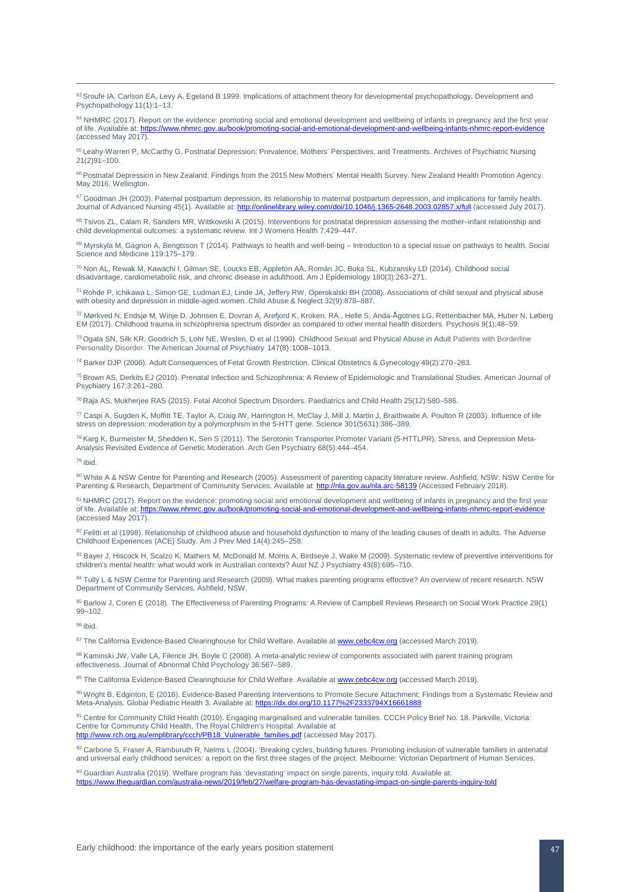[63] Sroufe IA, Carlson EA, Levy A, Egeland B 1999. Implications of attachment theory for developmental psychopathology. Development and Psychopathology 11(1):1–13.

[64] NHMRC (2017). Report on the evidence: promoting social and emotional development and wellbeing of infants in pregnancy and the first year of life. Available at: https://www.nhmrc.gov.au/book/promoting-social-and-emotional-development-and-wellbeing-infants-nhmrc-report-evidence (accessed May 2017).

[65] Leahy-Warren P, McCarthy G. Postnatal Depression: Prevalence, Mothers' Perspectives, and Treatments. Archives of Psychiatric Nursing 21(2)91–100.

[66] Postnatal Depression in New Zealand: Findings from the 2015 New Mothers' Mental Health Survey. New Zealand Health Promotion Agency. May 2016. Wellington.

[67] Goodman JH (2003). Paternal postpartum depression, its relationship to maternal postpartum depression, and implications for family health. Journal of Advanced Nursing 45(1). Available at: http://onlinelibrary.wiley.com/doi/10.1046/j.1365-2648.2003.02857.x/full (accessed July 2017).

[68] Tsivos ZL, Calam R, Sanders MR, Wittkowski A (2015). Interventions for postnatal depression assessing the mother–infant relationship and child developmental outcomes: a systematic review. Int J Womens Health 7:429–447.

[69] Myrskyla M, Gagnon A, Bengtsson T (2014). Pathways to health and well-being – Introduction to a special issue on pathways to health. Social Science and Medicine 119:175–179.

[70] Non AL, Rewak M, Kawachi I, Gilman SE, Loucks EB, Appleton AA, Román JC, Buka SL, Kubzansky LD (2014). Childhood social disadvantage, cardiometabolic risk, and chronic disease in adulthood. Am J Epidemiology 180(3):263–271.

[71] Rohde P, Ichikawa L, Simon GE, Ludman EJ, Linde JA, Jeffery RW, Operskalski BH (2008). Associations of child sexual and physical abuse with obesity and depression in middle-aged women. Child Abuse & Neglect 32(9):878–887.

[72] Mørkved N, Endsjø M, Winje D, Johnsen E, Dovran A, Arefjord K, Kroken, RA., Helle S, Anda-Ågotnes LG, Rettenbacher MA, Huber N, Løberg EM (2017). Childhood trauma in schizophrenia spectrum disorder as compared to other mental health disorders. Psychosis 9(1):48–59.

[73] Ogata SN, Silk KR, Goodrich S, Lohr NE, Westen, D et al (1990). Childhood Sexual and Physical Abuse in Adult Patients with Borderline Personality Disorder. The American Journal of Psychiatry 147(8):1008–1013.

[74] Barker DJP (2006). Adult Consequences of Fetal Growth Restriction. Clinical Obstetrics & Gynecology 49(2):270–283.

[75] Brown AS, Derkits EJ (2010). Prenatal Infection and Schizophrenia: A Review of Epidemiologic and Translational Studies. American Journal of Psychiatry 167:3:261–280.

[76] Raja AS, Mukherjee RAS (2015). Fetal Alcohol Spectrum Disorders. Paediatrics and Child Health 25(12):580–586.

[77] Caspi A, Sugden K, Moffitt TE, Taylor A, Craig IW, Harrington H, McClay J, Mill J, Martin J, Braithwaite A, Poulton R (2003). Influence of life stress on depression: moderation by a polymorphism in the 5-HTT gene. Science 301(5631):386–389.

[78] Karg K, Burmeister M, Shedden K, Sen S (2011). The Serotonin Transporter Promoter Variant (5-HTTLPR), Stress, and Depression Meta-Analysis Revisited Evidence of Genetic Moderation. Arch Gen Psychiatry 68(5):444–454.

[79] ibid.

[80] White A & NSW Centre for Parenting and Research (2005). Assessment of parenting capacity literature review. Ashfield, NSW: NSW Centre for Parenting & Research, Department of Community Services. Available at: http://nla.gov.au/nla.arc-58139 (Accessed February 2018).

[81] NHMRC (2017). Report on the evidence: promoting social and emotional development and wellbeing of infants in pregnancy and the first year of life. Available at: https://www.nhmrc.gov.au/book/promoting-social-and-emotional-development-and-wellbeing-infants-nhmrc-report-evidence (accessed May 2017).

[82] Felitti et al (1998). Relationship of childhood abuse and household dysfunction to many of the leading causes of death in adults. The Adverse Childhood Experiences (ACE) Study. Am J Prev Med 14(4):245–258.

[83] Bayer J, Hiscock H, Scalzo K, Mathers M, McDonald M, Morris A, Birdseye J, Wake M (2009). Systematic review of preventive interventions for children's mental health: what would work in Australian contexts? Aust NZ J Psychiatry 43(8):695–710.

[84] Tully L & NSW Centre for Parenting and Research (2009). What makes parenting programs effective? An overview of recent research. NSW Department of Community Services, Ashfield, NSW.

[85] Barlow J, Coren E (2018). The Effectiveness of Parenting Programs: A Review of Campbell Reviews Research on Social Work Practice 28(1) 99–102.

[86] ibid.

[87] The California Evidence-Based Clearinghouse for Child Welfare. Available at www.cebc4cw.org (accessed March 2019).

[88] Kaminski JW, Valle LA, Filence JH, Boyle C (2008). A meta-analytic review of components associated with parent training program effectiveness. Journal of Abnormal Child Psychology 36:567–589.

[89] The California Evidence-Based Clearinghouse for Child Welfare. Available at www.cebc4cw.org (accessed March 2019).

[90] Wright B, Edginton, E (2016). Evidence-Based Parenting Interventions to Promote Secure Attachment: Findings from a Systematic Review and Meta-Analysis. Global Pediatric Health 3. Available at: https://dx.doi.org/10.1177%2F2333794X16661888

[91] Centre for Community Child Health (2010). Engaging marginalised and vulnerable families. CCCH Policy Brief No. 18. Parkville, Victoria: Centre for Community Child Health, The Royal Children's Hospital. Available at http://www.rch.org.au/emplibrary/ccch/PB18_Vulnerable_families.pdf (accessed May 2017).

[92] Carbone S, Fraser A, Ramburuth R, Nelms L (2004). 'Breaking cycles, building futures. Promoting inclusion of vulnerable families in antenatal and universal early childhood services: a report on the first three stages of the project. Melbourne: Victorian Department of Human Services.

[93] Guardian Australia (2019). Welfare program has 'devastating' impact on single parents, inquiry told. Available at: https://www.theguardian.com/australia-news/2019/feb/27/welfare-program-has-devastating-impact-on-single-parents-inquiry-told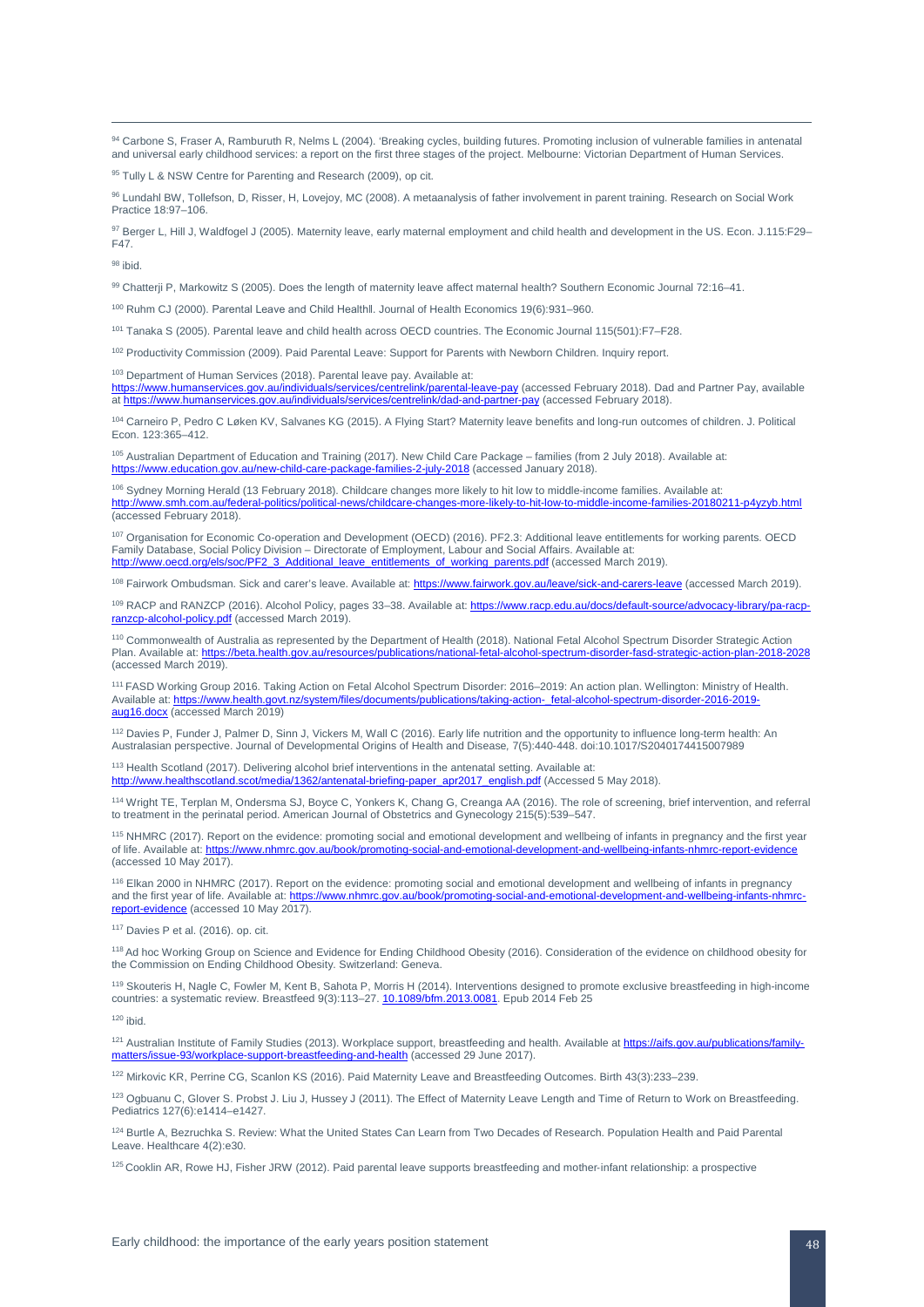[94] Carbone S, Fraser A, Ramburuth R, Nelms L (2004). 'Breaking cycles, building futures. Promoting inclusion of vulnerable families in antenatal and universal early childhood services: a report on the first three stages of the project. Melbourne: Victorian Department of Human Services.

[95] Tully L & NSW Centre for Parenting and Research (2009), op cit.

[96] Lundahl BW, Tollefson, D, Risser, H, Lovejoy, MC (2008). A metaanalysis of father involvement in parent training. Research on Social Work Practice 18:97–106.

[97] Berger L, Hill J, Waldfogel J (2005). Maternity leave, early maternal employment and child health and development in the US. Econ. J.115:F29–F47.

[98] ibid.

[99] Chatterji P, Markowitz S (2005). Does the length of maternity leave affect maternal health? Southern Economic Journal 72:16–41.

[100] Ruhm CJ (2000). Parental Leave and Child Healthll. Journal of Health Economics 19(6):931–960.

[101] Tanaka S (2005). Parental leave and child health across OECD countries. The Economic Journal 115(501):F7–F28.

[102] Productivity Commission (2009). Paid Parental Leave: Support for Parents with Newborn Children. Inquiry report.

[103] Department of Human Services (2018). Parental leave pay. Available at: https://www.humanservices.gov.au/individuals/services/centrelink/parental-leave-pay (accessed February 2018). Dad and Partner Pay, available at https://www.humanservices.gov.au/individuals/services/centrelink/dad-and-partner-pay (accessed February 2018).

[104] Carneiro P, Pedro C Løken KV, Salvanes KG (2015). A Flying Start? Maternity leave benefits and long-run outcomes of children. J. Political Econ. 123:365–412.

[105] Australian Department of Education and Training (2017). New Child Care Package – families (from 2 July 2018). Available at: https://www.education.gov.au/new-child-care-package-families-2-july-2018 (accessed January 2018).

[106] Sydney Morning Herald (13 February 2018). Childcare changes more likely to hit low to middle-income families. Available at: http://www.smh.com.au/federal-politics/political-news/childcare-changes-more-likely-to-hit-low-to-middle-income-families-20180211-p4yzyb.html (accessed February 2018).

[107] Organisation for Economic Co-operation and Development (OECD) (2016). PF2.3: Additional leave entitlements for working parents. OECD Family Database, Social Policy Division – Directorate of Employment, Labour and Social Affairs. Available at: http://www.oecd.org/els/soc/PF2_3_Additional_leave_entitlements_of_working_parents.pdf (accessed March 2019).

[108] Fairwork Ombudsman. Sick and carer's leave. Available at: https://www.fairwork.gov.au/leave/sick-and-carers-leave (accessed March 2019).

[109] RACP and RANZCP (2016). Alcohol Policy, pages 33–38. Available at: https://www.racp.edu.au/docs/default-source/advocacy-library/pa-racp-ranzcp-alcohol-policy.pdf (accessed March 2019).

[110] Commonwealth of Australia as represented by the Department of Health (2018). National Fetal Alcohol Spectrum Disorder Strategic Action Plan. Available at: https://beta.health.gov.au/resources/publications/national-fetal-alcohol-spectrum-disorder-fasd-strategic-action-plan-2018-2028 (accessed March 2019).

[111] FASD Working Group 2016. Taking Action on Fetal Alcohol Spectrum Disorder: 2016–2019: An action plan. Wellington: Ministry of Health. Available at: https://www.health.govt.nz/system/files/documents/publications/taking-action-_fetal-alcohol-spectrum-disorder-2016-2019-aug16.docx (accessed March 2019)

[112] Davies P, Funder J, Palmer D, Sinn J, Vickers M, Wall C (2016). Early life nutrition and the opportunity to influence long-term health: An Australasian perspective. Journal of Developmental Origins of Health and Disease, 7(5):440-448. doi:10.1017/S2040174415007989

[113] Health Scotland (2017). Delivering alcohol brief interventions in the antenatal setting. Available at: http://www.healthscotland.scot/media/1362/antenatal-briefing-paper_apr2017_english.pdf (Accessed 5 May 2018).

[114] Wright TE, Terplan M, Ondersma SJ, Boyce C, Yonkers K, Chang G, Creanga AA (2016). The role of screening, brief intervention, and referral to treatment in the perinatal period. American Journal of Obstetrics and Gynecology 215(5):539–547.

[115] NHMRC (2017). Report on the evidence: promoting social and emotional development and wellbeing of infants in pregnancy and the first year of life. Available at: https://www.nhmrc.gov.au/book/promoting-social-and-emotional-development-and-wellbeing-infants-nhmrc-report-evidence (accessed 10 May 2017).

[116] Elkan 2000 in NHMRC (2017). Report on the evidence: promoting social and emotional development and wellbeing of infants in pregnancy and the first year of life. Available at: https://www.nhmrc.gov.au/book/promoting-social-and-emotional-development-and-wellbeing-infants-nhmrc-report-evidence (accessed 10 May 2017).

[117] Davies P et al. (2016). op. cit.

[118] Ad hoc Working Group on Science and Evidence for Ending Childhood Obesity (2016). Consideration of the evidence on childhood obesity for the Commission on Ending Childhood Obesity. Switzerland: Geneva.

[119] Skouteris H, Nagle C, Fowler M, Kent B, Sahota P, Morris H (2014). Interventions designed to promote exclusive breastfeeding in high-income countries: a systematic review. Breastfeed 9(3):113–27. 10.1089/bfm.2013.0081. Epub 2014 Feb 25

[120] ibid.

[121] Australian Institute of Family Studies (2013). Workplace support, breastfeeding and health. Available at https://aifs.gov.au/publications/family-matters/issue-93/workplace-support-breastfeeding-and-health (accessed 29 June 2017).

[122] Mirkovic KR, Perrine CG, Scanlon KS (2016). Paid Maternity Leave and Breastfeeding Outcomes. Birth 43(3):233–239.

[123] Ogbuanu C, Glover S. Probst J. Liu J, Hussey J (2011). The Effect of Maternity Leave Length and Time of Return to Work on Breastfeeding. Pediatrics 127(6):e1414–e1427.

[124] Burtle A, Bezruchka S. Review: What the United States Can Learn from Two Decades of Research. Population Health and Paid Parental Leave. Healthcare 4(2):e30.

[125] Cooklin AR, Rowe HJ, Fisher JRW (2012). Paid parental leave supports breastfeeding and mother-infant relationship: a prospective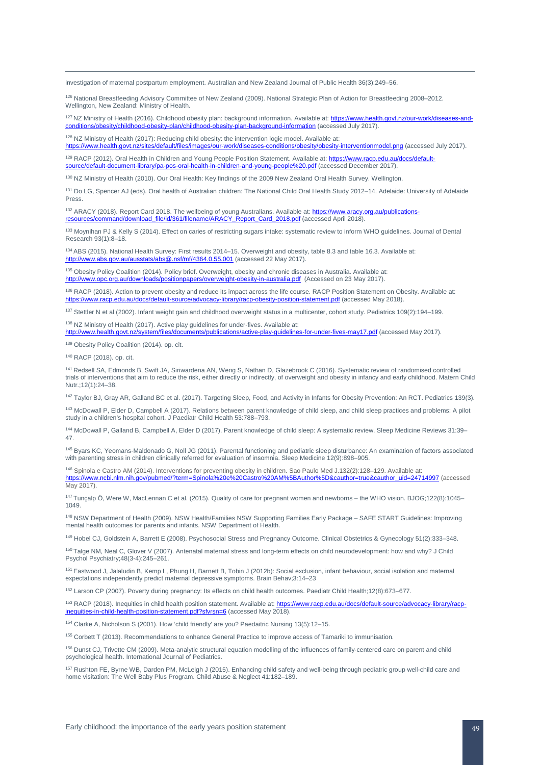investigation of maternal postpartum employment. Australian and New Zealand Journal of Public Health 36(3):249–56.

[126] National Breastfeeding Advisory Committee of New Zealand (2009). National Strategic Plan of Action for Breastfeeding 2008–2012. Wellington, New Zealand: Ministry of Health.

[127] NZ Ministry of Health (2016). Childhood obesity plan: background information. Available at: https://www.health.govt.nz/our-work/diseases-and-conditions/obesity/childhood-obesity-plan/childhood-obesity-plan-background-information (accessed July 2017).

[128] NZ Ministry of Health (2017): Reducing child obesity: the intervention logic model. Available at: https://www.health.govt.nz/sites/default/files/images/our-work/diseases-conditions/obesity/obesity-interventionmodel.png (accessed July 2017).

[129] RACP (2012). Oral Health in Children and Young People Position Statement. Available at: https://www.racp.edu.au/docs/default-source/default-document-library/pa-pos-oral-health-in-children-and-young-people%20.pdf (accessed December 2017).

[130] NZ Ministry of Health (2010). Our Oral Health: Key findings of the 2009 New Zealand Oral Health Survey. Wellington.

[131] Do LG, Spencer AJ (eds). Oral health of Australian children: The National Child Oral Health Study 2012–14. Adelaide: University of Adelaide Press.

[132] ARACY (2018). Report Card 2018. The wellbeing of young Australians. Available at: https://www.aracy.org.au/publications-resources/command/download_file/id/361/filename/ARACY_Report_Card_2018.pdf (accessed April 2018).

[133] Moynihan PJ & Kelly S (2014). Effect on caries of restricting sugars intake: systematic review to inform WHO guidelines. Journal of Dental Research 93(1):8–18.

[134] ABS (2015). National Health Survey: First results 2014–15. Overweight and obesity, table 8.3 and table 16.3. Available at: http://www.abs.gov.au/ausstats/abs@.nsf/mf/4364.0.55.001 (accessed 22 May 2017).

[135] Obesity Policy Coalition (2014). Policy brief. Overweight, obesity and chronic diseases in Australia. Available at: http://www.opc.org.au/downloads/positionpapers/overweight-obesity-in-australia.pdf (Accessed on 23 May 2017).

[136] RACP (2018). Action to prevent obesity and reduce its impact across the life course. RACP Position Statement on Obesity. Available at: https://www.racp.edu.au/docs/default-source/advocacy-library/racp-obesity-position-statement.pdf (accessed May 2018).

[137] Stettler N et al (2002). Infant weight gain and childhood overweight status in a multicenter, cohort study. Pediatrics 109(2):194–199.

[138] NZ Ministry of Health (2017). Active play guidelines for under-fives. Available at: http://www.health.govt.nz/system/files/documents/publications/active-play-guidelines-for-under-fives-may17.pdf (accessed May 2017).

[139] Obesity Policy Coalition (2014). op. cit.

[140] RACP (2018). op. cit.

[141] Redsell SA, Edmonds B, Swift JA, Siriwardena AN, Weng S, Nathan D, Glazebrook C (2016). Systematic review of randomised controlled trials of interventions that aim to reduce the risk, either directly or indirectly, of overweight and obesity in infancy and early childhood. Matern Child Nutr.;12(1):24–38.

[142] Taylor BJ, Gray AR, Galland BC et al. (2017). Targeting Sleep, Food, and Activity in Infants for Obesity Prevention: An RCT. Pediatrics 139(3).

[143] McDowall P, Elder D, Campbell A (2017). Relations between parent knowledge of child sleep, and child sleep practices and problems: A pilot study in a children's hospital cohort. J Paediatr Child Health 53:788–793.

[144] McDowall P, Galland B, Campbell A, Elder D (2017). Parent knowledge of child sleep: A systematic review. Sleep Medicine Reviews 31:39–47.

[145] Byars KC, Yeomans-Maldonado G, Noll JG (2011). Parental functioning and pediatric sleep disturbance: An examination of factors associated with parenting stress in children clinically referred for evaluation of insomnia. Sleep Medicine 12(9):898–905.

[146] Spinola e Castro AM (2014). Interventions for preventing obesity in children. Sao Paulo Med J.132(2):128–129. Available at: https://www.ncbi.nlm.nih.gov/pubmed/?term=Spinola%20e%20Castro%20AM%5BAuthor%5D&cauthor=true&cauthor_uid=24714997 (accessed May 2017).

[147] Tunçalp Ö, Were W, MacLennan C et al. (2015). Quality of care for pregnant women and newborns – the WHO vision. BJOG;122(8):1045–1049.

[148] NSW Department of Health (2009). NSW Health/Families NSW Supporting Families Early Package – SAFE START Guidelines: Improving mental health outcomes for parents and infants. NSW Department of Health.

[149] Hobel CJ, Goldstein A, Barrett E (2008). Psychosocial Stress and Pregnancy Outcome. Clinical Obstetrics & Gynecology 51(2):333–348.

[150] Talge NM, Neal C, Glover V (2007). Antenatal maternal stress and long-term effects on child neurodevelopment: how and why? J Child Psychol Psychiatry;48(3-4):245–261.

[151] Eastwood J, Jalaludin B, Kemp L, Phung H, Barnett B, Tobin J (2012b): Social exclusion, infant behaviour, social isolation and maternal expectations independently predict maternal depressive symptoms. Brain Behav;3:14–23

[152] Larson CP (2007). Poverty during pregnancy: Its effects on child health outcomes. Paediatr Child Health;12(8):673–677.

[153] RACP (2018). Inequities in child health position statement. Available at: https://www.racp.edu.au/docs/default-source/advocacy-library/racp-inequities-in-child-health-position-statement.pdf?sfvrsn=6 (accessed May 2018).

[154] Clarke A, Nicholson S (2001). How 'child friendly' are you? Paedaitric Nursing 13(5):12–15.

[155] Corbett T (2013). Recommendations to enhance General Practice to improve access of Tamariki to immunisation.

[156] Dunst CJ, Trivette CM (2009). Meta-analytic structural equation modelling of the influences of family-centered care on parent and child psychological health. International Journal of Pediatrics.

[157] Rushton FE, Byrne WB, Darden PM, McLeigh J (2015). Enhancing child safety and well-being through pediatric group well-child care and home visitation: The Well Baby Plus Program. Child Abuse & Neglect 41:182–189.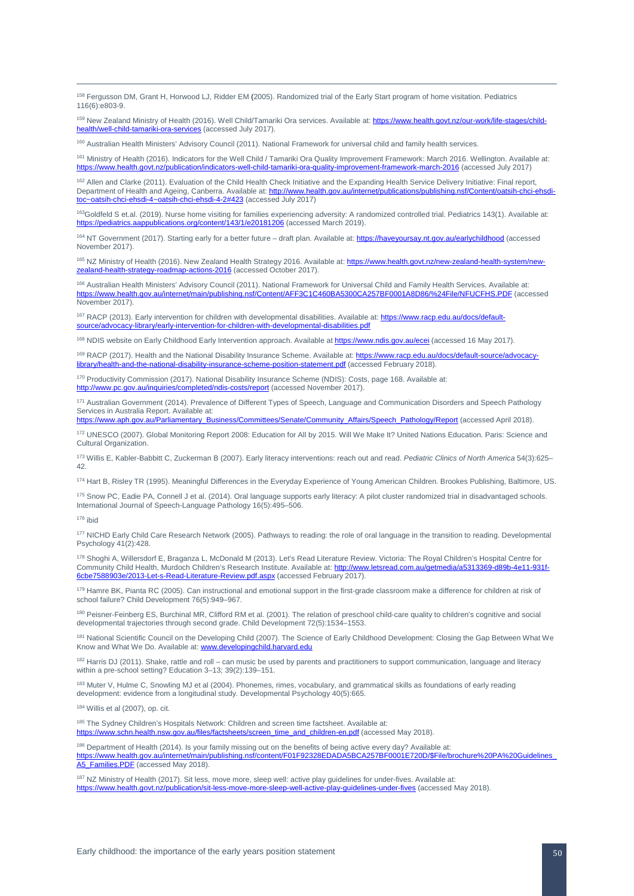[158] Fergusson DM, Grant H, Horwood LJ, Ridder EM (2005). Randomized trial of the Early Start program of home visitation. Pediatrics 116(6):e803-9.

[159] New Zealand Ministry of Health (2016). Well Child/Tamariki Ora services. Available at: https://www.health.govt.nz/our-work/life-stages/child-health/well-child-tamariki-ora-services (accessed July 2017).

[160] Australian Health Ministers' Advisory Council (2011). National Framework for universal child and family health services.

[161] Ministry of Health (2016). Indicators for the Well Child / Tamariki Ora Quality Improvement Framework: March 2016. Wellington. Available at: https://www.health.govt.nz/publication/indicators-well-child-tamariki-ora-quality-improvement-framework-march-2016 (accessed July 2017)

[162] Allen and Clarke (2011). Evaluation of the Child Health Check Initiative and the Expanding Health Service Delivery Initiative: Final report, Department of Health and Ageing, Canberra. Available at: http://www.health.gov.au/internet/publications/publishing.nsf/Content/oatsih-chci-ehsdi-toc~oatsih-chci-ehsdi-4~oatsih-chci-ehsdi-4-2#423 (accessed July 2017)

[163] Goldfeld S et.al. (2019). Nurse home visiting for families experiencing adversity: A randomized controlled trial. Pediatrics 143(1). Available at: https://pediatrics.aappublications.org/content/143/1/e20181206 (accessed March 2019).

[164] NT Government (2017). Starting early for a better future – draft plan. Available at: https://haveyoursay.nt.gov.au/earlychildhood (accessed November 2017).

[165] NZ Ministry of Health (2016). New Zealand Health Strategy 2016. Available at: https://www.health.govt.nz/new-zealand-health-system/new-zealand-health-strategy-roadmap-actions-2016 (accessed October 2017).

[166] Australian Health Ministers' Advisory Council (2011). National Framework for Universal Child and Family Health Services. Available at: https://www.health.gov.au/internet/main/publishing.nsf/Content/AFF3C1C460BA5300CA257BF0001A8D86/%24File/NFUCFHS.PDF (accessed November 2017).

[167] RACP (2013). Early intervention for children with developmental disabilities. Available at: https://www.racp.edu.au/docs/default-source/advocacy-library/early-intervention-for-children-with-developmental-disabilities.pdf

[168] NDIS website on Early Childhood Early Intervention approach. Available at https://www.ndis.gov.au/ecei (accessed 16 May 2017).

[169] RACP (2017). Health and the National Disability Insurance Scheme. Available at: https://www.racp.edu.au/docs/default-source/advocacy-library/health-and-the-national-disability-insurance-scheme-position-statement.pdf (accessed February 2018).

[170] Productivity Commission (2017). National Disability Insurance Scheme (NDIS): Costs, page 168. Available at: http://www.pc.gov.au/inquiries/completed/ndis-costs/report (accessed November 2017).

[171] Australian Government (2014). Prevalence of Different Types of Speech, Language and Communication Disorders and Speech Pathology Services in Australia Report. Available at: https://www.aph.gov.au/Parliamentary_Business/Committees/Senate/Community_Affairs/Speech_Pathology/Report (accessed April 2018).

[172] UNESCO (2007). Global Monitoring Report 2008: Education for All by 2015. Will We Make It? United Nations Education. Paris: Science and Cultural Organization.

[173] Willis E, Kabler-Babbitt C, Zuckerman B (2007). Early literacy interventions: reach out and read. *Pediatric Clinics of North America* 54(3):625–42.

[174] Hart B, Risley TR (1995). Meaningful Differences in the Everyday Experience of Young American Children. Brookes Publishing, Baltimore, US.

[175] Snow PC, Eadie PA, Connell J et al. (2014). Oral language supports early literacy: A pilot cluster randomized trial in disadvantaged schools. International Journal of Speech-Language Pathology 16(5):495–506.

[176] ibid

[177] NICHD Early Child Care Research Network (2005). Pathways to reading: the role of oral language in the transition to reading. Developmental Psychology 41(2):428.

[178] Shoghi A, Willersdorf E, Braganza L, McDonald M (2013). Let's Read Literature Review. Victoria: The Royal Children's Hospital Centre for Community Child Health, Murdoch Children's Research Institute. Available at: http://www.letsread.com.au/getmedia/a5313369-d89b-4e11-931f-6cbe7588903e/2013-Let-s-Read-Literature-Review.pdf.aspx (accessed February 2017).

[179] Hamre BK, Pianta RC (2005). Can instructional and emotional support in the first-grade classroom make a difference for children at risk of school failure? Child Development 76(5):949–967.

[180] Peisner-Feinberg ES, Burchinal MR, Clifford RM et al. (2001). The relation of preschool child-care quality to children's cognitive and social developmental trajectories through second grade. Child Development 72(5):1534–1553.

[181] National Scientific Council on the Developing Child (2007). The Science of Early Childhood Development: Closing the Gap Between What We Know and What We Do. Available at: www.developingchild.harvard.edu

[182] Harris DJ (2011). Shake, rattle and roll – can music be used by parents and practitioners to support communication, language and literacy within a pre-school setting? Education 3–13; 39(2):139–151.

[183] Muter V, Hulme C, Snowling MJ et al (2004). Phonemes, rimes, vocabulary, and grammatical skills as foundations of early reading development: evidence from a longitudinal study. Developmental Psychology 40(5):665.

[184] Willis et al (2007), op. cit.

[185] The Sydney Children's Hospitals Network: Children and screen time factsheet. Available at: https://www.schn.health.nsw.gov.au/files/factsheets/screen_time_and_children-en.pdf (accessed May 2018).

[186] Department of Health (2014). Is your family missing out on the benefits of being active every day? Available at: https://www.health.gov.au/internet/main/publishing.nsf/content/F01F92328EDADA5BCA257BF0001E720D/$File/brochure%20PA%20Guidelines_A5_Families.PDF (accessed May 2018).

[187] NZ Ministry of Health (2017). Sit less, move more, sleep well: active play guidelines for under-fives. Available at: https://www.health.govt.nz/publication/sit-less-move-more-sleep-well-active-play-guidelines-under-fives (accessed May 2018).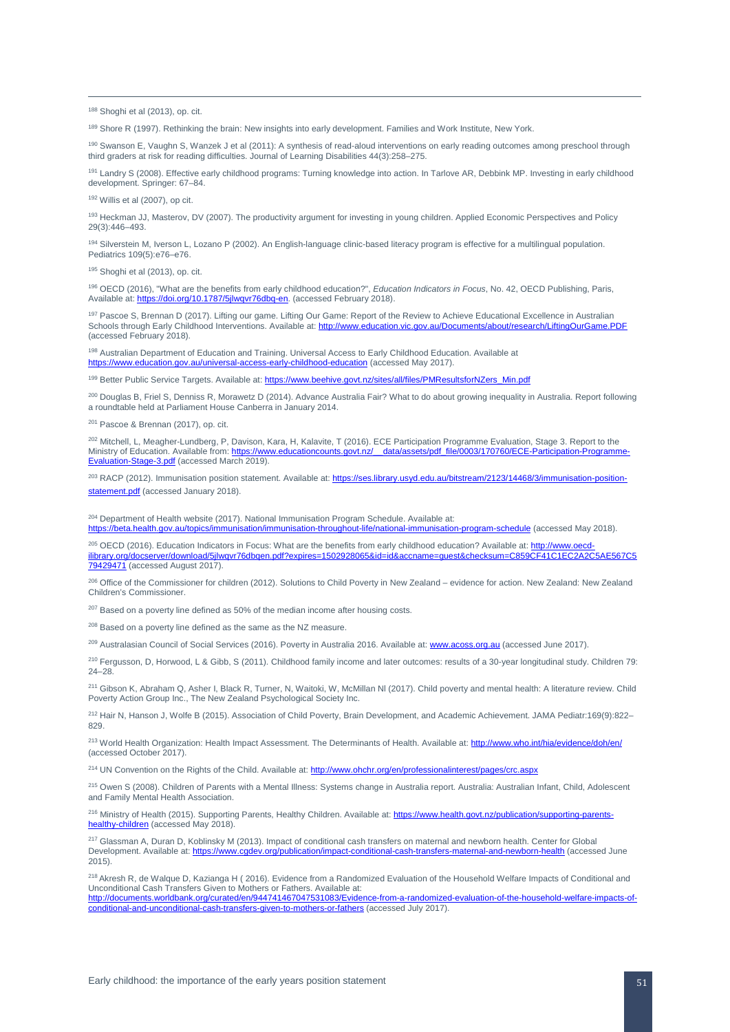[188] Shoghi et al (2013), op. cit.

[189] Shore R (1997). Rethinking the brain: New insights into early development. Families and Work Institute, New York.

[190] Swanson E, Vaughn S, Wanzek J et al (2011): A synthesis of read-aloud interventions on early reading outcomes among preschool through third graders at risk for reading difficulties. Journal of Learning Disabilities 44(3):258–275.

[191] Landry S (2008). Effective early childhood programs: Turning knowledge into action. In Tarlove AR, Debbink MP. Investing in early childhood development. Springer: 67–84.

[192] Willis et al (2007), op cit.

[193] Heckman JJ, Masterov, DV (2007). The productivity argument for investing in young children. Applied Economic Perspectives and Policy 29(3):446–493.

[194] Silverstein M, Iverson L, Lozano P (2002). An English-language clinic-based literacy program is effective for a multilingual population. Pediatrics 109(5):e76–e76.

[195] Shoghi et al (2013), op. cit.

[196] OECD (2016), "What are the benefits from early childhood education?", *Education Indicators in Focus*, No. 42, OECD Publishing, Paris, Available at: https://doi.org/10.1787/5jlwqvr76dbq-en. (accessed February 2018).

[197] Pascoe S, Brennan D (2017). Lifting our game. Lifting Our Game: Report of the Review to Achieve Educational Excellence in Australian Schools through Early Childhood Interventions. Available at: http://www.education.vic.gov.au/Documents/about/research/LiftingOurGame.PDF (accessed February 2018).

[198] Australian Department of Education and Training. Universal Access to Early Childhood Education. Available at https://www.education.gov.au/universal-access-early-childhood-education (accessed May 2017).

[199] Better Public Service Targets. Available at: https://www.beehive.govt.nz/sites/all/files/PMResultsforNZers_Min.pdf

[200] Douglas B, Friel S, Denniss R, Morawetz D (2014). Advance Australia Fair? What to do about growing inequality in Australia. Report following a roundtable held at Parliament House Canberra in January 2014.

[201] Pascoe & Brennan (2017), op. cit.

[202] Mitchell, L, Meagher-Lundberg, P, Davison, Kara, H, Kalavite, T (2016). ECE Participation Programme Evaluation, Stage 3. Report to the Ministry of Education. Available from: https://www.educationcounts.govt.nz/__data/assets/pdf_file/0003/170760/ECE-Participation-Programme-Evaluation-Stage-3.pdf (accessed March 2019).

[203] RACP (2012). Immunisation position statement. Available at: https://ses.library.usyd.edu.au/bitstream/2123/14468/3/immunisation-position-statement.pdf (accessed January 2018).

[204] Department of Health website (2017). National Immunisation Program Schedule. Available at: https://beta.health.gov.au/topics/immunisation/immunisation-throughout-life/national-immunisation-program-schedule (accessed May 2018).

[205] OECD (2016). Education Indicators in Focus: What are the benefits from early childhood education? Available at: http://www.oecd-ilibrary.org/docserver/download/5jlwqvr76dbqen.pdf?expires=1502928065&id=id&accname=guest&checksum=C859CF41C1EC2A2C5AE567C579429471 (accessed August 2017).

[206] Office of the Commissioner for children (2012). Solutions to Child Poverty in New Zealand – evidence for action. New Zealand: New Zealand Children's Commissioner.

[207] Based on a poverty line defined as 50% of the median income after housing costs.

[208] Based on a poverty line defined as the same as the NZ measure.

[209] Australasian Council of Social Services (2016). Poverty in Australia 2016. Available at: www.acoss.org.au (accessed June 2017).

[210] Fergusson, D, Horwood, L & Gibb, S (2011). Childhood family income and later outcomes: results of a 30-year longitudinal study. Children 79: 24–28.

[211] Gibson K, Abraham Q, Asher I, Black R, Turner, N, Waitoki, W, McMillan NI (2017). Child poverty and mental health: A literature review. Child Poverty Action Group Inc., The New Zealand Psychological Society Inc.

[212] Hair N, Hanson J, Wolfe B (2015). Association of Child Poverty, Brain Development, and Academic Achievement. JAMA Pediatr:169(9):822–829.

[213] World Health Organization: Health Impact Assessment. The Determinants of Health. Available at: http://www.who.int/hia/evidence/doh/en/ (accessed October 2017).

[214] UN Convention on the Rights of the Child. Available at: http://www.ohchr.org/en/professionalinterest/pages/crc.aspx

[215] Owen S (2008). Children of Parents with a Mental Illness: Systems change in Australia report. Australia: Australian Infant, Child, Adolescent and Family Mental Health Association.

[216] Ministry of Health (2015). Supporting Parents, Healthy Children. Available at: https://www.health.govt.nz/publication/supporting-parents-healthy-children (accessed May 2018).

[217] Glassman A, Duran D, Koblinsky M (2013). Impact of conditional cash transfers on maternal and newborn health. Center for Global Development. Available at: https://www.cgdev.org/publication/impact-conditional-cash-transfers-maternal-and-newborn-health (accessed June 2015).

[218] Akresh R, de Walque D, Kazianga H ( 2016). Evidence from a Randomized Evaluation of the Household Welfare Impacts of Conditional and Unconditional Cash Transfers Given to Mothers or Fathers. Available at: http://documents.worldbank.org/curated/en/944741467047531083/Evidence-from-a-randomized-evaluation-of-the-household-welfare-impacts-of-conditional-and-unconditional-cash-transfers-given-to-mothers-or-fathers (accessed July 2017).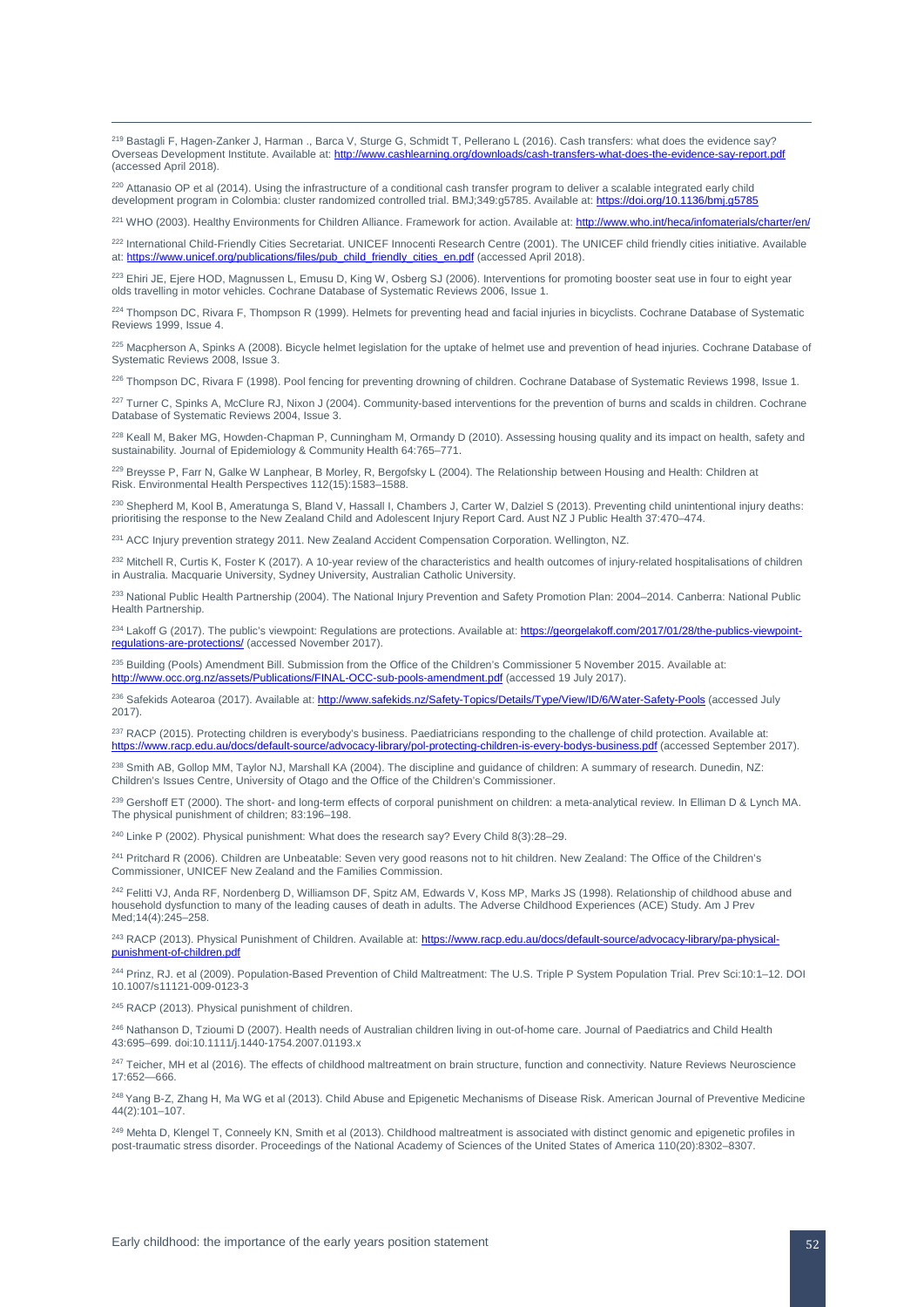[219] Bastagli F, Hagen-Zanker J, Harman ., Barca V, Sturge G, Schmidt T, Pellerano L (2016). Cash transfers: what does the evidence say? Overseas Development Institute. Available at: http://www.cashlearning.org/downloads/cash-transfers-what-does-the-evidence-say-report.pdf (accessed April 2018).

[220] Attanasio OP et al (2014). Using the infrastructure of a conditional cash transfer program to deliver a scalable integrated early child development program in Colombia: cluster randomized controlled trial. BMJ;349:g5785. Available at: https://doi.org/10.1136/bmj.g5785

[221] WHO (2003). Healthy Environments for Children Alliance. Framework for action. Available at: http://www.who.int/heca/infomaterials/charter/en/

[222] International Child-Friendly Cities Secretariat. UNICEF Innocenti Research Centre (2001). The UNICEF child friendly cities initiative. Available at: https://www.unicef.org/publications/files/pub_child_friendly_cities_en.pdf (accessed April 2018).

[223] Ehiri JE, Ejere HOD, Magnussen L, Emusu D, King W, Osberg SJ (2006). Interventions for promoting booster seat use in four to eight year olds travelling in motor vehicles. Cochrane Database of Systematic Reviews 2006, Issue 1.

[224] Thompson DC, Rivara F, Thompson R (1999). Helmets for preventing head and facial injuries in bicyclists. Cochrane Database of Systematic Reviews 1999, Issue 4.

[225] Macpherson A, Spinks A (2008). Bicycle helmet legislation for the uptake of helmet use and prevention of head injuries. Cochrane Database of Systematic Reviews 2008, Issue 3.

[226] Thompson DC, Rivara F (1998). Pool fencing for preventing drowning of children. Cochrane Database of Systematic Reviews 1998, Issue 1.

[227] Turner C, Spinks A, McClure RJ, Nixon J (2004). Community-based interventions for the prevention of burns and scalds in children. Cochrane Database of Systematic Reviews 2004, Issue 3.

[228] Keall M, Baker MG, Howden-Chapman P, Cunningham M, Ormandy D (2010). Assessing housing quality and its impact on health, safety and sustainability. Journal of Epidemiology & Community Health 64:765–771.

[229] Breysse P, Farr N, Galke W Lanphear, B Morley, R, Bergofsky L (2004). The Relationship between Housing and Health: Children at Risk. Environmental Health Perspectives 112(15):1583–1588.

[230] Shepherd M, Kool B, Ameratunga S, Bland V, Hassall I, Chambers J, Carter W, Dalziel S (2013). Preventing child unintentional injury deaths: prioritising the response to the New Zealand Child and Adolescent Injury Report Card. Aust NZ J Public Health 37:470–474.

[231] ACC Injury prevention strategy 2011. New Zealand Accident Compensation Corporation. Wellington, NZ.

[232] Mitchell R, Curtis K, Foster K (2017). A 10-year review of the characteristics and health outcomes of injury-related hospitalisations of children in Australia. Macquarie University, Sydney University, Australian Catholic University.

[233] National Public Health Partnership (2004). The National Injury Prevention and Safety Promotion Plan: 2004–2014. Canberra: National Public Health Partnership.

[234] Lakoff G (2017). The public's viewpoint: Regulations are protections. Available at: https://georgelakoff.com/2017/01/28/the-publics-viewpoint-regulations-are-protections/ (accessed November 2017).

[235] Building (Pools) Amendment Bill. Submission from the Office of the Children's Commissioner 5 November 2015. Available at: http://www.occ.org.nz/assets/Publications/FINAL-OCC-sub-pools-amendment.pdf (accessed 19 July 2017).

[236] Safekids Aotearoa (2017). Available at: http://www.safekids.nz/Safety-Topics/Details/Type/View/ID/6/Water-Safety-Pools (accessed July 2017).

[237] RACP (2015). Protecting children is everybody's business. Paediatricians responding to the challenge of child protection. Available at: https://www.racp.edu.au/docs/default-source/advocacy-library/pol-protecting-children-is-every-bodys-business.pdf (accessed September 2017).

[238] Smith AB, Gollop MM, Taylor NJ, Marshall KA (2004). The discipline and guidance of children: A summary of research. Dunedin, NZ: Children's Issues Centre, University of Otago and the Office of the Children's Commissioner.

[239] Gershoff ET (2000). The short- and long-term effects of corporal punishment on children: a meta-analytical review. In Elliman D & Lynch MA. The physical punishment of children; 83:196–198.

[240] Linke P (2002). Physical punishment: What does the research say? Every Child 8(3):28–29.

[241] Pritchard R (2006). Children are Unbeatable: Seven very good reasons not to hit children. New Zealand: The Office of the Children's Commissioner, UNICEF New Zealand and the Families Commission.

[242] Felitti VJ, Anda RF, Nordenberg D, Williamson DF, Spitz AM, Edwards V, Koss MP, Marks JS (1998). Relationship of childhood abuse and household dysfunction to many of the leading causes of death in adults. The Adverse Childhood Experiences (ACE) Study. Am J Prev Med;14(4):245–258.

[243] RACP (2013). Physical Punishment of Children. Available at: https://www.racp.edu.au/docs/default-source/advocacy-library/pa-physical-punishment-of-children.pdf

[244] Prinz, RJ. et al (2009). Population-Based Prevention of Child Maltreatment: The U.S. Triple P System Population Trial. Prev Sci:10:1–12. DOI 10.1007/s11121-009-0123-3

[245] RACP (2013). Physical punishment of children.

[246] Nathanson D, Tzioumi D (2007). Health needs of Australian children living in out-of-home care. Journal of Paediatrics and Child Health 43:695–699. doi:10.1111/j.1440-1754.2007.01193.x

[247] Teicher, MH et al (2016). The effects of childhood maltreatment on brain structure, function and connectivity. Nature Reviews Neuroscience 17:652—666.

[248] Yang B-Z, Zhang H, Ma WG et al (2013). Child Abuse and Epigenetic Mechanisms of Disease Risk. American Journal of Preventive Medicine 44(2):101–107.

[249] Mehta D, Klengel T, Conneely KN, Smith et al (2013). Childhood maltreatment is associated with distinct genomic and epigenetic profiles in post-traumatic stress disorder. Proceedings of the National Academy of Sciences of the United States of America 110(20):8302–8307.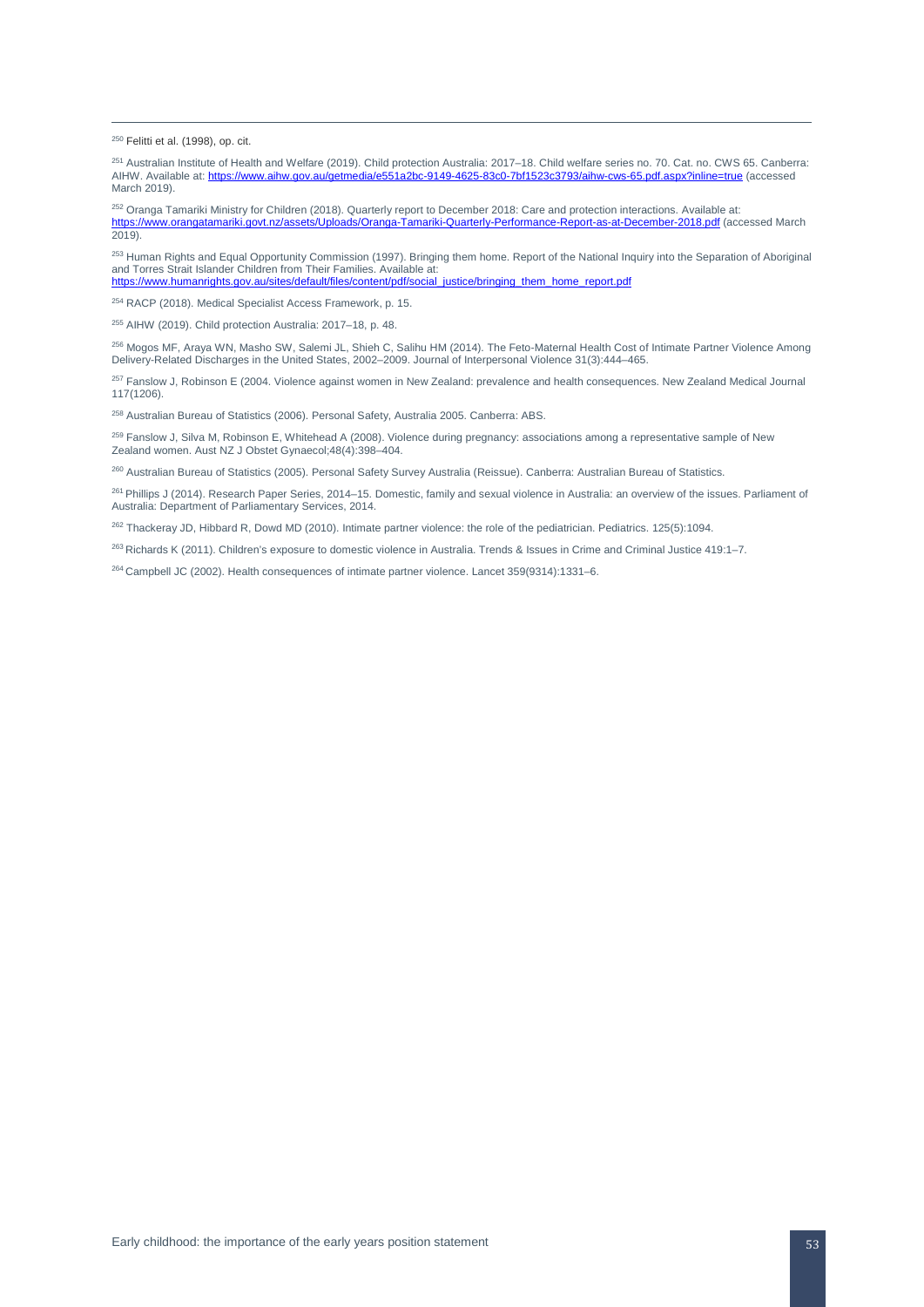[250] Felitti et al. (1998), op. cit.

[251] Australian Institute of Health and Welfare (2019). Child protection Australia: 2017–18. Child welfare series no. 70. Cat. no. CWS 65. Canberra: AIHW. Available at: https://www.aihw.gov.au/getmedia/e551a2bc-9149-4625-83c0-7bf1523c3793/aihw-cws-65.pdf.aspx?inline=true (accessed March 2019).

[252] Oranga Tamariki Ministry for Children (2018). Quarterly report to December 2018: Care and protection interactions. Available at: https://www.orangatamariki.govt.nz/assets/Uploads/Oranga-Tamariki-Quarterly-Performance-Report-as-at-December-2018.pdf (accessed March 2019).

[253] Human Rights and Equal Opportunity Commission (1997). Bringing them home. Report of the National Inquiry into the Separation of Aboriginal and Torres Strait Islander Children from Their Families. Available at: https://www.humanrights.gov.au/sites/default/files/content/pdf/social_justice/bringing_them_home_report.pdf

[254] RACP (2018). Medical Specialist Access Framework, p. 15.

[255] AIHW (2019). Child protection Australia: 2017–18, p. 48.

[256] Mogos MF, Araya WN, Masho SW, Salemi JL, Shieh C, Salihu HM (2014). The Feto-Maternal Health Cost of Intimate Partner Violence Among Delivery-Related Discharges in the United States, 2002–2009. Journal of Interpersonal Violence 31(3):444–465.

[257] Fanslow J, Robinson E (2004. Violence against women in New Zealand: prevalence and health consequences. New Zealand Medical Journal 117(1206).

[258] Australian Bureau of Statistics (2006). Personal Safety, Australia 2005. Canberra: ABS.

[259] Fanslow J, Silva M, Robinson E, Whitehead A (2008). Violence during pregnancy: associations among a representative sample of New Zealand women. Aust NZ J Obstet Gynaecol;48(4):398–404.

[260] Australian Bureau of Statistics (2005). Personal Safety Survey Australia (Reissue). Canberra: Australian Bureau of Statistics.

[261] Phillips J (2014). Research Paper Series, 2014–15. Domestic, family and sexual violence in Australia: an overview of the issues. Parliament of Australia: Department of Parliamentary Services, 2014.

[262] Thackeray JD, Hibbard R, Dowd MD (2010). Intimate partner violence: the role of the pediatrician. Pediatrics. 125(5):1094.

[263] Richards K (2011). Children's exposure to domestic violence in Australia. Trends & Issues in Crime and Criminal Justice 419:1–7.

[264] Campbell JC (2002). Health consequences of intimate partner violence. Lancet 359(9314):1331–6.